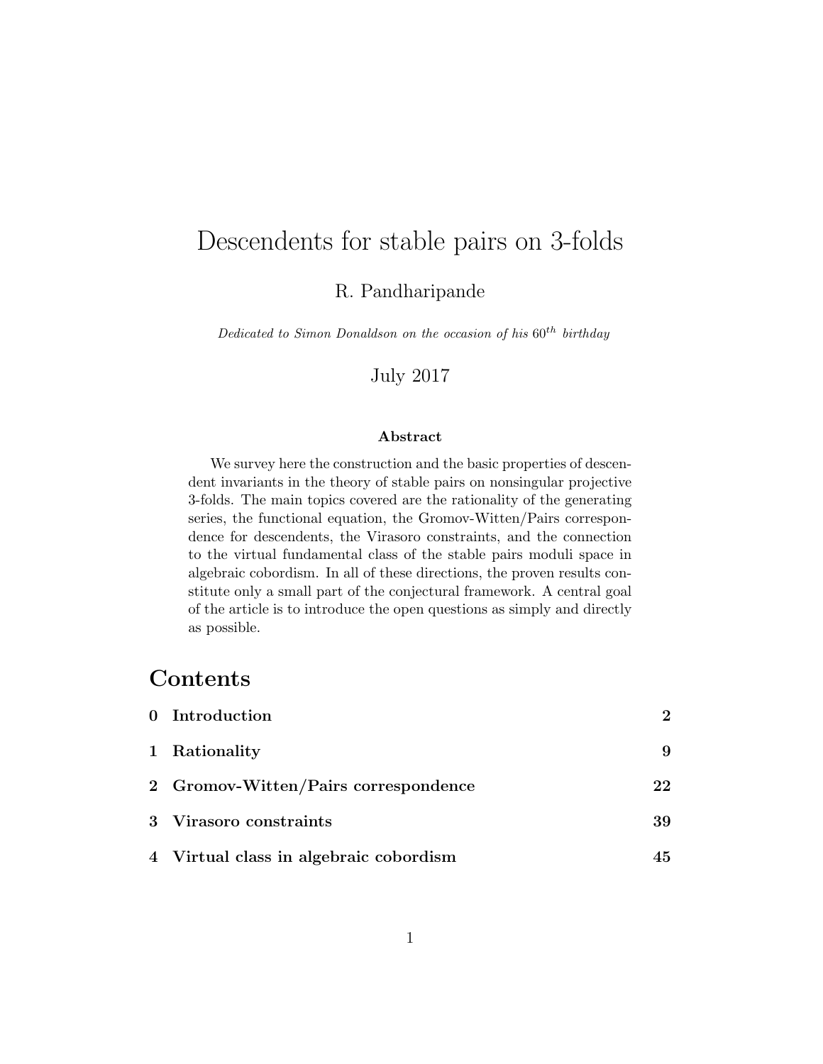# Descendents for stable pairs on 3-folds

R. Pandharipande

*Dedicated to Simon Donaldson on the occasion of his $60^{th}$ birthday*

July 2017

### Abstract

We survey here the construction and the basic properties of descendent invariants in the theory of stable pairs on nonsingular projective 3-folds. The main topics covered are the rationality of the generating series, the functional equation, the Gromov-Witten/Pairs correspondence for descendents, the Virasoro constraints, and the connection to the virtual fundamental class of the stable pairs moduli space in algebraic cobordism. In all of these directions, the proven results constitute only a small part of the conjectural framework. A central goal of the article is to introduce the open questions as simply and directly as possible.

## Contents

| | | |
|---|---|---|
| **0** | **Introduction** | **2** |
| **1** | **Rationality** | **9** |
| **2** | **Gromov-Witten/Pairs correspondence** | **22** |
| **3** | **Virasoro constraints** | **39** |
| **4** | **Virtual class in algebraic cobordism** | **45** |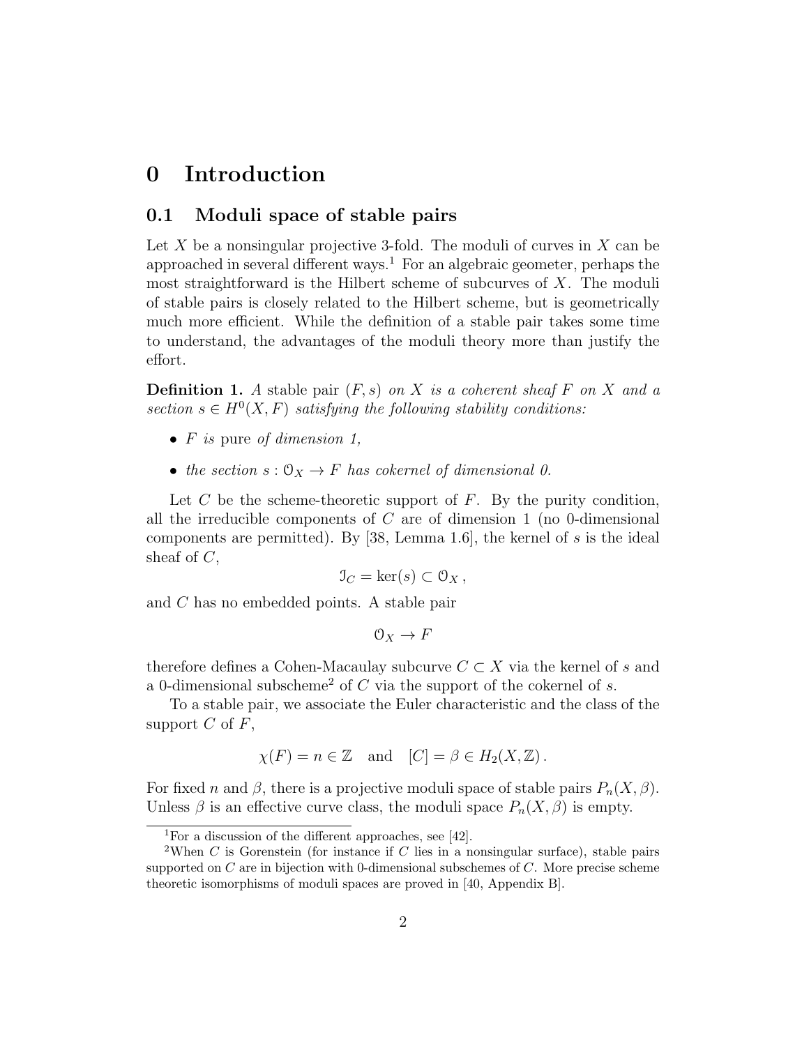# 0 Introduction

## 0.1 Moduli space of stable pairs

Let $X$ be a nonsingular projective 3-fold. The moduli of curves in $X$ can be approached in several different ways.[1] For an algebraic geometer, perhaps the most straightforward is the Hilbert scheme of subcurves of $X$. The moduli of stable pairs is closely related to the Hilbert scheme, but is geometrically much more efficient. While the definition of a stable pair takes some time to understand, the advantages of the moduli theory more than justify the effort.

**Definition 1.** *A* stable pair $(F, s)$ *on $X$ is a coherent sheaf $F$ on $X$ and a section $s \in H^0(X, F)$ satisfying the following stability conditions:*

- *$F$ is* pure *of dimension 1,*
- *the section $s : \mathcal{O}_X \to F$ has cokernel of dimensional 0.*

Let $C$ be the scheme-theoretic support of $F$. By the purity condition, all the irreducible components of $C$ are of dimension 1 (no 0-dimensional components are permitted). By [38, Lemma 1.6], the kernel of $s$ is the ideal sheaf of $C$,

$$\mathcal{I}_C = \ker(s) \subset \mathcal{O}_X \,,$$

and $C$ has no embedded points. A stable pair

$$\mathcal{O}_X \to F$$

therefore defines a Cohen-Macaulay subcurve $C \subset X$ via the kernel of $s$ and a 0-dimensional subscheme[2] of $C$ via the support of the cokernel of $s$.

To a stable pair, we associate the Euler characteristic and the class of the support $C$ of $F$,

$$\chi(F) = n \in \mathbb{Z} \quad \text{and} \quad [C] = \beta \in H_2(X, \mathbb{Z}) \,.$$

For fixed $n$ and $\beta$, there is a projective moduli space of stable pairs $P_n(X, \beta)$. Unless $\beta$ is an effective curve class, the moduli space $P_n(X, \beta)$ is empty.

[1] For a discussion of the different approaches, see [42].

[2] When $C$ is Gorenstein (for instance if $C$ lies in a nonsingular surface), stable pairs supported on $C$ are in bijection with 0-dimensional subschemes of $C$. More precise scheme theoretic isomorphisms of moduli spaces are proved in [40, Appendix B].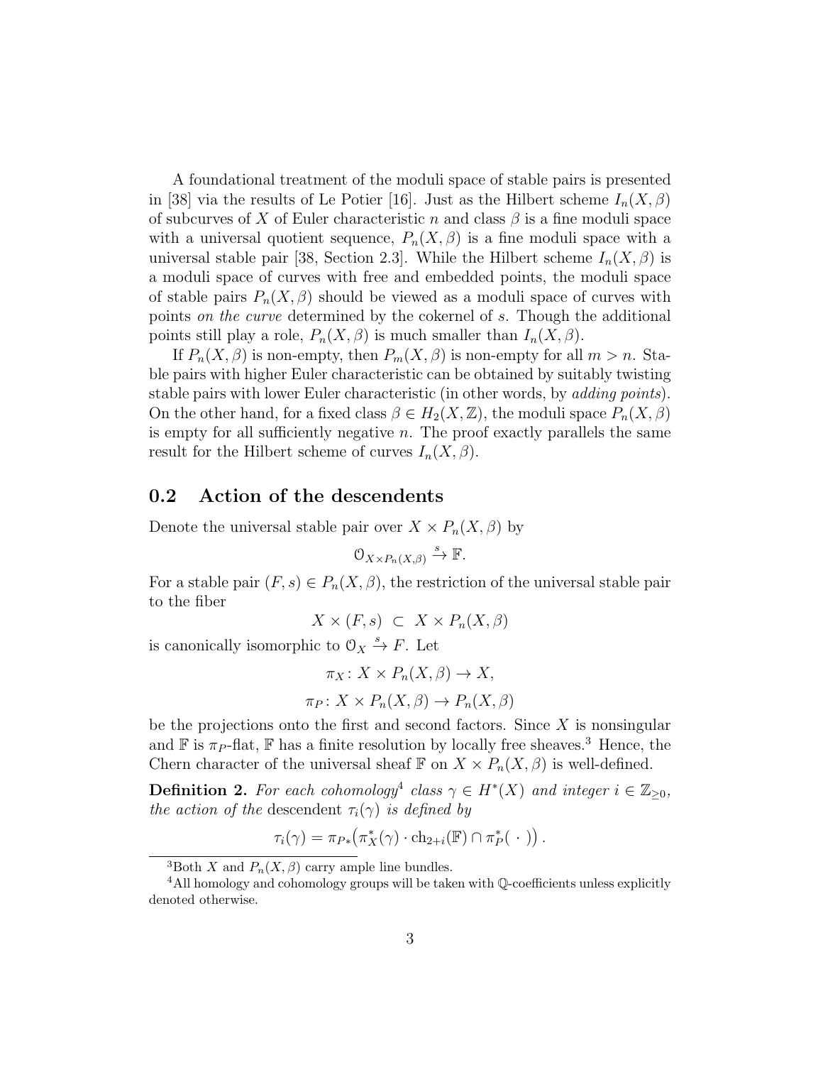A foundational treatment of the moduli space of stable pairs is presented in [38] via the results of Le Potier [16]. Just as the Hilbert scheme $I_n(X, \beta)$ of subcurves of $X$ of Euler characteristic $n$ and class $\beta$ is a fine moduli space with a universal quotient sequence, $P_n(X, \beta)$ is a fine moduli space with a universal stable pair [38, Section 2.3]. While the Hilbert scheme $I_n(X, \beta)$ is a moduli space of curves with free and embedded points, the moduli space of stable pairs $P_n(X, \beta)$ should be viewed as a moduli space of curves with points *on the curve* determined by the cokernel of $s$. Though the additional points still play a role, $P_n(X, \beta)$ is much smaller than $I_n(X, \beta)$.

If $P_n(X, \beta)$ is non-empty, then $P_m(X, \beta)$ is non-empty for all $m > n$. Stable pairs with higher Euler characteristic can be obtained by suitably twisting stable pairs with lower Euler characteristic (in other words, by *adding points*). On the other hand, for a fixed class $\beta \in H_2(X, \mathbb{Z})$, the moduli space $P_n(X, \beta)$ is empty for all sufficiently negative $n$. The proof exactly parallels the same result for the Hilbert scheme of curves $I_n(X, \beta)$.

## 0.2 Action of the descendents

Denote the universal stable pair over $X \times P_n(X, \beta)$ by

$$\mathcal{O}_{X \times P_n(X,\beta)} \xrightarrow{s} \mathbb{F}.$$

For a stable pair $(F, s) \in P_n(X, \beta)$, the restriction of the universal stable pair to the fiber

$$X \times (F, s) \subset X \times P_n(X, \beta)$$

is canonically isomorphic to $\mathcal{O}_X \xrightarrow{s} F$. Let

$$\pi_X \colon X \times P_n(X, \beta) \to X,$$
$$\pi_P \colon X \times P_n(X, \beta) \to P_n(X, \beta)$$

be the projections onto the first and second factors. Since $X$ is nonsingular and $\mathbb{F}$ is $\pi_P$-flat, $\mathbb{F}$ has a finite resolution by locally free sheaves.[3] Hence, the Chern character of the universal sheaf $\mathbb{F}$ on $X \times P_n(X, \beta)$ is well-defined.

**Definition 2.** *For each cohomology*[4] *class $\gamma \in H^*(X)$ and integer $i \in \mathbb{Z}_{\geq 0}$, the action of the* descendent $\tau_i(\gamma)$ *is defined by*

$$\tau_i(\gamma) = \pi_{P*}\big(\pi_X^*(\gamma) \cdot \mathrm{ch}_{2+i}(\mathbb{F}) \cap \pi_P^*(\ \cdot\ )\big)\,.$$

---

[3] Both $X$ and $P_n(X, \beta)$ carry ample line bundles.

[4] All homology and cohomology groups will be taken with $\mathbb{Q}$-coefficients unless explicitly denoted otherwise.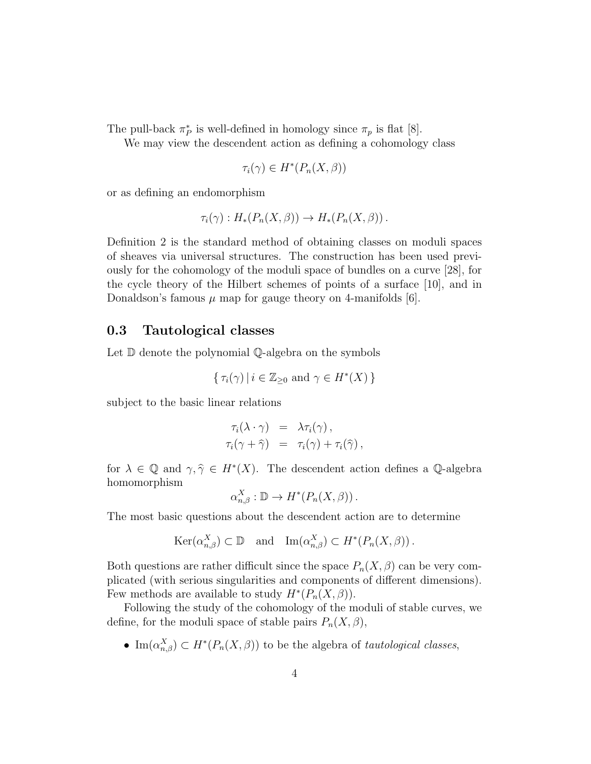The pull-back $\pi_P^*$ is well-defined in homology since $\pi_p$ is flat [8].

We may view the descendent action as defining a cohomology class

$$\tau_i(\gamma) \in H^*(P_n(X,\beta))$$

or as defining an endomorphism

$$\tau_i(\gamma) : H_*(P_n(X,\beta)) \to H_*(P_n(X,\beta)) .$$

Definition 2 is the standard method of obtaining classes on moduli spaces of sheaves via universal structures. The construction has been used previously for the cohomology of the moduli space of bundles on a curve [28], for the cycle theory of the Hilbert schemes of points of a surface [10], and in Donaldson's famous $\mu$ map for gauge theory on 4-manifolds [6].

## 0.3 Tautological classes

Let $\mathbb{D}$ denote the polynomial $\mathbb{Q}$-algebra on the symbols

$$\{ \tau_i(\gamma) \, | \, i \in \mathbb{Z}_{\geq 0} \text{ and } \gamma \in H^*(X) \}$$

subject to the basic linear relations

$$\begin{aligned} \tau_i(\lambda \cdot \gamma) &= \lambda \tau_i(\gamma) \, , \\ \tau_i(\gamma + \widehat{\gamma}) &= \tau_i(\gamma) + \tau_i(\widehat{\gamma}) \, , \end{aligned}$$

for $\lambda \in \mathbb{Q}$ and $\gamma, \widehat{\gamma} \in H^*(X)$. The descendent action defines a $\mathbb{Q}$-algebra homomorphism

$$\alpha^X_{n,\beta} : \mathbb{D} \to H^*(P_n(X,\beta)) .$$

The most basic questions about the descendent action are to determine

$$\mathrm{Ker}(\alpha^X_{n,\beta}) \subset \mathbb{D} \quad \text{and} \quad \mathrm{Im}(\alpha^X_{n,\beta}) \subset H^*(P_n(X,\beta)) .$$

Both questions are rather difficult since the space $P_n(X,\beta)$ can be very complicated (with serious singularities and components of different dimensions). Few methods are available to study $H^*(P_n(X,\beta))$.

Following the study of the cohomology of the moduli of stable curves, we define, for the moduli space of stable pairs $P_n(X,\beta)$,

- $\mathrm{Im}(\alpha^X_{n,\beta}) \subset H^*(P_n(X,\beta))$ to be the algebra of *tautological classes*,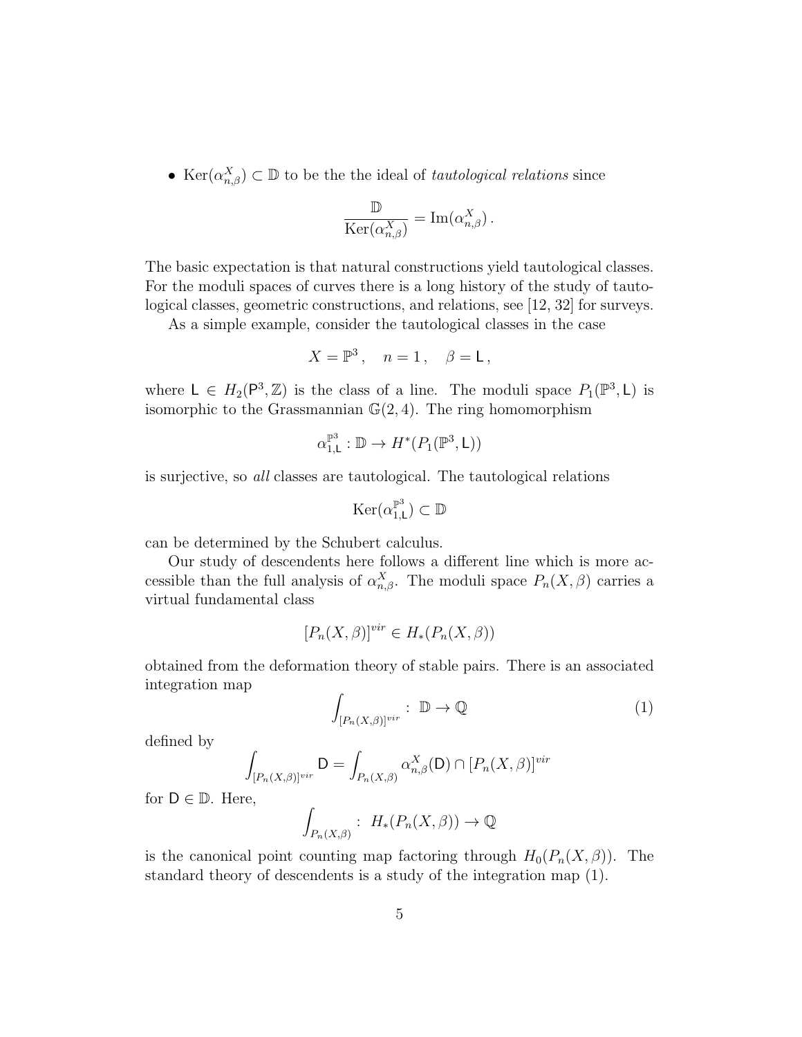- $\mathrm{Ker}(\alpha^X_{n,\beta}) \subset \mathbb{D}$ to be the the ideal of *tautological relations* since

$$\frac{\mathbb{D}}{\mathrm{Ker}(\alpha^X_{n,\beta})} = \mathrm{Im}(\alpha^X_{n,\beta})\,.$$

The basic expectation is that natural constructions yield tautological classes. For the moduli spaces of curves there is a long history of the study of tautological classes, geometric constructions, and relations, see [12, 32] for surveys.

As a simple example, consider the tautological classes in the case

$$X = \mathbb{P}^3\,, \quad n = 1\,, \quad \beta = \mathsf{L}\,,$$

where $\mathsf{L} \in H_2(\mathsf{P}^3, \mathbb{Z})$ is the class of a line. The moduli space $P_1(\mathbb{P}^3, \mathsf{L})$ is isomorphic to the Grassmannian $\mathbb{G}(2,4)$. The ring homomorphism

$$\alpha^{\mathbb{P}^3}_{1,\mathsf{L}} : \mathbb{D} \to H^*(P_1(\mathbb{P}^3, \mathsf{L}))$$

is surjective, so *all* classes are tautological. The tautological relations

$$\mathrm{Ker}(\alpha^{\mathbb{P}^3}_{1,\mathsf{L}}) \subset \mathbb{D}$$

can be determined by the Schubert calculus.

Our study of descendents here follows a different line which is more accessible than the full analysis of $\alpha^X_{n,\beta}$. The moduli space $P_n(X,\beta)$ carries a virtual fundamental class

$$[P_n(X,\beta)]^{vir} \in H_*(P_n(X,\beta))$$

obtained from the deformation theory of stable pairs. There is an associated integration map

$$\int_{[P_n(X,\beta)]^{vir}} :\ \mathbb{D} \to \mathbb{Q} \tag{1}$$

defined by

$$\int_{[P_n(X,\beta)]^{vir}} \mathsf{D} = \int_{P_n(X,\beta)} \alpha^X_{n,\beta}(\mathsf{D}) \cap [P_n(X,\beta)]^{vir}$$

for $\mathsf{D} \in \mathbb{D}$. Here,

$$\int_{P_n(X,\beta)} :\ H_*(P_n(X,\beta)) \to \mathbb{Q}$$

is the canonical point counting map factoring through $H_0(P_n(X,\beta))$. The standard theory of descendents is a study of the integration map (1).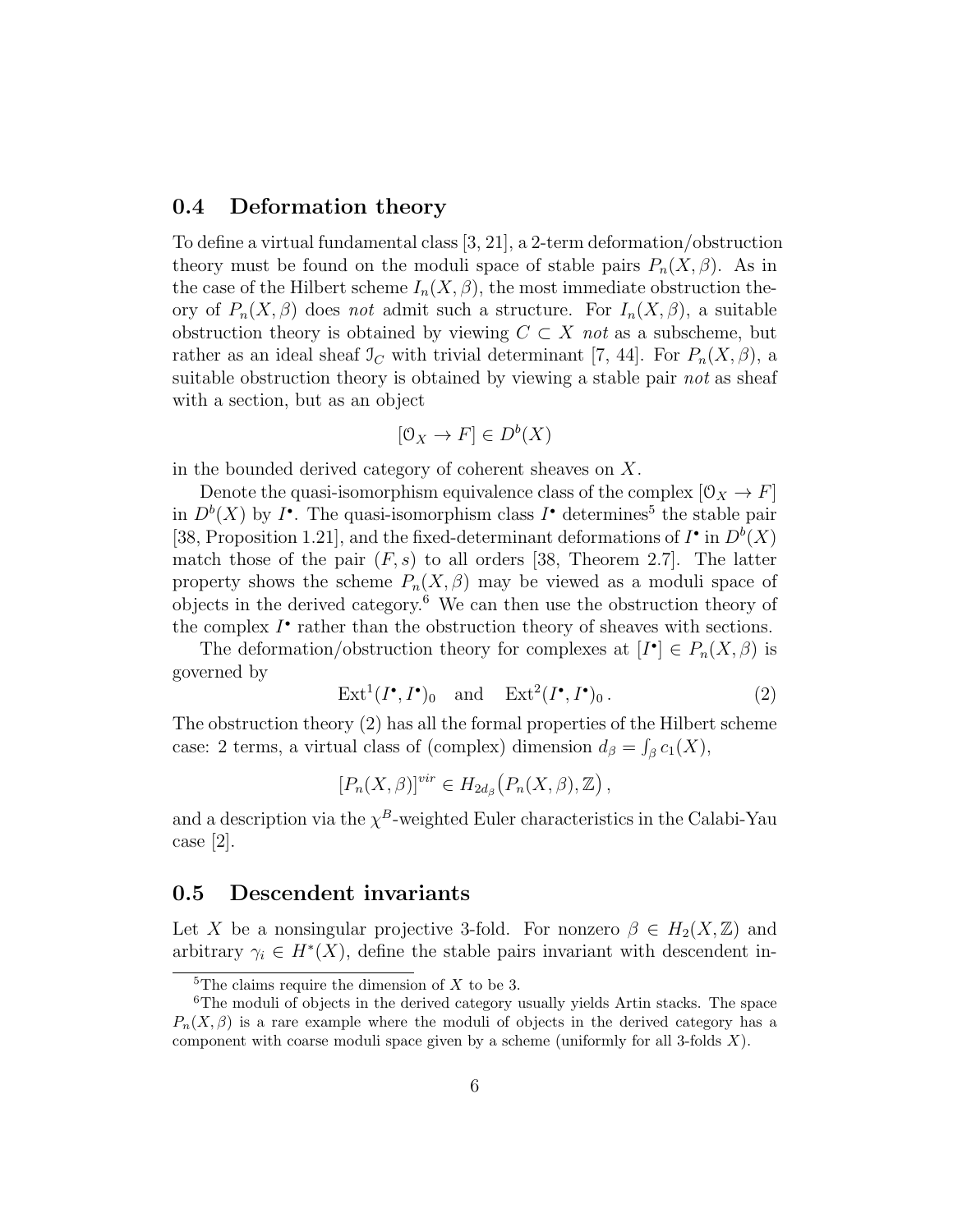## 0.4 Deformation theory

To define a virtual fundamental class [3, 21], a 2-term deformation/obstruction theory must be found on the moduli space of stable pairs $P_n(X, \beta)$. As in the case of the Hilbert scheme $I_n(X, \beta)$, the most immediate obstruction theory of $P_n(X, \beta)$ does *not* admit such a structure. For $I_n(X, \beta)$, a suitable obstruction theory is obtained by viewing $C \subset X$ *not* as a subscheme, but rather as an ideal sheaf $\mathcal{I}_C$ with trivial determinant [7, 44]. For $P_n(X, \beta)$, a suitable obstruction theory is obtained by viewing a stable pair *not* as sheaf with a section, but as an object

$$[\mathcal{O}_X \to F] \in D^b(X)$$

in the bounded derived category of coherent sheaves on $X$.

Denote the quasi-isomorphism equivalence class of the complex $[\mathcal{O}_X \to F]$ in $D^b(X)$ by $I^\bullet$. The quasi-isomorphism class $I^\bullet$ determines[5] the stable pair [38, Proposition 1.21], and the fixed-determinant deformations of $I^\bullet$ in $D^b(X)$ match those of the pair $(F, s)$ to all orders [38, Theorem 2.7]. The latter property shows the scheme $P_n(X, \beta)$ may be viewed as a moduli space of objects in the derived category.[6] We can then use the obstruction theory of the complex $I^\bullet$ rather than the obstruction theory of sheaves with sections.

The deformation/obstruction theory for complexes at $[I^\bullet] \in P_n(X, \beta)$ is governed by

$$\mathrm{Ext}^1(I^\bullet, I^\bullet)_0 \quad \text{and} \quad \mathrm{Ext}^2(I^\bullet, I^\bullet)_0 \,. \tag{2}$$

The obstruction theory (2) has all the formal properties of the Hilbert scheme case: 2 terms, a virtual class of (complex) dimension $d_\beta = \int_\beta c_1(X)$,

$$[P_n(X, \beta)]^{vir} \in H_{2d_\beta}\big(P_n(X, \beta), \mathbb{Z}\big) \,,$$

and a description via the $\chi^B$-weighted Euler characteristics in the Calabi-Yau case [2].

## 0.5 Descendent invariants

Let $X$ be a nonsingular projective 3-fold. For nonzero $\beta \in H_2(X, \mathbb{Z})$ and arbitrary $\gamma_i \in H^*(X)$, define the stable pairs invariant with descendent in-

---

[5] The claims require the dimension of $X$ to be 3.

[6] The moduli of objects in the derived category usually yields Artin stacks. The space $P_n(X, \beta)$ is a rare example where the moduli of objects in the derived category has a component with coarse moduli space given by a scheme (uniformly for all 3-folds $X$).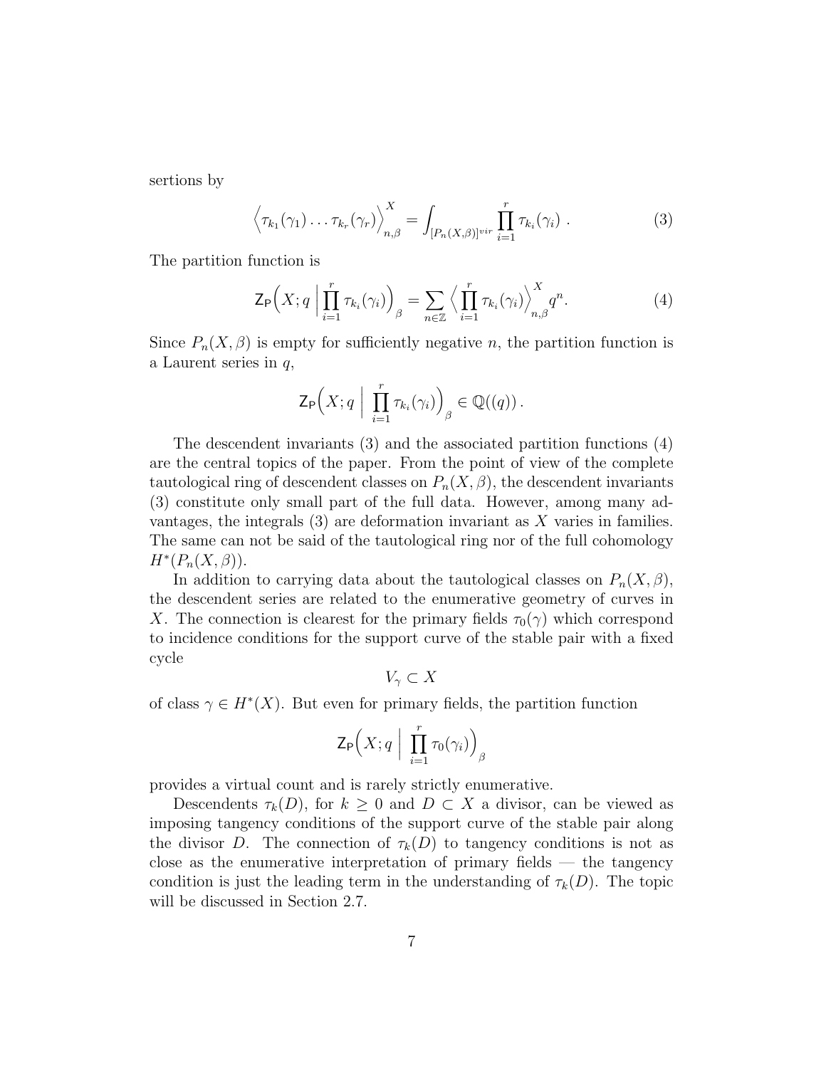sertions by

$$\Big\langle \tau_{k_1}(\gamma_1)\dots\tau_{k_r}(\gamma_r)\Big\rangle^X_{n,\beta} = \int_{[P_n(X,\beta)]^{vir}} \prod_{i=1}^r \tau_{k_i}(\gamma_i)\ . \tag{3}$$

The partition function is

$$\mathsf{Z}_{\mathsf{P}}\Big(X;q\ \Big|\ \prod_{i=1}^r \tau_{k_i}(\gamma_i)\Big)_\beta = \sum_{n\in\mathbb{Z}} \Big\langle \prod_{i=1}^r \tau_{k_i}(\gamma_i)\Big\rangle^X_{n,\beta} q^n. \tag{4}$$

Since $P_n(X,\beta)$ is empty for sufficiently negative $n$, the partition function is a Laurent series in $q$,

$$\mathsf{Z}_{\mathsf{P}}\Big(X;q\ \Big|\ \prod_{i=1}^r \tau_{k_i}(\gamma_i)\Big)_\beta \in \mathbb{Q}((q))\,.$$

The descendent invariants (3) and the associated partition functions (4) are the central topics of the paper. From the point of view of the complete tautological ring of descendent classes on $P_n(X,\beta)$, the descendent invariants (3) constitute only small part of the full data. However, among many advantages, the integrals (3) are deformation invariant as $X$ varies in families. The same can not be said of the tautological ring nor of the full cohomology $H^*(P_n(X,\beta))$.

In addition to carrying data about the tautological classes on $P_n(X,\beta)$, the descendent series are related to the enumerative geometry of curves in $X$. The connection is clearest for the primary fields $\tau_0(\gamma)$ which correspond to incidence conditions for the support curve of the stable pair with a fixed cycle

$$V_\gamma \subset X$$

of class $\gamma \in H^*(X)$. But even for primary fields, the partition function

$$\mathsf{Z}_{\mathsf{P}}\Big(X;q\ \Big|\ \prod_{i=1}^r \tau_0(\gamma_i)\Big)_\beta$$

provides a virtual count and is rarely strictly enumerative.

Descendents $\tau_k(D)$, for $k \geq 0$ and $D \subset X$ a divisor, can be viewed as imposing tangency conditions of the support curve of the stable pair along the divisor $D$. The connection of $\tau_k(D)$ to tangency conditions is not as close as the enumerative interpretation of primary fields — the tangency condition is just the leading term in the understanding of $\tau_k(D)$. The topic will be discussed in Section 2.7.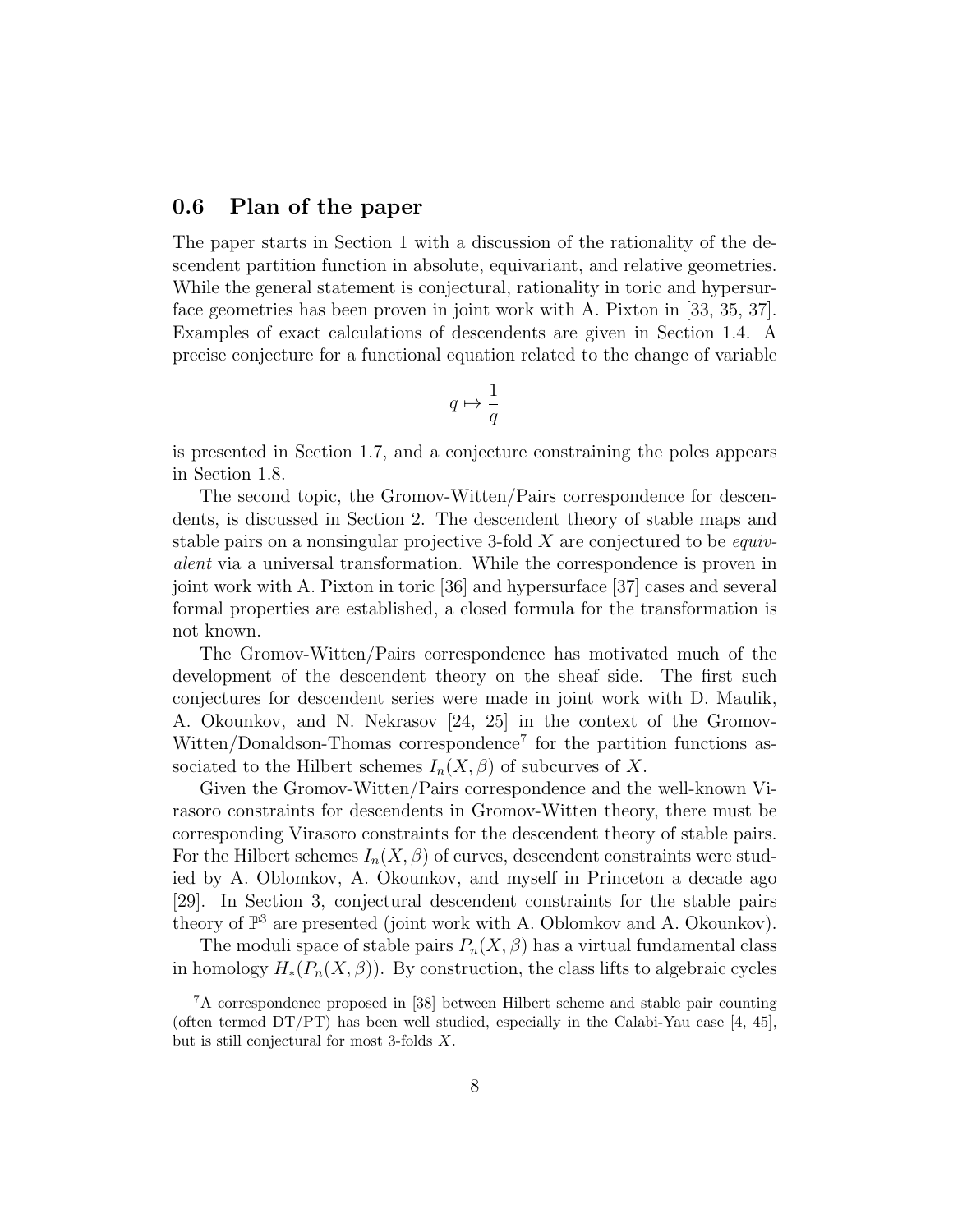## 0.6 Plan of the paper

The paper starts in Section 1 with a discussion of the rationality of the descendent partition function in absolute, equivariant, and relative geometries. While the general statement is conjectural, rationality in toric and hypersurface geometries has been proven in joint work with A. Pixton in [33, 35, 37]. Examples of exact calculations of descendents are given in Section 1.4. A precise conjecture for a functional equation related to the change of variable

$$q \mapsto \frac{1}{q}$$

is presented in Section 1.7, and a conjecture constraining the poles appears in Section 1.8.

The second topic, the Gromov-Witten/Pairs correspondence for descendents, is discussed in Section 2. The descendent theory of stable maps and stable pairs on a nonsingular projective 3-fold $X$ are conjectured to be *equivalent* via a universal transformation. While the correspondence is proven in joint work with A. Pixton in toric [36] and hypersurface [37] cases and several formal properties are established, a closed formula for the transformation is not known.

The Gromov-Witten/Pairs correspondence has motivated much of the development of the descendent theory on the sheaf side. The first such conjectures for descendent series were made in joint work with D. Maulik, A. Okounkov, and N. Nekrasov [24, 25] in the context of the Gromov-Witten/Donaldson-Thomas correspondence[7] for the partition functions associated to the Hilbert schemes $I_n(X, \beta)$ of subcurves of $X$.

Given the Gromov-Witten/Pairs correspondence and the well-known Virasoro constraints for descendents in Gromov-Witten theory, there must be corresponding Virasoro constraints for the descendent theory of stable pairs. For the Hilbert schemes $I_n(X, \beta)$ of curves, descendent constraints were studied by A. Oblomkov, A. Okounkov, and myself in Princeton a decade ago [29]. In Section 3, conjectural descendent constraints for the stable pairs theory of $\mathbb{P}^3$ are presented (joint work with A. Oblomkov and A. Okounkov).

The moduli space of stable pairs $P_n(X, \beta)$ has a virtual fundamental class in homology $H_*(P_n(X, \beta))$. By construction, the class lifts to algebraic cycles

[7] A correspondence proposed in [38] between Hilbert scheme and stable pair counting (often termed DT/PT) has been well studied, especially in the Calabi-Yau case [4, 45], but is still conjectural for most 3-folds $X$.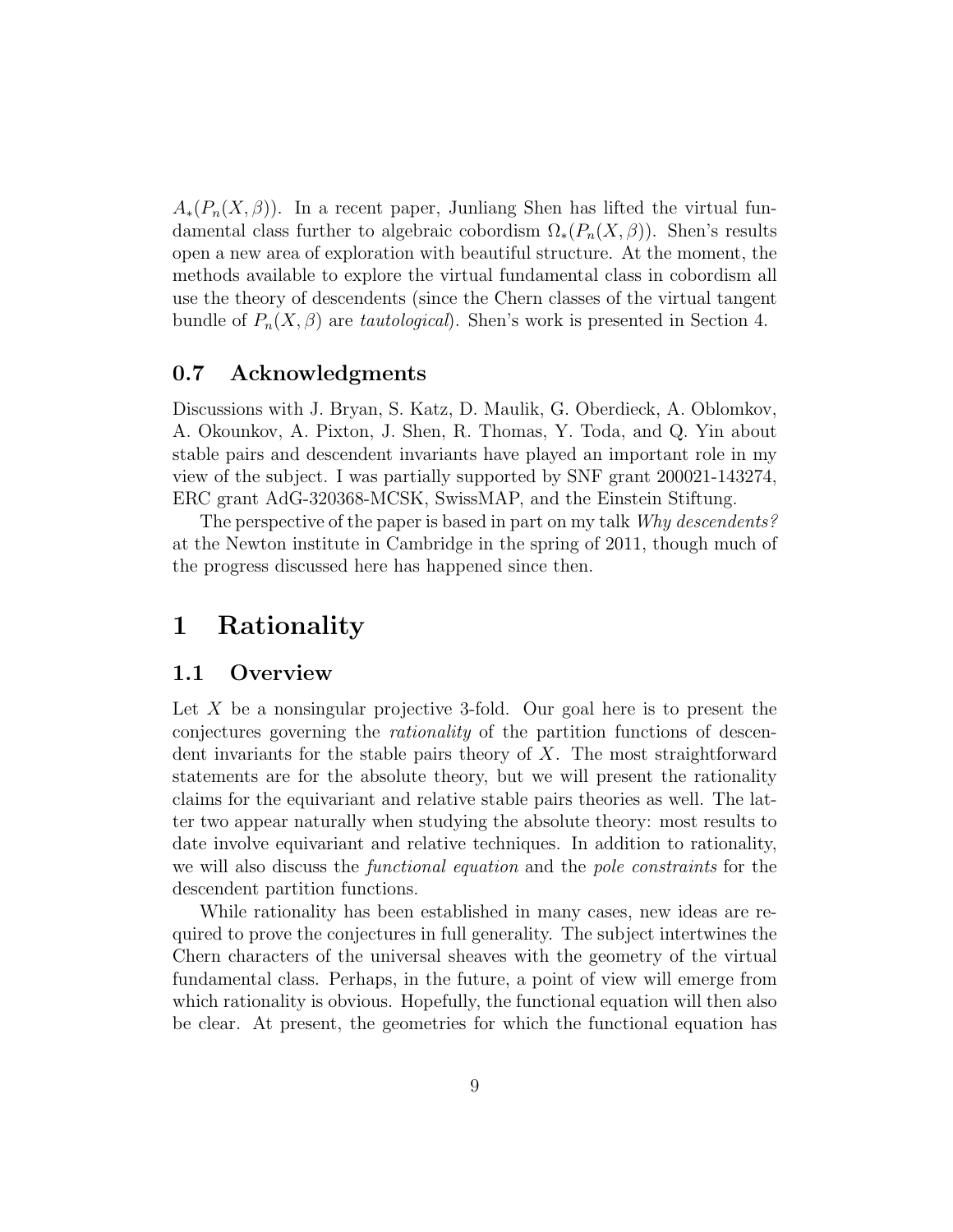$A_*(P_n(X,\beta))$. In a recent paper, Junliang Shen has lifted the virtual fundamental class further to algebraic cobordism $\Omega_*(P_n(X,\beta))$. Shen's results open a new area of exploration with beautiful structure. At the moment, the methods available to explore the virtual fundamental class in cobordism all use the theory of descendents (since the Chern classes of the virtual tangent bundle of $P_n(X,\beta)$ are *tautological*). Shen's work is presented in Section 4.

### 0.7 Acknowledgments

Discussions with J. Bryan, S. Katz, D. Maulik, G. Oberdieck, A. Oblomkov, A. Okounkov, A. Pixton, J. Shen, R. Thomas, Y. Toda, and Q. Yin about stable pairs and descendent invariants have played an important role in my view of the subject. I was partially supported by SNF grant 200021-143274, ERC grant AdG-320368-MCSK, SwissMAP, and the Einstein Stiftung.

The perspective of the paper is based in part on my talk *Why descendents?* at the Newton institute in Cambridge in the spring of 2011, though much of the progress discussed here has happened since then.

# 1 Rationality

## 1.1 Overview

Let $X$ be a nonsingular projective 3-fold. Our goal here is to present the conjectures governing the *rationality* of the partition functions of descendent invariants for the stable pairs theory of $X$. The most straightforward statements are for the absolute theory, but we will present the rationality claims for the equivariant and relative stable pairs theories as well. The latter two appear naturally when studying the absolute theory: most results to date involve equivariant and relative techniques. In addition to rationality, we will also discuss the *functional equation* and the *pole constraints* for the descendent partition functions.

While rationality has been established in many cases, new ideas are required to prove the conjectures in full generality. The subject intertwines the Chern characters of the universal sheaves with the geometry of the virtual fundamental class. Perhaps, in the future, a point of view will emerge from which rationality is obvious. Hopefully, the functional equation will then also be clear. At present, the geometries for which the functional equation has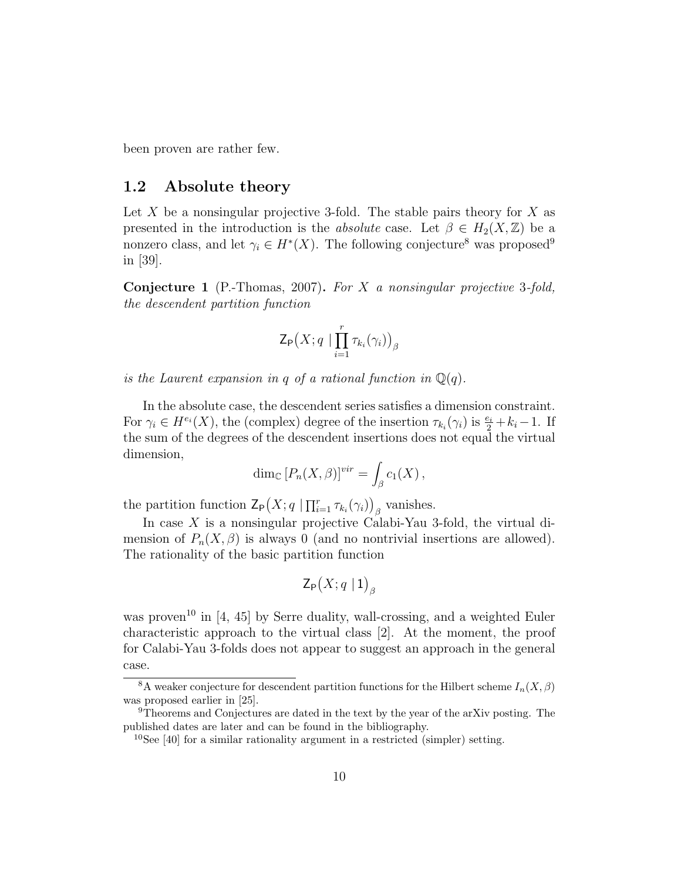been proven are rather few.

## 1.2 Absolute theory

Let $X$ be a nonsingular projective 3-fold. The stable pairs theory for $X$ as presented in the introduction is the *absolute* case. Let $\beta \in H_2(X, \mathbb{Z})$ be a nonzero class, and let $\gamma_i \in H^*(X)$. The following conjecture[8] was proposed[9] in [39].

**Conjecture 1** (P.-Thomas, 2007)**.** *For $X$ a nonsingular projective 3-fold, the descendent partition function*

$$\mathsf{Z}_{\mathsf{P}}\Big(X; q \mid \prod_{i=1}^{r} \tau_{k_i}(\gamma_i)\Big)_\beta$$

*is the Laurent expansion in $q$ of a rational function in $\mathbb{Q}(q)$.*

In the absolute case, the descendent series satisfies a dimension constraint. For $\gamma_i \in H^{e_i}(X)$, the (complex) degree of the insertion $\tau_{k_i}(\gamma_i)$ is $\frac{e_i}{2} + k_i - 1$. If the sum of the degrees of the descendent insertions does not equal the virtual dimension,

$$\dim_{\mathbb{C}} [P_n(X, \beta)]^{vir} = \int_\beta c_1(X)\,,$$

the partition function $\mathsf{Z}_{\mathsf{P}}\big(X; q \mid \prod_{i=1}^{r} \tau_{k_i}(\gamma_i)\big)_\beta$ vanishes.

In case $X$ is a nonsingular projective Calabi-Yau 3-fold, the virtual dimension of $P_n(X, \beta)$ is always 0 (and no nontrivial insertions are allowed). The rationality of the basic partition function

$$\mathsf{Z}_{\mathsf{P}}\big(X; q \mid 1\big)_\beta$$

was proven[10] in [4, 45] by Serre duality, wall-crossing, and a weighted Euler characteristic approach to the virtual class [2]. At the moment, the proof for Calabi-Yau 3-folds does not appear to suggest an approach in the general case.

---

[8] A weaker conjecture for descendent partition functions for the Hilbert scheme $I_n(X, \beta)$ was proposed earlier in [25].

[9] Theorems and Conjectures are dated in the text by the year of the arXiv posting. The published dates are later and can be found in the bibliography.

[10] See [40] for a similar rationality argument in a restricted (simpler) setting.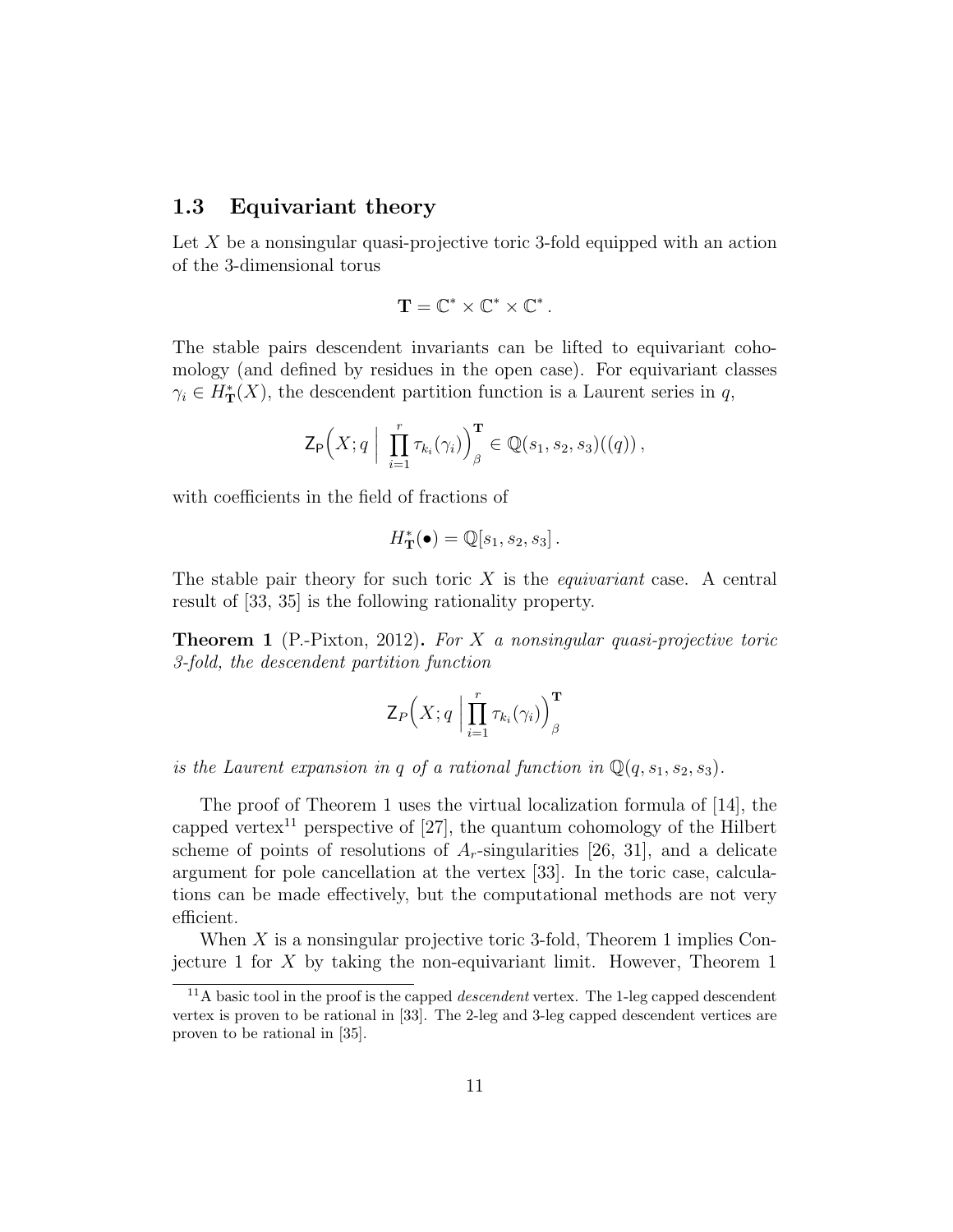## 1.3 Equivariant theory

Let $X$ be a nonsingular quasi-projective toric 3-fold equipped with an action of the 3-dimensional torus

$$\mathbf{T} = \mathbb{C}^* \times \mathbb{C}^* \times \mathbb{C}^* .$$

The stable pairs descendent invariants can be lifted to equivariant cohomology (and defined by residues in the open case). For equivariant classes $\gamma_i \in H^*_{\mathbf{T}}(X)$, the descendent partition function is a Laurent series in $q$,

$$\mathsf{Z}_{\mathsf{P}}\Big(X; q \;\Big|\; \prod_{i=1}^{r} \tau_{k_i}(\gamma_i)\Big)^{\mathbf{T}}_{\beta} \in \mathbb{Q}(s_1, s_2, s_3)((q)) ,$$

with coefficients in the field of fractions of

$$H^*_{\mathbf{T}}(\bullet) = \mathbb{Q}[s_1, s_2, s_3] .$$

The stable pair theory for such toric $X$ is the *equivariant* case. A central result of [33, 35] is the following rationality property.

**Theorem 1** (P.-Pixton, 2012)**.** *For $X$ a nonsingular quasi-projective toric 3-fold, the descendent partition function*

$$\mathsf{Z}_P\Big(X; q \;\Big|\; \prod_{i=1}^{r} \tau_{k_i}(\gamma_i)\Big)^{\mathbf{T}}_{\beta}$$

*is the Laurent expansion in $q$ of a rational function in $\mathbb{Q}(q, s_1, s_2, s_3)$.*

The proof of Theorem 1 uses the virtual localization formula of [14], the capped vertex[11] perspective of [27], the quantum cohomology of the Hilbert scheme of points of resolutions of $A_r$-singularities [26, 31], and a delicate argument for pole cancellation at the vertex [33]. In the toric case, calculations can be made effectively, but the computational methods are not very efficient.

When $X$ is a nonsingular projective toric 3-fold, Theorem 1 implies Conjecture 1 for $X$ by taking the non-equivariant limit. However, Theorem 1

[11] A basic tool in the proof is the capped *descendent* vertex. The 1-leg capped descendent vertex is proven to be rational in [33]. The 2-leg and 3-leg capped descendent vertices are proven to be rational in [35].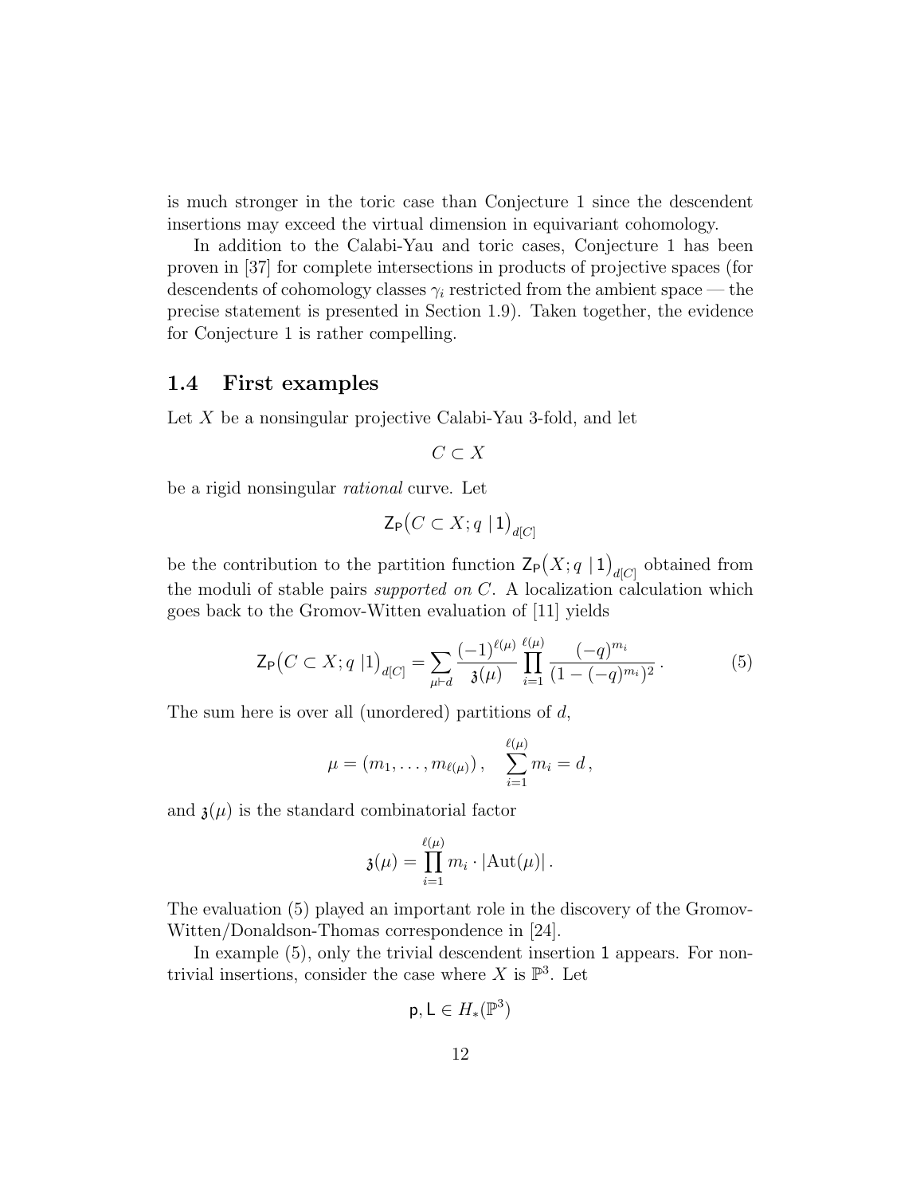is much stronger in the toric case than Conjecture 1 since the descendent insertions may exceed the virtual dimension in equivariant cohomology.

In addition to the Calabi-Yau and toric cases, Conjecture 1 has been proven in [37] for complete intersections in products of projective spaces (for descendents of cohomology classes $\gamma_i$ restricted from the ambient space — the precise statement is presented in Section 1.9). Taken together, the evidence for Conjecture 1 is rather compelling.

## 1.4 First examples

Let $X$ be a nonsingular projective Calabi-Yau 3-fold, and let

$$C \subset X$$

be a rigid nonsingular *rational* curve. Let

$$\mathsf{Z}_{\mathsf{P}}\big(C \subset X; q \mid \mathsf{1}\big)_{d[C]}$$

be the contribution to the partition function $\mathsf{Z}_{\mathsf{P}}\big(X; q \mid \mathsf{1}\big)_{d[C]}$ obtained from the moduli of stable pairs *supported on* $C$. A localization calculation which goes back to the Gromov-Witten evaluation of [11] yields

$$\mathsf{Z}_{\mathsf{P}}\big(C \subset X; q \mid \mathsf{1}\big)_{d[C]} = \sum_{\mu \vdash d} \frac{(-1)^{\ell(\mu)}}{\mathfrak{z}(\mu)} \prod_{i=1}^{\ell(\mu)} \frac{(-q)^{m_i}}{(1-(-q)^{m_i})^2}\,. \tag{5}$$

The sum here is over all (unordered) partitions of $d$,

$$\mu = (m_1, \ldots, m_{\ell(\mu)})\,, \quad \sum_{i=1}^{\ell(\mu)} m_i = d\,,$$

and $\mathfrak{z}(\mu)$ is the standard combinatorial factor

$$\mathfrak{z}(\mu) = \prod_{i=1}^{\ell(\mu)} m_i \cdot |\mathrm{Aut}(\mu)|\,.$$

The evaluation (5) played an important role in the discovery of the Gromov-Witten/Donaldson-Thomas correspondence in [24].

In example (5), only the trivial descendent insertion $\mathsf{1}$ appears. For nontrivial insertions, consider the case where $X$ is $\mathbb{P}^3$. Let

$$\mathsf{p}, \mathsf{L} \in H_*(\mathbb{P}^3)$$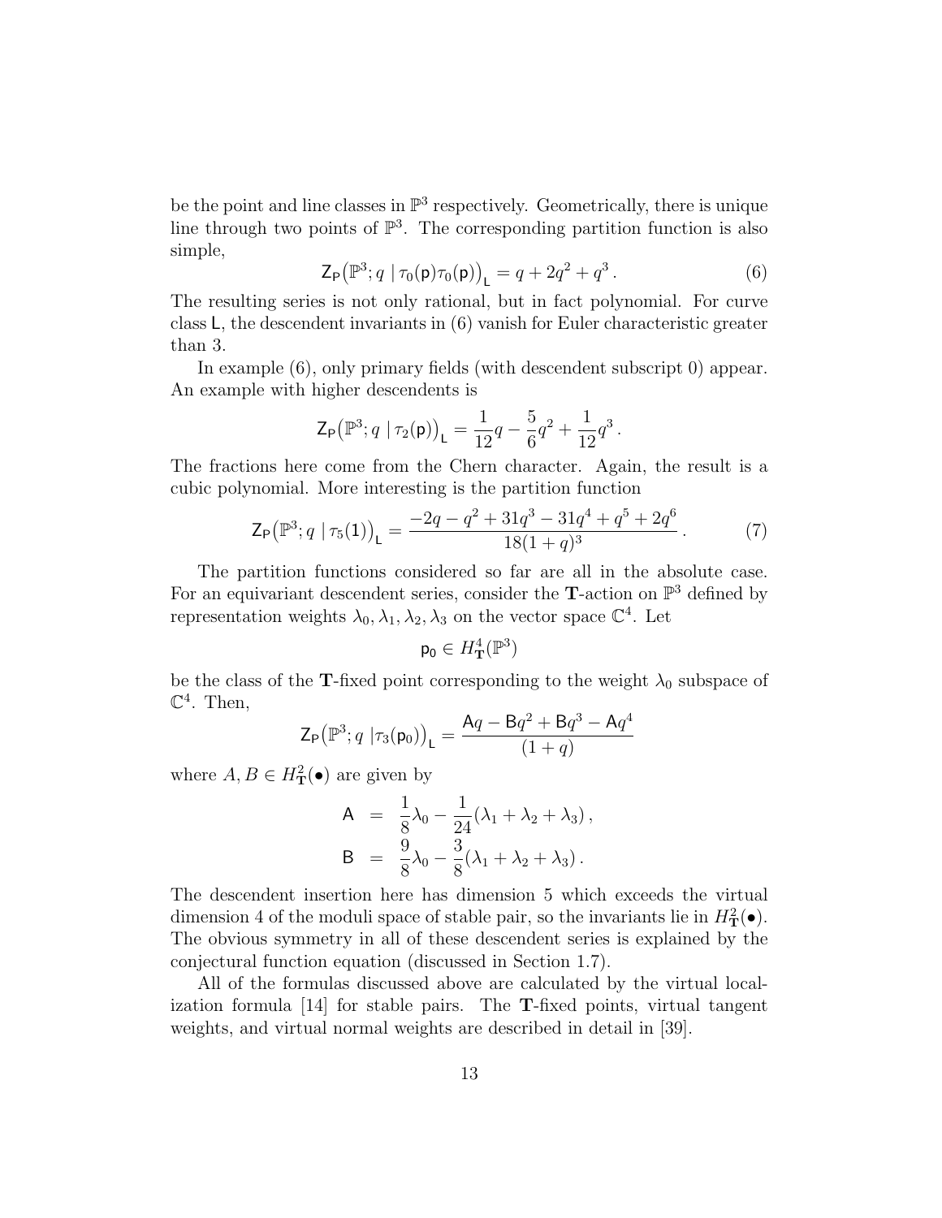be the point and line classes in $\mathbb{P}^3$ respectively. Geometrically, there is unique line through two points of $\mathbb{P}^3$. The corresponding partition function is also simple,

$$\mathsf{Z}_{\mathsf{P}}\big(\mathbb{P}^3; q \mid \tau_0(\mathsf{p})\tau_0(\mathsf{p})\big)_{\mathsf{L}} = q + 2q^2 + q^3 \,. \tag{6}$$

The resulting series is not only rational, but in fact polynomial. For curve class $\mathsf{L}$, the descendent invariants in (6) vanish for Euler characteristic greater than 3.

In example (6), only primary fields (with descendent subscript 0) appear. An example with higher descendents is

$$\mathsf{Z}_{\mathsf{P}}\big(\mathbb{P}^3; q \mid \tau_2(\mathsf{p})\big)_{\mathsf{L}} = \frac{1}{12}q - \frac{5}{6}q^2 + \frac{1}{12}q^3 \,.$$

The fractions here come from the Chern character. Again, the result is a cubic polynomial. More interesting is the partition function

$$\mathsf{Z}_{\mathsf{P}}\big(\mathbb{P}^3; q \mid \tau_5(\mathsf{1})\big)_{\mathsf{L}} = \frac{-2q - q^2 + 31q^3 - 31q^4 + q^5 + 2q^6}{18(1+q)^3} \,. \tag{7}$$

The partition functions considered so far are all in the absolute case. For an equivariant descendent series, consider the $\mathbf{T}$-action on $\mathbb{P}^3$ defined by representation weights $\lambda_0, \lambda_1, \lambda_2, \lambda_3$ on the vector space $\mathbb{C}^4$. Let

$$\mathsf{p}_0 \in H^4_{\mathbf{T}}(\mathbb{P}^3)$$

be the class of the $\mathbf{T}$-fixed point corresponding to the weight $\lambda_0$ subspace of $\mathbb{C}^4$. Then,

$$\mathsf{Z}_{\mathsf{P}}\big(\mathbb{P}^3; q \mid \tau_3(\mathsf{p}_0)\big)_{\mathsf{L}} = \frac{\mathsf{A}q - \mathsf{B}q^2 + \mathsf{B}q^3 - \mathsf{A}q^4}{(1+q)}$$

where $A, B \in H^2_{\mathbf{T}}(\bullet)$ are given by

$$\begin{aligned}
\mathsf{A} &= \frac{1}{8}\lambda_0 - \frac{1}{24}(\lambda_1 + \lambda_2 + \lambda_3)\,, \\
\mathsf{B} &= \frac{9}{8}\lambda_0 - \frac{3}{8}(\lambda_1 + \lambda_2 + \lambda_3)\,.
\end{aligned}$$

The descendent insertion here has dimension 5 which exceeds the virtual dimension 4 of the moduli space of stable pair, so the invariants lie in $H^2_{\mathbf{T}}(\bullet)$. The obvious symmetry in all of these descendent series is explained by the conjectural function equation (discussed in Section 1.7).

All of the formulas discussed above are calculated by the virtual localization formula [14] for stable pairs. The $\mathbf{T}$-fixed points, virtual tangent weights, and virtual normal weights are described in detail in [39].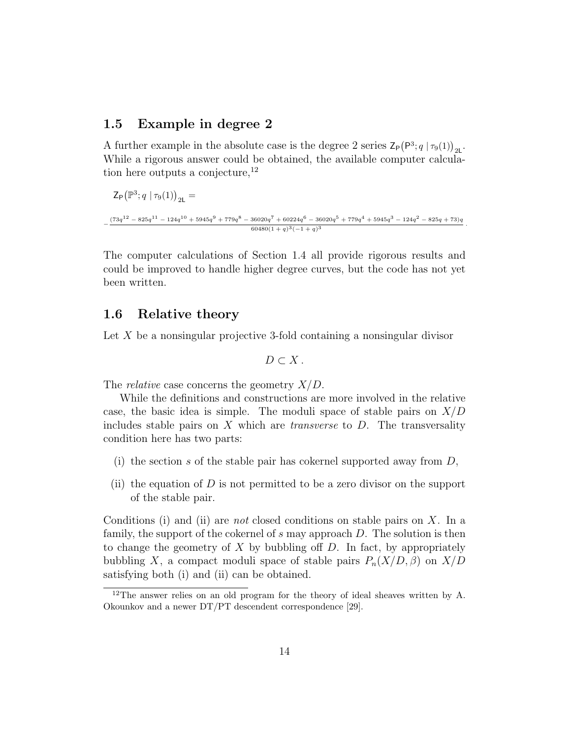## 1.5 Example in degree 2

A further example in the absolute case is the degree 2 series $\mathsf{Z}_{\mathsf{P}}\big(\mathsf{P}^3; q \mid \tau_9(1)\big)_{\mathsf{2L}}$. While a rigorous answer could be obtained, the available computer calculation here outputs a conjecture,[12]

$$\mathsf{Z}_{\mathsf{P}}\big(\mathbb{P}^3; q \mid \tau_9(1)\big)_{\mathsf{2L}} =$$

$$-\frac{(73q^{12} - 825q^{11} - 124q^{10} + 5945q^9 + 779q^8 - 36020q^7 + 60224q^6 - 36020q^5 + 779q^4 + 5945q^3 - 124q^2 - 825q + 73)q}{60480(1+q)^3(-1+q)^3}.$$

The computer calculations of Section 1.4 all provide rigorous results and could be improved to handle higher degree curves, but the code has not yet been written.

## 1.6 Relative theory

Let $X$ be a nonsingular projective 3-fold containing a nonsingular divisor

$$D \subset X .$$

The *relative* case concerns the geometry $X/D$.

While the definitions and constructions are more involved in the relative case, the basic idea is simple. The moduli space of stable pairs on $X/D$ includes stable pairs on $X$ which are *transverse* to $D$. The transversality condition here has two parts:

(i) the section $s$ of the stable pair has cokernel supported away from $D$,

(ii) the equation of $D$ is not permitted to be a zero divisor on the support of the stable pair.

Conditions (i) and (ii) are *not* closed conditions on stable pairs on $X$. In a family, the support of the cokernel of $s$ may approach $D$. The solution is then to change the geometry of $X$ by bubbling off $D$. In fact, by appropriately bubbling $X$, a compact moduli space of stable pairs $P_n(X/D, \beta)$ on $X/D$ satisfying both (i) and (ii) can be obtained.

[12]The answer relies on an old program for the theory of ideal sheaves written by A. Okounkov and a newer DT/PT descendent correspondence [29].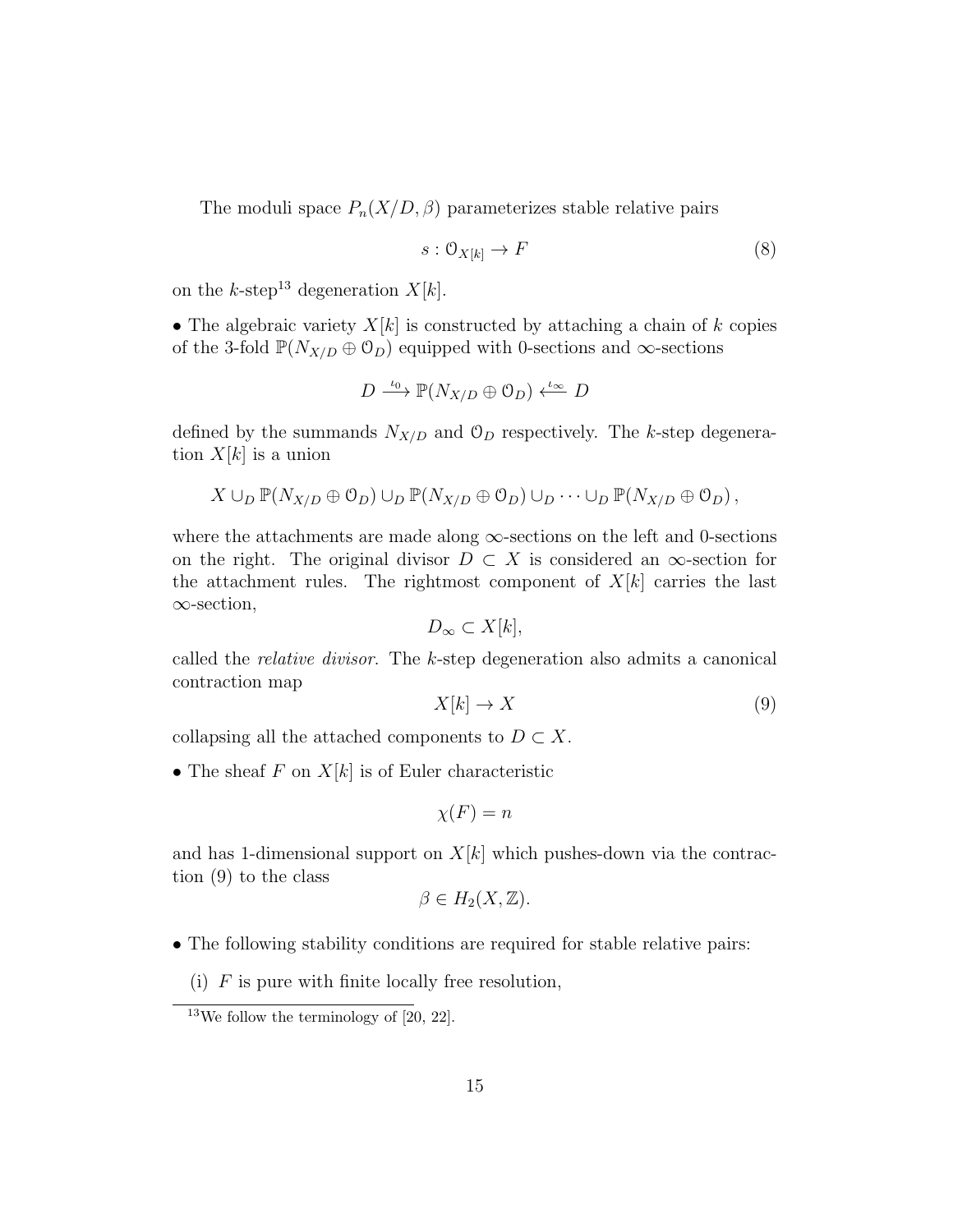The moduli space $P_n(X/D, \beta)$ parameterizes stable relative pairs

$$s : \mathcal{O}_{X[k]} \to F \tag{8}$$

on the $k$-step[13] degeneration $X[k]$.

• The algebraic variety $X[k]$ is constructed by attaching a chain of $k$ copies of the 3-fold $\mathbb{P}(N_{X/D} \oplus \mathcal{O}_D)$ equipped with 0-sections and $\infty$-sections

$$D \xrightarrow{\iota_0} \mathbb{P}(N_{X/D} \oplus \mathcal{O}_D) \xleftarrow{\iota_\infty} D$$

defined by the summands $N_{X/D}$ and $\mathcal{O}_D$ respectively. The $k$-step degeneration $X[k]$ is a union

$$X \cup_D \mathbb{P}(N_{X/D} \oplus \mathcal{O}_D) \cup_D \mathbb{P}(N_{X/D} \oplus \mathcal{O}_D) \cup_D \cdots \cup_D \mathbb{P}(N_{X/D} \oplus \mathcal{O}_D)\,,$$

where the attachments are made along $\infty$-sections on the left and 0-sections on the right. The original divisor $D \subset X$ is considered an $\infty$-section for the attachment rules. The rightmost component of $X[k]$ carries the last $\infty$-section,

$$D_\infty \subset X[k],$$

called the *relative divisor*. The $k$-step degeneration also admits a canonical contraction map

$$X[k] \to X \tag{9}$$

collapsing all the attached components to $D \subset X$.

• The sheaf $F$ on $X[k]$ is of Euler characteristic

$$\chi(F) = n$$

and has 1-dimensional support on $X[k]$ which pushes-down via the contraction (9) to the class

$$\beta \in H_2(X, \mathbb{Z}).$$

• The following stability conditions are required for stable relative pairs:

(i) $F$ is pure with finite locally free resolution,

[13] We follow the terminology of [20, 22].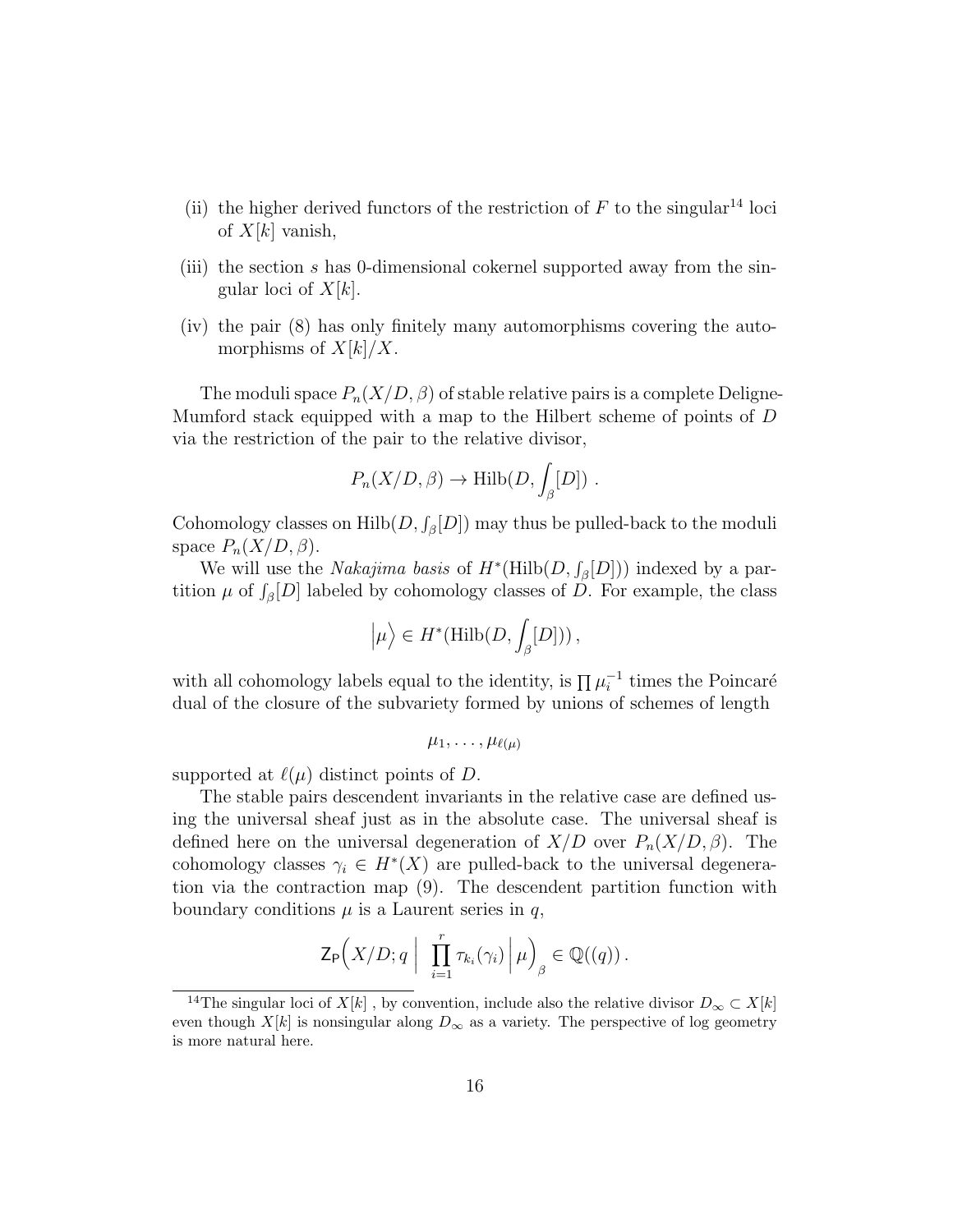(ii) the higher derived functors of the restriction of $F$ to the singular[14] loci of $X[k]$ vanish,

(iii) the section $s$ has 0-dimensional cokernel supported away from the singular loci of $X[k]$.

(iv) the pair (8) has only finitely many automorphisms covering the automorphisms of $X[k]/X$.

The moduli space $P_n(X/D, \beta)$ of stable relative pairs is a complete Deligne-Mumford stack equipped with a map to the Hilbert scheme of points of $D$ via the restriction of the pair to the relative divisor,

$$P_n(X/D, \beta) \to \text{Hilb}(D, \int_\beta [D]) \ .$$

Cohomology classes on $\text{Hilb}(D, \int_\beta [D])$ may thus be pulled-back to the moduli space $P_n(X/D, \beta)$.

We will use the *Nakajima basis* of $H^*(\text{Hilb}(D, \int_\beta [D]))$ indexed by a partition $\mu$ of $\int_\beta [D]$ labeled by cohomology classes of $D$. For example, the class

$$\Big|\mu\Big\rangle \in H^*(\text{Hilb}(D, \int_\beta [D]))\,,$$

with all cohomology labels equal to the identity, is $\prod \mu_i^{-1}$ times the Poincaré dual of the closure of the subvariety formed by unions of schemes of length

$$\mu_1, \ldots, \mu_{\ell(\mu)}$$

supported at $\ell(\mu)$ distinct points of $D$.

The stable pairs descendent invariants in the relative case are defined using the universal sheaf just as in the absolute case. The universal sheaf is defined here on the universal degeneration of $X/D$ over $P_n(X/D, \beta)$. The cohomology classes $\gamma_i \in H^*(X)$ are pulled-back to the universal degeneration via the contraction map (9). The descendent partition function with boundary conditions $\mu$ is a Laurent series in $q$,

$$\mathsf{Z}_{\mathsf{P}}\Big(X/D; q \ \Big| \ \prod_{i=1}^{r} \tau_{k_i}(\gamma_i) \ \Big| \ \mu\Big)_\beta \in \mathbb{Q}((q))\,.$$

[14]The singular loci of $X[k]$ , by convention, include also the relative divisor $D_\infty \subset X[k]$ even though $X[k]$ is nonsingular along $D_\infty$ as a variety. The perspective of log geometry is more natural here.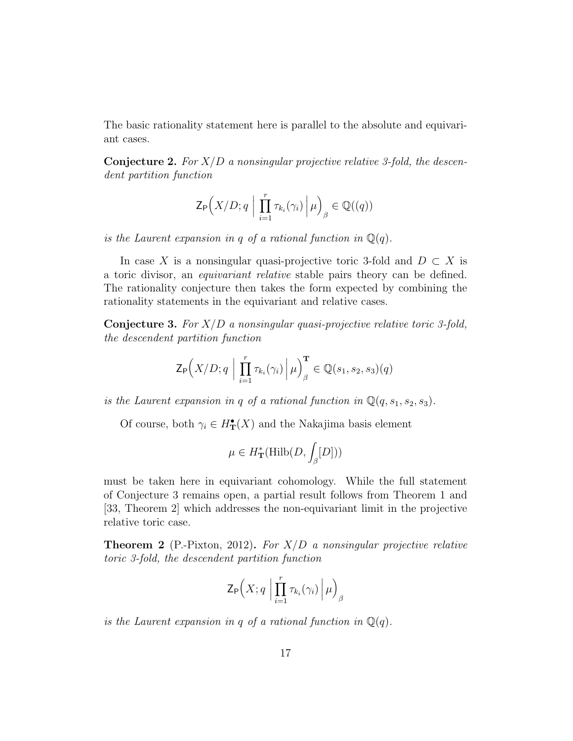The basic rationality statement here is parallel to the absolute and equivariant cases.

**Conjecture 2.** *For $X/D$ a nonsingular projective relative 3-fold, the descendent partition function*

$$\mathsf{Z}_{\mathsf{P}}\Big(X/D; q \;\Big|\; \prod_{i=1}^{r} \tau_{k_i}(\gamma_i) \;\Big|\; \mu\Big)_{\beta} \in \mathbb{Q}((q))$$

*is the Laurent expansion in $q$ of a rational function in $\mathbb{Q}(q)$.*

In case $X$ is a nonsingular quasi-projective toric 3-fold and $D \subset X$ is a toric divisor, an *equivariant relative* stable pairs theory can be defined. The rationality conjecture then takes the form expected by combining the rationality statements in the equivariant and relative cases.

**Conjecture 3.** *For $X/D$ a nonsingular quasi-projective relative toric 3-fold, the descendent partition function*

$$\mathsf{Z}_{\mathsf{P}}\Big(X/D; q \;\Big|\; \prod_{i=1}^{r} \tau_{k_i}(\gamma_i) \;\Big|\; \mu\Big)^{\mathbf{T}}_{\beta} \in \mathbb{Q}(s_1, s_2, s_3)(q)$$

*is the Laurent expansion in $q$ of a rational function in $\mathbb{Q}(q, s_1, s_2, s_3)$.*

Of course, both $\gamma_i \in H^{\bullet}_{\mathbf{T}}(X)$ and the Nakajima basis element

$$\mu \in H^{*}_{\mathbf{T}}(\mathrm{Hilb}(D, \int_{\beta}[D]))$$

must be taken here in equivariant cohomology. While the full statement of Conjecture 3 remains open, a partial result follows from Theorem 1 and [33, Theorem 2] which addresses the non-equivariant limit in the projective relative toric case.

**Theorem 2** (P.-Pixton, 2012)**.** *For $X/D$ a nonsingular projective relative toric 3-fold, the descendent partition function*

$$\mathsf{Z}_{\mathsf{P}}\Big(X; q \;\Big|\; \prod_{i=1}^{r} \tau_{k_i}(\gamma_i) \;\Big|\; \mu\Big)_{\beta}$$

*is the Laurent expansion in $q$ of a rational function in $\mathbb{Q}(q)$.*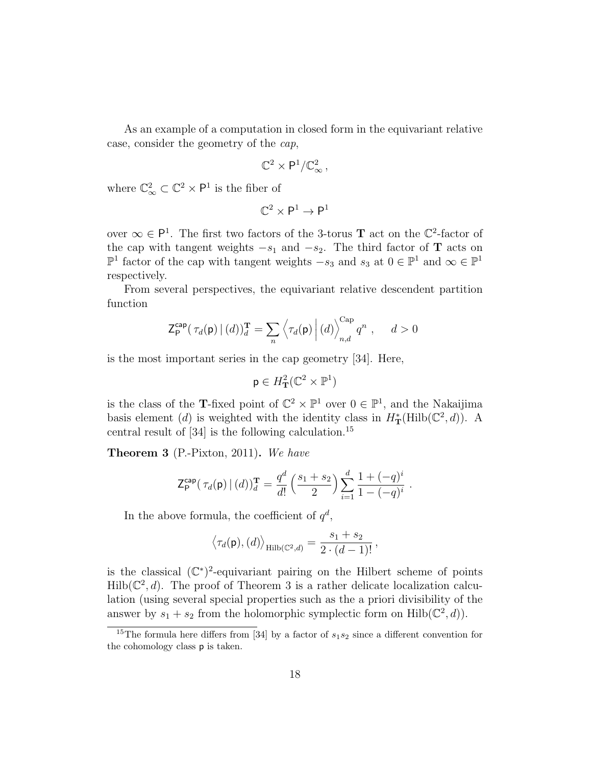As an example of a computation in closed form in the equivariant relative case, consider the geometry of the *cap*,

$$\mathbb{C}^2 \times \mathsf{P}^1 / \mathbb{C}^2_\infty \,,$$

where $\mathbb{C}^2_\infty \subset \mathbb{C}^2 \times \mathsf{P}^1$ is the fiber of

$$\mathbb{C}^2 \times \mathsf{P}^1 \to \mathsf{P}^1$$

over $\infty \in \mathsf{P}^1$. The first two factors of the 3-torus $\mathbf{T}$ act on the $\mathbb{C}^2$-factor of the cap with tangent weights $-s_1$ and $-s_2$. The third factor of $\mathbf{T}$ acts on $\mathbb{P}^1$ factor of the cap with tangent weights $-s_3$ and $s_3$ at $0 \in \mathbb{P}^1$ and $\infty \in \mathbb{P}^1$ respectively.

From several perspectives, the equivariant relative descendent partition function

$$\mathsf{Z}^{\mathsf{cap}}_{\mathsf{P}}(\, \tau_d(\mathsf{p}) \,|\, (d))^{\mathbf{T}}_d = \sum_n \Big\langle \tau_d(\mathsf{p}) \,\Big|\, (d) \Big\rangle^{\mathrm{Cap}}_{n,d} q^n \;, \quad d > 0$$

is the most important series in the cap geometry [34]. Here,

$$\mathsf{p} \in H^2_{\mathbf{T}}(\mathbb{C}^2 \times \mathbb{P}^1)$$

is the class of the $\mathbf{T}$-fixed point of $\mathbb{C}^2 \times \mathbb{P}^1$ over $0 \in \mathbb{P}^1$, and the Nakaijima basis element $(d)$ is weighted with the identity class in $H^*_{\mathbf{T}}(\mathrm{Hilb}(\mathbb{C}^2, d))$. A central result of [34] is the following calculation.[15]

**Theorem 3** (P.-Pixton, 2011)**.** *We have*

$$\mathsf{Z}^{\mathsf{cap}}_{\mathsf{P}}(\, \tau_d(\mathsf{p}) \,|\, (d))^{\mathbf{T}}_d = \frac{q^d}{d!} \Big( \frac{s_1 + s_2}{2} \Big) \sum_{i=1}^{d} \frac{1 + (-q)^i}{1 - (-q)^i} \;.$$

In the above formula, the coefficient of $q^d$,

$$\big\langle \tau_d(\mathsf{p}), (d) \big\rangle_{\mathrm{Hilb}(\mathbb{C}^2, d)} = \frac{s_1 + s_2}{2 \cdot (d-1)!} \,,$$

is the classical $(\mathbb{C}^*)^2$-equivariant pairing on the Hilbert scheme of points $\mathrm{Hilb}(\mathbb{C}^2, d)$. The proof of Theorem 3 is a rather delicate localization calculation (using several special properties such as the a priori divisibility of the answer by $s_1 + s_2$ from the holomorphic symplectic form on $\mathrm{Hilb}(\mathbb{C}^2, d)$).

[15] The formula here differs from [34] by a factor of $s_1 s_2$ since a different convention for the cohomology class $\mathsf{p}$ is taken.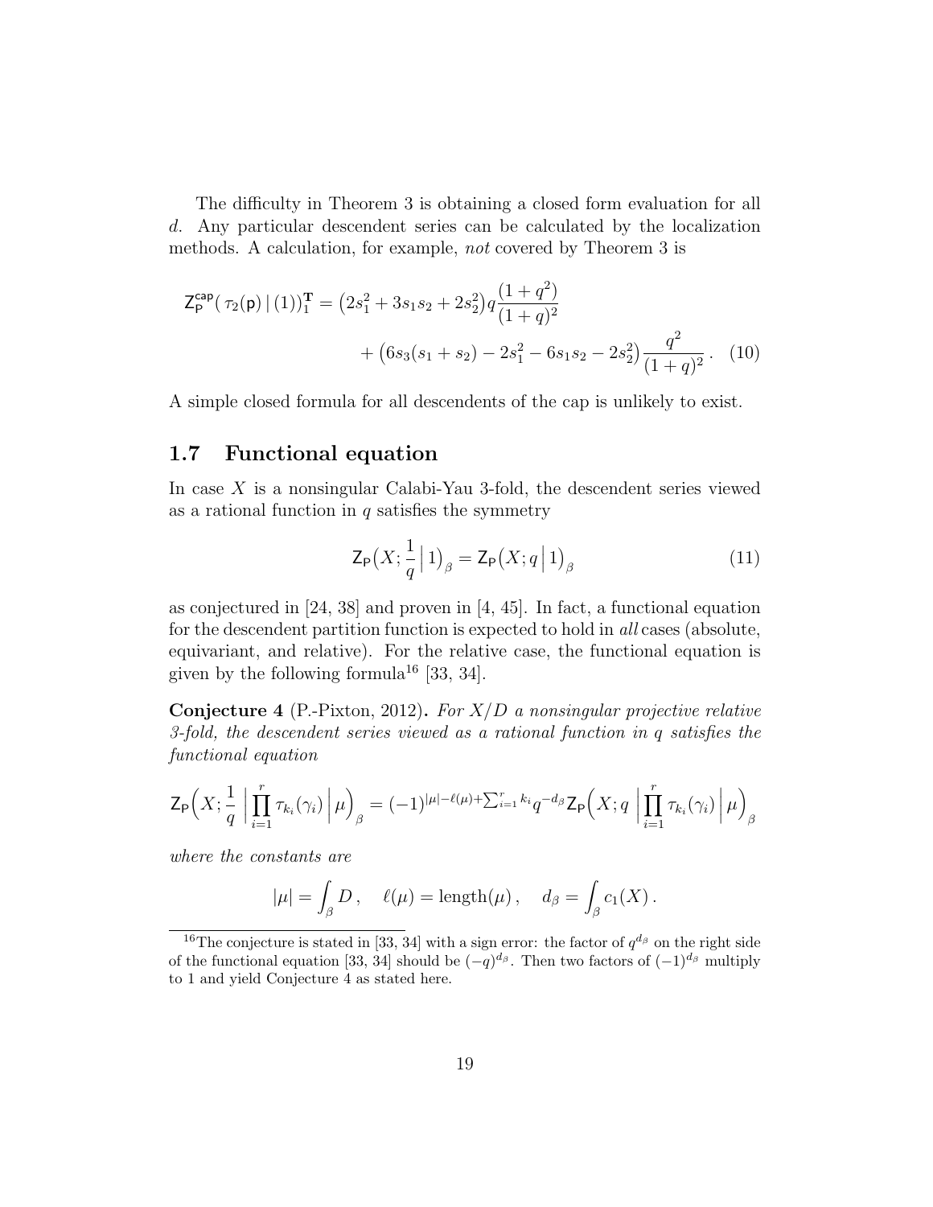The difficulty in Theorem 3 is obtaining a closed form evaluation for all $d$. Any particular descendent series can be calculated by the localization methods. A calculation, for example, *not* covered by Theorem 3 is

$$
\begin{aligned}
\mathsf{Z}^{\mathsf{cap}}_{\mathsf{P}}\big(\, \tau_2(\mathsf{p}) \,|\, (1)\big)^{\mathbf{T}}_1 = \big(2s_1^2 + 3s_1s_2 + 2s_2^2\big) q \frac{(1+q^2)}{(1+q)^2} \\
+ \big(6s_3(s_1+s_2) - 2s_1^2 - 6s_1s_2 - 2s_2^2\big) \frac{q^2}{(1+q)^2} \,. \quad (10)
\end{aligned}
$$

A simple closed formula for all descendents of the cap is unlikely to exist.

## 1.7 Functional equation

In case $X$ is a nonsingular Calabi-Yau 3-fold, the descendent series viewed as a rational function in $q$ satisfies the symmetry

$$
\mathsf{Z}_{\mathsf{P}}\big(X; \frac{1}{q} \,\big|\, 1\big)_{\beta} = \mathsf{Z}_{\mathsf{P}}\big(X; q \,\big|\, 1\big)_{\beta} \quad (11)
$$

as conjectured in [24, 38] and proven in [4, 45]. In fact, a functional equation for the descendent partition function is expected to hold in *all* cases (absolute, equivariant, and relative). For the relative case, the functional equation is given by the following formula[16] [33, 34].

**Conjecture 4** (P.-Pixton, 2012)**.** *For $X/D$ a nonsingular projective relative 3-fold, the descendent series viewed as a rational function in $q$ satisfies the functional equation*

$$
\mathsf{Z}_{\mathsf{P}}\Big(X; \frac{1}{q} \,\Big|\, \prod_{i=1}^{r} \tau_{k_i}(\gamma_i) \,\Big|\, \mu\Big)_{\beta} = (-1)^{|\mu| - \ell(\mu) + \sum_{i=1}^{r} k_i} q^{-d_\beta} \mathsf{Z}_{\mathsf{P}}\Big(X; q \,\Big|\, \prod_{i=1}^{r} \tau_{k_i}(\gamma_i) \,\Big|\, \mu\Big)_{\beta}
$$

*where the constants are*

$$
|\mu| = \int_{\beta} D \,, \quad \ell(\mu) = \mathrm{length}(\mu) \,, \quad d_\beta = \int_{\beta} c_1(X) \,.
$$

[16] The conjecture is stated in [33, 34] with a sign error: the factor of $q^{d_\beta}$ on the right side of the functional equation [33, 34] should be $(-q)^{d_\beta}$. Then two factors of $(-1)^{d_\beta}$ multiply to 1 and yield Conjecture 4 as stated here.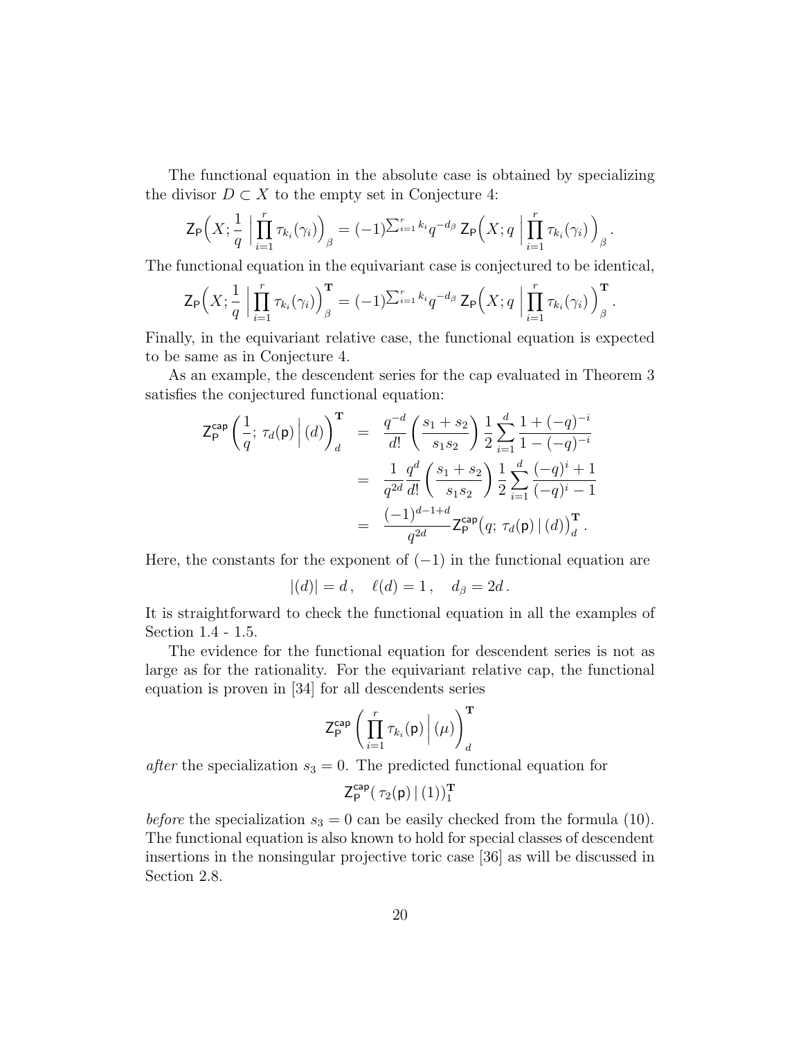The functional equation in the absolute case is obtained by specializing the divisor $D \subset X$ to the empty set in Conjecture 4:

$$\mathsf{Z}_{\mathsf{P}}\Big(X; \frac{1}{q} \;\Big|\; \prod_{i=1}^{r} \tau_{k_i}(\gamma_i)\Big)_{\beta} = (-1)^{\sum_{i=1}^{r} k_i} q^{-d_\beta}\, \mathsf{Z}_{\mathsf{P}}\Big(X; q \;\Big|\; \prod_{i=1}^{r} \tau_{k_i}(\gamma_i)\Big)_{\beta}.$$

The functional equation in the equivariant case is conjectured to be identical,

$$\mathsf{Z}_{\mathsf{P}}\Big(X; \frac{1}{q} \;\Big|\; \prod_{i=1}^{r} \tau_{k_i}(\gamma_i)\Big)^{\mathbf{T}}_{\beta} = (-1)^{\sum_{i=1}^{r} k_i} q^{-d_\beta}\, \mathsf{Z}_{\mathsf{P}}\Big(X; q \;\Big|\; \prod_{i=1}^{r} \tau_{k_i}(\gamma_i)\Big)^{\mathbf{T}}_{\beta}.$$

Finally, in the equivariant relative case, the functional equation is expected to be same as in Conjecture 4.

As an example, the descendent series for the cap evaluated in Theorem 3 satisfies the conjectured functional equation:

$$\begin{aligned}
\mathsf{Z}^{\mathsf{cap}}_{\mathsf{P}}\left(\frac{1}{q};\, \tau_d(\mathsf{p}) \,\Big|\, (d)\right)^{\mathbf{T}}_{d} &= \frac{q^{-d}}{d!}\left(\frac{s_1+s_2}{s_1 s_2}\right)\frac{1}{2}\sum_{i=1}^{d}\frac{1+(-q)^{-i}}{1-(-q)^{-i}} \\
&= \frac{1}{q^{2d}}\frac{q^d}{d!}\left(\frac{s_1+s_2}{s_1 s_2}\right)\frac{1}{2}\sum_{i=1}^{d}\frac{(-q)^{i}+1}{(-q)^{i}-1} \\
&= \frac{(-1)^{d-1+d}}{q^{2d}}\mathsf{Z}^{\mathsf{cap}}_{\mathsf{P}}\big(q;\, \tau_d(\mathsf{p}) \,|\, (d)\big)^{\mathbf{T}}_{d}.
\end{aligned}$$

Here, the constants for the exponent of $(-1)$ in the functional equation are

$$|(d)| = d\,, \quad \ell(d) = 1\,, \quad d_\beta = 2d\,.$$

It is straightforward to check the functional equation in all the examples of Section 1.4 - 1.5.

The evidence for the functional equation for descendent series is not as large as for the rationality. For the equivariant relative cap, the functional equation is proven in [34] for all descendents series

$$\mathsf{Z}^{\mathsf{cap}}_{\mathsf{P}}\left(\prod_{i=1}^{r}\tau_{k_i}(\mathsf{p}) \,\Big|\, (\mu)\right)^{\mathbf{T}}_{d}$$

*after* the specialization $s_3 = 0$. The predicted functional equation for

$$\mathsf{Z}^{\mathsf{cap}}_{\mathsf{P}}\big(\,\tau_2(\mathsf{p}) \,|\, (1)\big)^{\mathbf{T}}_{1}$$

*before* the specialization $s_3 = 0$ can be easily checked from the formula (10). The functional equation is also known to hold for special classes of descendent insertions in the nonsingular projective toric case [36] as will be discussed in Section 2.8.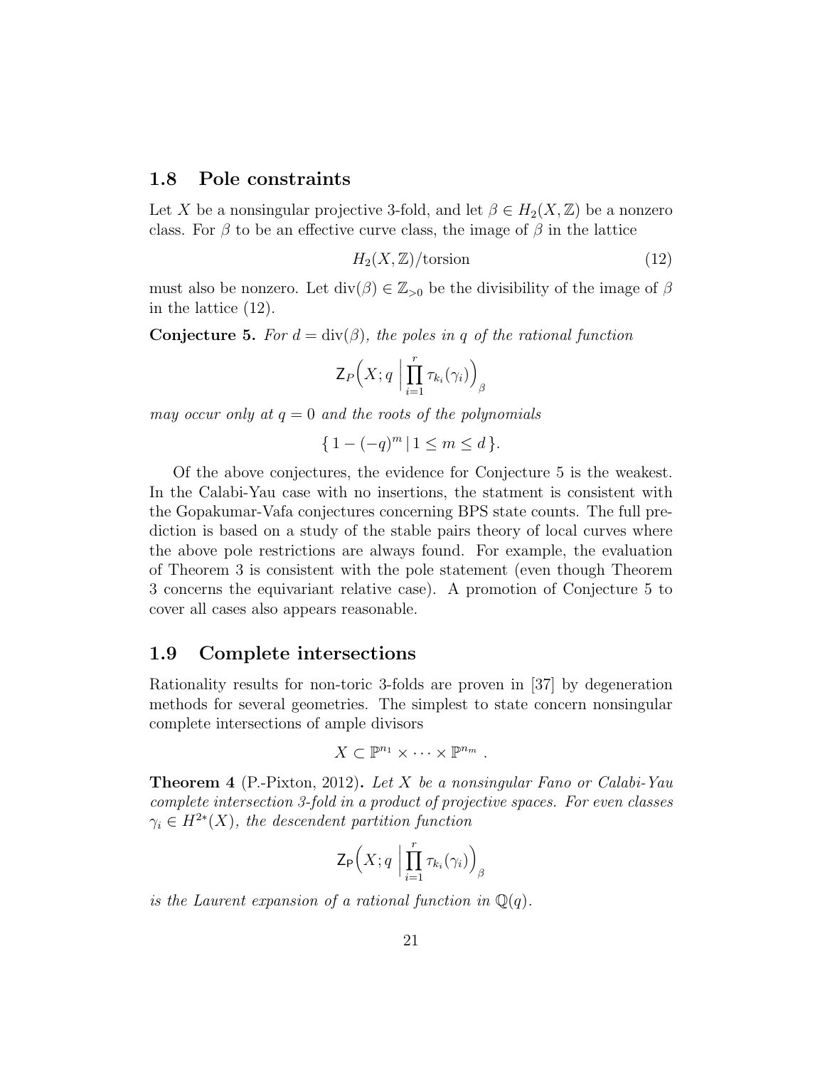## 1.8 Pole constraints

Let $X$ be a nonsingular projective 3-fold, and let $\beta \in H_2(X,\mathbb{Z})$ be a nonzero class. For $\beta$ to be an effective curve class, the image of $\beta$ in the lattice

$$H_2(X,\mathbb{Z})/\text{torsion} \tag{12}$$

must also be nonzero. Let $\text{div}(\beta) \in \mathbb{Z}_{>0}$ be the divisibility of the image of $\beta$ in the lattice (12).

**Conjecture 5.** *For $d = \text{div}(\beta)$, the poles in $q$ of the rational function*

$$\mathsf{Z}_P\Big(X; q \;\Big|\; \prod_{i=1}^{r} \tau_{k_i}(\gamma_i)\Big)_\beta$$

*may occur only at $q = 0$ and the roots of the polynomials*

$$\{\, 1 - (-q)^m \,|\, 1 \leq m \leq d \,\}.$$

Of the above conjectures, the evidence for Conjecture 5 is the weakest. In the Calabi-Yau case with no insertions, the statment is consistent with the Gopakumar-Vafa conjectures concerning BPS state counts. The full prediction is based on a study of the stable pairs theory of local curves where the above pole restrictions are always found. For example, the evaluation of Theorem 3 is consistent with the pole statement (even though Theorem 3 concerns the equivariant relative case). A promotion of Conjecture 5 to cover all cases also appears reasonable.

## 1.9 Complete intersections

Rationality results for non-toric 3-folds are proven in [37] by degeneration methods for several geometries. The simplest to state concern nonsingular complete intersections of ample divisors

$$X \subset \mathbb{P}^{n_1} \times \cdots \times \mathbb{P}^{n_m} \,.$$

**Theorem 4** (P.-Pixton, 2012)**.** *Let $X$ be a nonsingular Fano or Calabi-Yau complete intersection 3-fold in a product of projective spaces. For even classes $\gamma_i \in H^{2*}(X)$, the descendent partition function*

$$\mathsf{Z}_{\mathsf{P}}\Big(X; q \;\Big|\; \prod_{i=1}^{r} \tau_{k_i}(\gamma_i)\Big)_\beta$$

*is the Laurent expansion of a rational function in $\mathbb{Q}(q)$.*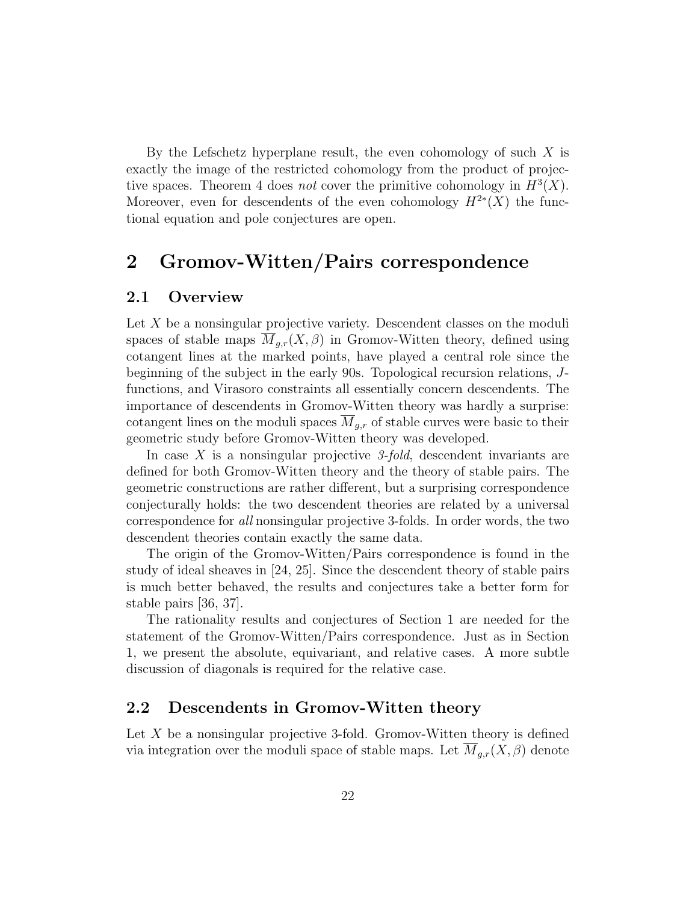By the Lefschetz hyperplane result, the even cohomology of such $X$ is exactly the image of the restricted cohomology from the product of projective spaces. Theorem 4 does *not* cover the primitive cohomology in $H^3(X)$. Moreover, even for descendents of the even cohomology $H^{2*}(X)$ the functional equation and pole conjectures are open.

# 2 Gromov-Witten/Pairs correspondence

## 2.1 Overview

Let $X$ be a nonsingular projective variety. Descendent classes on the moduli spaces of stable maps $\overline{M}_{g,r}(X,\beta)$ in Gromov-Witten theory, defined using cotangent lines at the marked points, have played a central role since the beginning of the subject in the early 90s. Topological recursion relations, $J$-functions, and Virasoro constraints all essentially concern descendents. The importance of descendents in Gromov-Witten theory was hardly a surprise: cotangent lines on the moduli spaces $\overline{M}_{g,r}$ of stable curves were basic to their geometric study before Gromov-Witten theory was developed.

In case $X$ is a nonsingular projective *3-fold*, descendent invariants are defined for both Gromov-Witten theory and the theory of stable pairs. The geometric constructions are rather different, but a surprising correspondence conjecturally holds: the two descendent theories are related by a universal correspondence for *all* nonsingular projective 3-folds. In order words, the two descendent theories contain exactly the same data.

The origin of the Gromov-Witten/Pairs correspondence is found in the study of ideal sheaves in [24, 25]. Since the descendent theory of stable pairs is much better behaved, the results and conjectures take a better form for stable pairs [36, 37].

The rationality results and conjectures of Section 1 are needed for the statement of the Gromov-Witten/Pairs correspondence. Just as in Section 1, we present the absolute, equivariant, and relative cases. A more subtle discussion of diagonals is required for the relative case.

## 2.2 Descendents in Gromov-Witten theory

Let $X$ be a nonsingular projective 3-fold. Gromov-Witten theory is defined via integration over the moduli space of stable maps. Let $\overline{M}_{g,r}(X,\beta)$ denote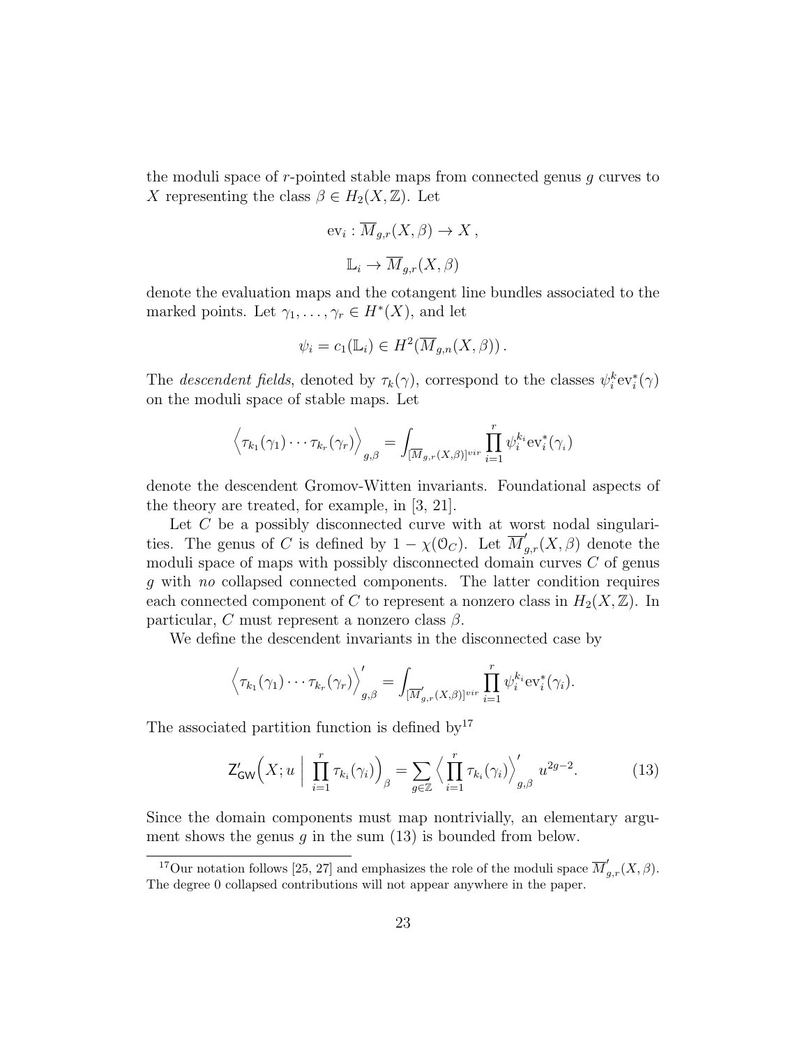the moduli space of $r$-pointed stable maps from connected genus $g$ curves to $X$ representing the class $\beta \in H_2(X, \mathbb{Z})$. Let

$$\mathrm{ev}_i : \overline{M}_{g,r}(X, \beta) \to X\,,$$

$$\mathbb{L}_i \to \overline{M}_{g,r}(X, \beta)$$

denote the evaluation maps and the cotangent line bundles associated to the marked points. Let $\gamma_1, \ldots, \gamma_r \in H^*(X)$, and let

$$\psi_i = c_1(\mathbb{L}_i) \in H^2(\overline{M}_{g,n}(X, \beta))\,.$$

The *descendent fields*, denoted by $\tau_k(\gamma)$, correspond to the classes $\psi_i^k \mathrm{ev}_i^*(\gamma)$ on the moduli space of stable maps. Let

$$\Big\langle \tau_{k_1}(\gamma_1) \cdots \tau_{k_r}(\gamma_r) \Big\rangle_{g,\beta} = \int_{[\overline{M}_{g,r}(X,\beta)]^{vir}} \prod_{i=1}^{r} \psi_i^{k_i} \mathrm{ev}_i^*(\gamma_i)$$

denote the descendent Gromov-Witten invariants. Foundational aspects of the theory are treated, for example, in [3, 21].

Let $C$ be a possibly disconnected curve with at worst nodal singularities. The genus of $C$ is defined by $1 - \chi(\mathcal{O}_C)$. Let $\overline{M}'_{g,r}(X, \beta)$ denote the moduli space of maps with possibly disconnected domain curves $C$ of genus $g$ with *no* collapsed connected components. The latter condition requires each connected component of $C$ to represent a nonzero class in $H_2(X, \mathbb{Z})$. In particular, $C$ must represent a nonzero class $\beta$.

We define the descendent invariants in the disconnected case by

$$\Big\langle \tau_{k_1}(\gamma_1) \cdots \tau_{k_r}(\gamma_r) \Big\rangle'_{g,\beta} = \int_{[\overline{M}'_{g,r}(X,\beta)]^{vir}} \prod_{i=1}^{r} \psi_i^{k_i} \mathrm{ev}_i^*(\gamma_i).$$

The associated partition function is defined by[17]

$$\mathsf{Z}'_{\mathsf{GW}}\Big(X; u \;\Big|\; \prod_{i=1}^{r} \tau_{k_i}(\gamma_i)\Big)_{\beta} = \sum_{g \in \mathbb{Z}} \Big\langle \prod_{i=1}^{r} \tau_{k_i}(\gamma_i) \Big\rangle'_{g,\beta} u^{2g-2}. \tag{13}$$

Since the domain components must map nontrivially, an elementary argument shows the genus $g$ in the sum (13) is bounded from below.

---

[17] Our notation follows [25, 27] and emphasizes the role of the moduli space $\overline{M}'_{g,r}(X, \beta)$. The degree 0 collapsed contributions will not appear anywhere in the paper.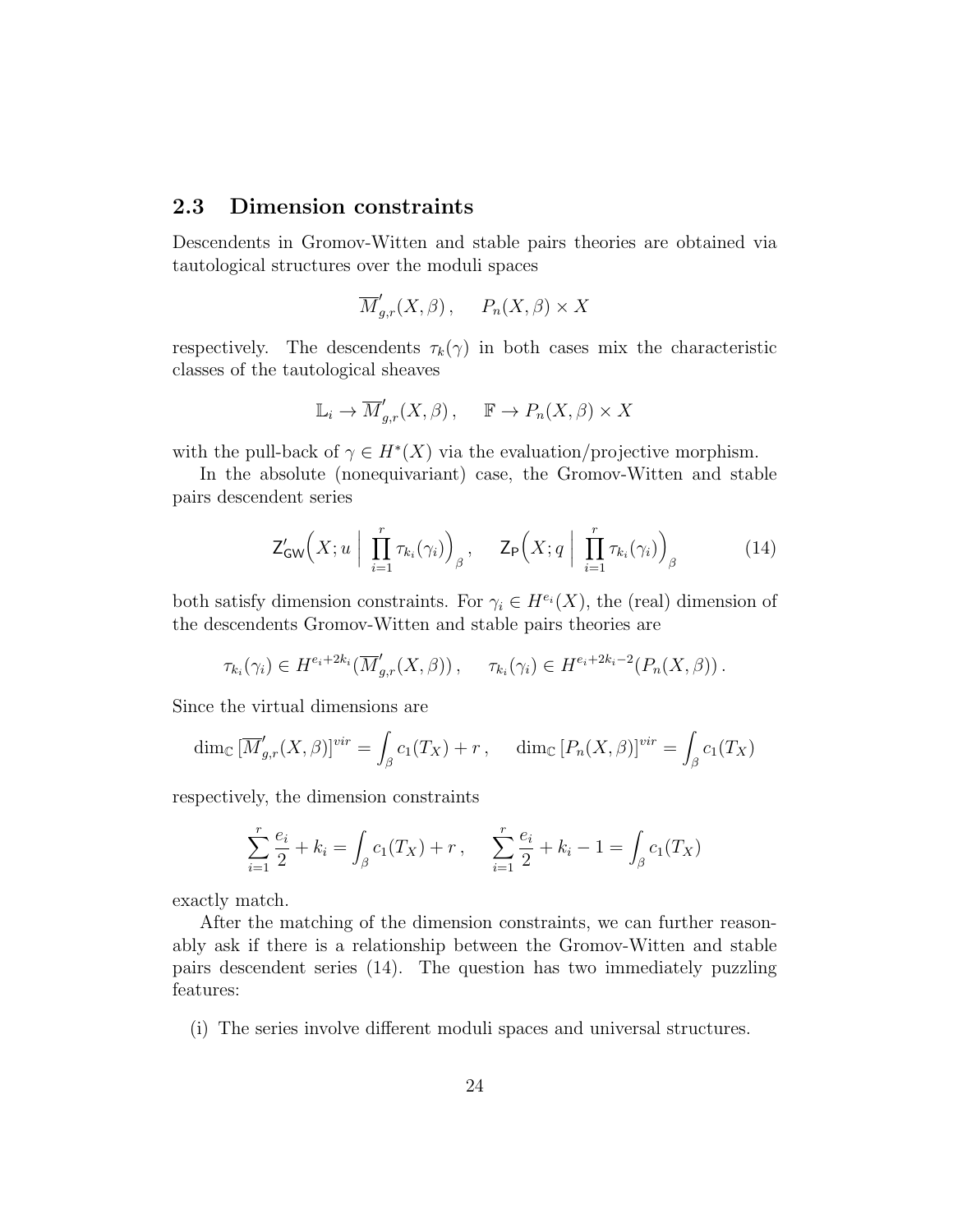## 2.3 Dimension constraints

Descendents in Gromov-Witten and stable pairs theories are obtained via tautological structures over the moduli spaces

$$\overline{M}'_{g,r}(X,\beta)\,, \qquad P_n(X,\beta)\times X$$

respectively. The descendents $\tau_k(\gamma)$ in both cases mix the characteristic classes of the tautological sheaves

$$\mathbb{L}_i \to \overline{M}'_{g,r}(X,\beta)\,, \qquad \mathbb{F}\to P_n(X,\beta)\times X$$

with the pull-back of $\gamma \in H^*(X)$ via the evaluation/projective morphism.

In the absolute (nonequivariant) case, the Gromov-Witten and stable pairs descendent series

$$\mathsf{Z}'_{\mathsf{GW}}\Big(X;u\;\Big|\;\prod_{i=1}^{r}\tau_{k_i}(\gamma_i)\Big)_{\beta}\,, \qquad \mathsf{Z}_{\mathsf{P}}\Big(X;q\;\Big|\;\prod_{i=1}^{r}\tau_{k_i}(\gamma_i)\Big)_{\beta} \tag{14}$$

both satisfy dimension constraints. For $\gamma_i \in H^{e_i}(X)$, the (real) dimension of the descendents Gromov-Witten and stable pairs theories are

$$\tau_{k_i}(\gamma_i)\in H^{e_i+2k_i}(\overline{M}'_{g,r}(X,\beta))\,, \qquad \tau_{k_i}(\gamma_i)\in H^{e_i+2k_i-2}(P_n(X,\beta))\,.$$

Since the virtual dimensions are

$$\dim_{\mathbb{C}}[\overline{M}'_{g,r}(X,\beta)]^{vir}=\int_\beta c_1(T_X)+r\,, \qquad \dim_{\mathbb{C}}[P_n(X,\beta)]^{vir}=\int_\beta c_1(T_X)$$

respectively, the dimension constraints

$$\sum_{i=1}^{r}\frac{e_i}{2}+k_i=\int_\beta c_1(T_X)+r\,, \qquad \sum_{i=1}^{r}\frac{e_i}{2}+k_i-1=\int_\beta c_1(T_X)$$

exactly match.

After the matching of the dimension constraints, we can further reasonably ask if there is a relationship between the Gromov-Witten and stable pairs descendent series (14). The question has two immediately puzzling features:

(i) The series involve different moduli spaces and universal structures.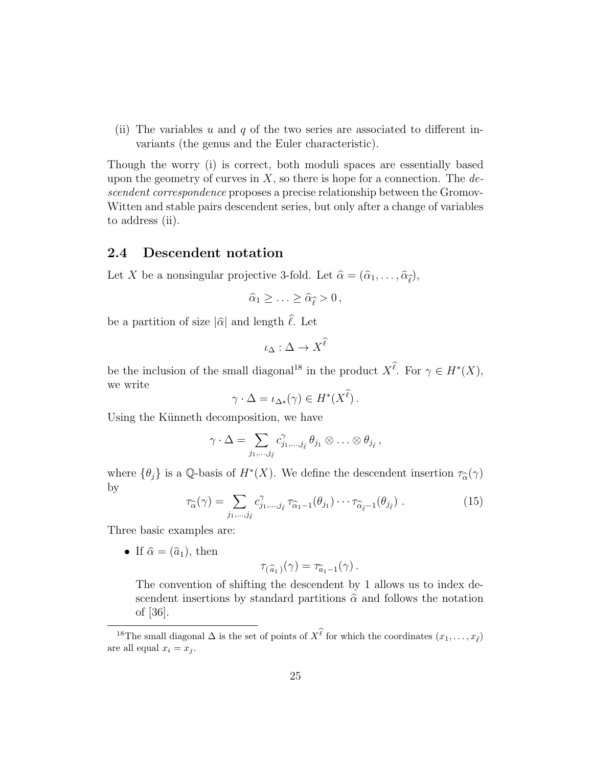(ii) The variables $u$ and $q$ of the two series are associated to different invariants (the genus and the Euler characteristic).

Though the worry (i) is correct, both moduli spaces are essentially based upon the geometry of curves in $X$, so there is hope for a connection. The *descendent correspondence* proposes a precise relationship between the Gromov-Witten and stable pairs descendent series, but only after a change of variables to address (ii).

## 2.4 Descendent notation

Let $X$ be a nonsingular projective 3-fold. Let $\widehat{\alpha} = (\widehat{\alpha}_1, \ldots, \widehat{\alpha}_{\widehat{\ell}})$,

$$\widehat{\alpha}_1 \geq \ldots \geq \widehat{\alpha}_{\widehat{\ell}} > 0 \,,$$

be a partition of size $|\widehat{\alpha}|$ and length $\widehat{\ell}$. Let

$$\iota_\Delta : \Delta \to X^{\widehat{\ell}}$$

be the inclusion of the small diagonal[18] in the product $X^{\widehat{\ell}}$. For $\gamma \in H^*(X)$, we write

$$\gamma \cdot \Delta = \iota_{\Delta *}(\gamma) \in H^*(X^{\widehat{\ell}}) \,.$$

Using the Künneth decomposition, we have

$$\gamma \cdot \Delta = \sum_{j_1, \ldots, j_{\hat{\ell}}} c^{\gamma}_{j_1, \ldots, j_{\hat{\ell}}} \, \theta_{j_1} \otimes \ldots \otimes \theta_{j_{\hat{\ell}}} \,,$$

where $\{\theta_j\}$ is a $\mathbb{Q}$-basis of $H^*(X)$. We define the descendent insertion $\tau_{\widehat{\alpha}}(\gamma)$ by

$$\tau_{\widehat{\alpha}}(\gamma) = \sum_{j_1, \ldots, j_{\hat{\ell}}} c^{\gamma}_{j_1, \ldots, j_{\hat{\ell}}} \, \tau_{\widehat{\alpha}_1 - 1}(\theta_{j_1}) \cdots \tau_{\widehat{\alpha}_{\hat{\ell}} - 1}(\theta_{j_{\hat{\ell}}}) \,. \tag{15}$$

Three basic examples are:

- If $\widehat{\alpha} = (\widehat{a}_1)$, then

$$\tau_{(\widehat{a}_1)}(\gamma) = \tau_{\widehat{a}_1 - 1}(\gamma) \,.$$

The convention of shifting the descendent by 1 allows us to index descendent insertions by standard partitions $\widehat{\alpha}$ and follows the notation of [36].

[18] The small diagonal $\Delta$ is the set of points of $X^{\widehat{\ell}}$ for which the coordinates $(x_1, \ldots, x_{\hat{\ell}})$ are all equal $x_i = x_j$.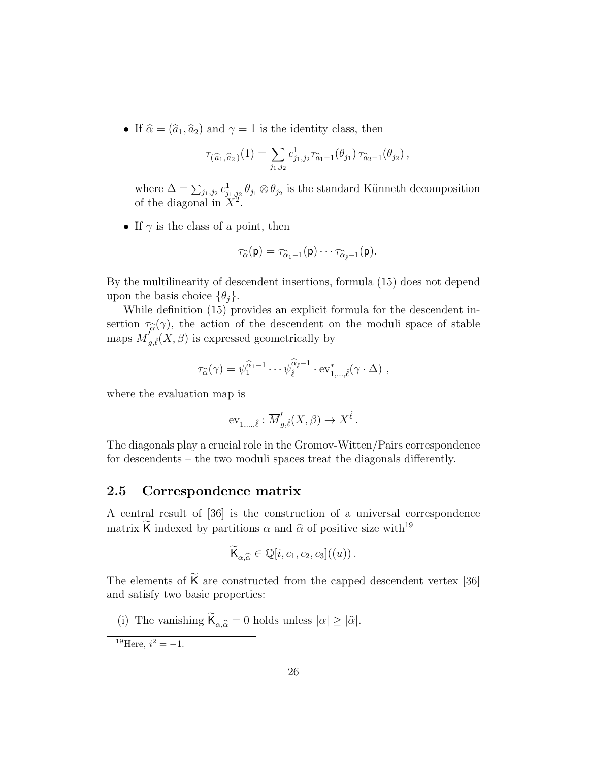- If $\widehat{\alpha} = (\widehat{a}_1, \widehat{a}_2)$ and $\gamma = 1$ is the identity class, then

$$\tau_{(\widehat{a}_1, \widehat{a}_2)}(1) = \sum_{j_1, j_2} c^1_{j_1, j_2} \tau_{\widehat{a}_1 - 1}(\theta_{j_1})\, \tau_{\widehat{a}_2 - 1}(\theta_{j_2})\,,$$

  where $\Delta = \sum_{j_1, j_2} c^1_{j_1, j_2}\, \theta_{j_1} \otimes \theta_{j_2}$ is the standard Künneth decomposition of the diagonal in $X^2$.

- If $\gamma$ is the class of a point, then

$$\tau_{\widehat{\alpha}}(\mathsf{p}) = \tau_{\widehat{\alpha}_1 - 1}(\mathsf{p}) \cdots \tau_{\widehat{\alpha}_{\widehat{\ell}} - 1}(\mathsf{p}).$$

By the multilinearity of descendent insertions, formula (15) does not depend upon the basis choice $\{\theta_j\}$.

While definition (15) provides an explicit formula for the descendent insertion $\tau_{\widehat{\alpha}}(\gamma)$, the action of the descendent on the moduli space of stable maps $\overline{M}'_{g, \hat{\ell}}(X, \beta)$ is expressed geometrically by

$$\tau_{\widehat{\alpha}}(\gamma) = \psi_1^{\widehat{\alpha}_1 - 1} \cdots \psi_{\hat{\ell}}^{\widehat{\alpha}_{\hat{\ell}} - 1} \cdot \mathrm{ev}^*_{1, \ldots, \hat{\ell}}(\gamma \cdot \Delta)\ ,$$

where the evaluation map is

$$\mathrm{ev}_{1, \ldots, \hat{\ell}} : \overline{M}'_{g, \hat{\ell}}(X, \beta) \to X^{\hat{\ell}}\,.$$

The diagonals play a crucial role in the Gromov-Witten/Pairs correspondence for descendents – the two moduli spaces treat the diagonals differently.

## 2.5 Correspondence matrix

A central result of [36] is the construction of a universal correspondence matrix $\widetilde{\mathsf{K}}$ indexed by partitions $\alpha$ and $\widehat{\alpha}$ of positive size with[19]

$$\widetilde{\mathsf{K}}_{\alpha, \widehat{\alpha}} \in \mathbb{Q}[i, c_1, c_2, c_3]((u))\,.$$

The elements of $\widetilde{\mathsf{K}}$ are constructed from the capped descendent vertex [36] and satisfy two basic properties:

(i) The vanishing $\widetilde{\mathsf{K}}_{\alpha, \widehat{\alpha}} = 0$ holds unless $|\alpha| \geq |\widehat{\alpha}|$.

[19] Here, $i^2 = -1$.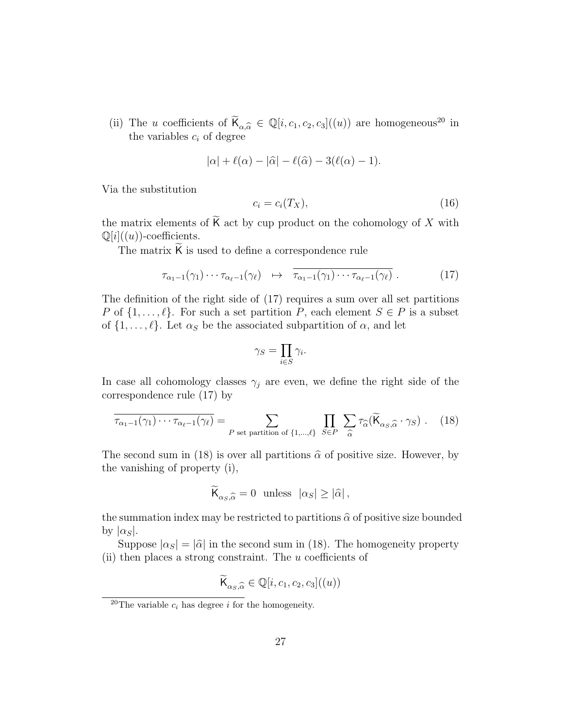(ii) The $u$ coefficients of $\widetilde{\mathsf{K}}_{\alpha,\widehat{\alpha}} \in \mathbb{Q}[i, c_1, c_2, c_3]((u))$ are homogeneous[20] in the variables $c_i$ of degree

$$|\alpha| + \ell(\alpha) - |\widehat{\alpha}| - \ell(\widehat{\alpha}) - 3(\ell(\alpha) - 1).$$

Via the substitution

$$c_i = c_i(T_X), \tag{16}$$

the matrix elements of $\widetilde{\mathsf{K}}$ act by cup product on the cohomology of $X$ with $\mathbb{Q}[i]((u))$-coefficients.

The matrix $\widetilde{\mathsf{K}}$ is used to define a correspondence rule

$$\tau_{\alpha_1-1}(\gamma_1) \cdots \tau_{\alpha_\ell-1}(\gamma_\ell) \quad \mapsto \quad \overline{\tau_{\alpha_1-1}(\gamma_1) \cdots \tau_{\alpha_\ell-1}(\gamma_\ell)} \,. \tag{17}$$

The definition of the right side of (17) requires a sum over all set partitions $P$ of $\{1, \ldots, \ell\}$. For such a set partition $P$, each element $S \in P$ is a subset of $\{1, \ldots, \ell\}$. Let $\alpha_S$ be the associated subpartition of $\alpha$, and let

$$\gamma_S = \prod_{i \in S} \gamma_i.$$

In case all cohomology classes $\gamma_j$ are even, we define the right side of the correspondence rule (17) by

$$\overline{\tau_{\alpha_1-1}(\gamma_1) \cdots \tau_{\alpha_\ell-1}(\gamma_\ell)} = \sum_{P \text{ set partition of } \{1,\ldots,\ell\}} \prod_{S \in P} \sum_{\widehat{\alpha}} \tau_{\widehat{\alpha}}(\widetilde{\mathsf{K}}_{\alpha_S,\widehat{\alpha}} \cdot \gamma_S) \,. \tag{18}$$

The second sum in (18) is over all partitions $\widehat{\alpha}$ of positive size. However, by the vanishing of property (i),

$$\widetilde{\mathsf{K}}_{\alpha_S,\widehat{\alpha}} = 0 \;\; \text{unless} \;\; |\alpha_S| \geq |\widehat{\alpha}| \,,$$

the summation index may be restricted to partitions $\widehat{\alpha}$ of positive size bounded by $|\alpha_S|$.

Suppose $|\alpha_S| = |\widehat{\alpha}|$ in the second sum in (18). The homogeneity property (ii) then places a strong constraint. The $u$ coefficients of

$$\widetilde{\mathsf{K}}_{\alpha_S,\widehat{\alpha}} \in \mathbb{Q}[i, c_1, c_2, c_3]((u))$$

---

[20] The variable $c_i$ has degree $i$ for the homogeneity.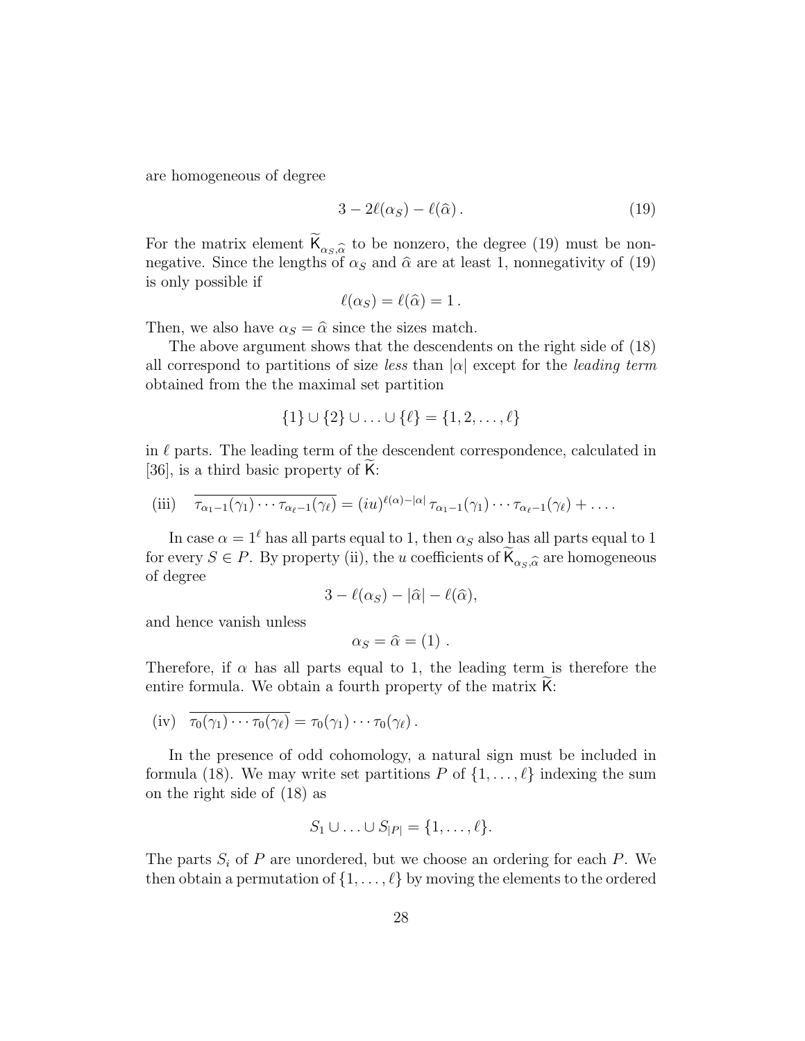are homogeneous of degree

$$3 - 2\ell(\alpha_S) - \ell(\widehat{\alpha})\,. \tag{19}$$

For the matrix element $\widetilde{\mathsf{K}}_{\alpha_S,\widehat{\alpha}}$ to be nonzero, the degree (19) must be nonnegative. Since the lengths of $\alpha_S$ and $\widehat{\alpha}$ are at least 1, nonnegativity of (19) is only possible if

$$\ell(\alpha_S) = \ell(\widehat{\alpha}) = 1\,.$$

Then, we also have $\alpha_S = \widehat{\alpha}$ since the sizes match.

The above argument shows that the descendents on the right side of (18) all correspond to partitions of size *less* than $|\alpha|$ except for the *leading term* obtained from the the maximal set partition

$$\{1\} \cup \{2\} \cup \ldots \cup \{\ell\} = \{1, 2, \ldots, \ell\}$$

in $\ell$ parts. The leading term of the descendent correspondence, calculated in [36], is a third basic property of $\widetilde{\mathsf{K}}$:

$$\text{(iii)} \quad \overline{\tau_{\alpha_1-1}(\gamma_1)\cdots\tau_{\alpha_\ell-1}(\gamma_\ell)} = (iu)^{\ell(\alpha)-|\alpha|}\,\tau_{\alpha_1-1}(\gamma_1)\cdots\tau_{\alpha_\ell-1}(\gamma_\ell) + \ldots .$$

In case $\alpha = 1^\ell$ has all parts equal to 1, then $\alpha_S$ also has all parts equal to 1 for every $S \in P$. By property (ii), the $u$ coefficients of $\widetilde{\mathsf{K}}_{\alpha_S,\widehat{\alpha}}$ are homogeneous of degree

$$3 - \ell(\alpha_S) - |\widehat{\alpha}| - \ell(\widehat{\alpha}),$$

and hence vanish unless

$$\alpha_S = \widehat{\alpha} = (1)\ .$$

Therefore, if $\alpha$ has all parts equal to 1, the leading term is therefore the entire formula. We obtain a fourth property of the matrix $\widetilde{\mathsf{K}}$:

$$\text{(iv)} \quad \overline{\tau_0(\gamma_1)\cdots\tau_0(\gamma_\ell)} = \tau_0(\gamma_1)\cdots\tau_0(\gamma_\ell)\,.$$

In the presence of odd cohomology, a natural sign must be included in formula (18). We may write set partitions $P$ of $\{1, \ldots, \ell\}$ indexing the sum on the right side of (18) as

$$S_1 \cup \ldots \cup S_{|P|} = \{1, \ldots, \ell\}.$$

The parts $S_i$ of $P$ are unordered, but we choose an ordering for each $P$. We then obtain a permutation of $\{1, \ldots, \ell\}$ by moving the elements to the ordered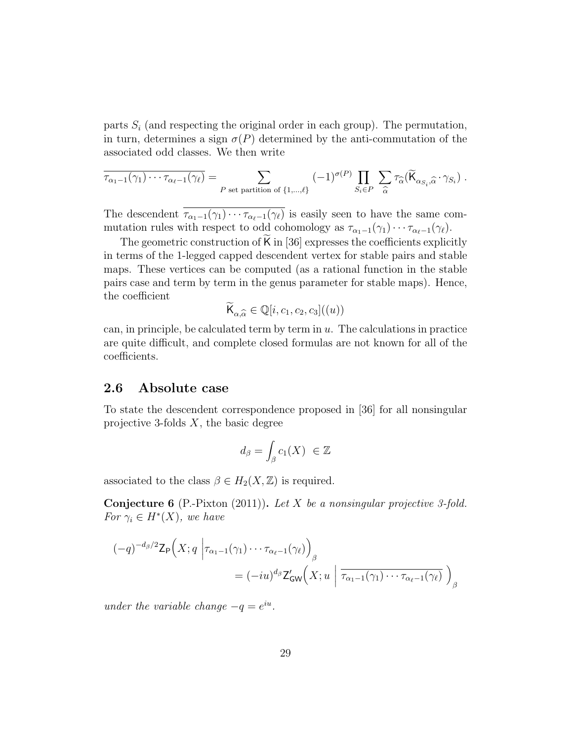parts $S_i$ (and respecting the original order in each group). The permutation, in turn, determines a sign $\sigma(P)$ determined by the anti-commutation of the associated odd classes. We then write

$$\overline{\tau_{\alpha_1-1}(\gamma_1)\cdots\tau_{\alpha_\ell-1}(\gamma_\ell)} = \sum_{P \text{ set partition of } \{1,\ldots,\ell\}} (-1)^{\sigma(P)} \prod_{S_i \in P} \sum_{\widehat{\alpha}} \tau_{\widehat{\alpha}}(\widetilde{\mathsf{K}}_{\alpha_{S_i},\widehat{\alpha}} \cdot \gamma_{S_i}) \,.$$

The descendent $\overline{\tau_{\alpha_1-1}(\gamma_1)\cdots\tau_{\alpha_\ell-1}(\gamma_\ell)}$ is easily seen to have the same commutation rules with respect to odd cohomology as $\tau_{\alpha_1-1}(\gamma_1)\cdots\tau_{\alpha_\ell-1}(\gamma_\ell)$.

The geometric construction of $\widetilde{\mathsf{K}}$ in [36] expresses the coefficients explicitly in terms of the 1-legged capped descendent vertex for stable pairs and stable maps. These vertices can be computed (as a rational function in the stable pairs case and term by term in the genus parameter for stable maps). Hence, the coefficient

$$\widetilde{\mathsf{K}}_{\alpha,\widehat{\alpha}} \in \mathbb{Q}[i, c_1, c_2, c_3]((u))$$

can, in principle, be calculated term by term in $u$. The calculations in practice are quite difficult, and complete closed formulas are not known for all of the coefficients.

## 2.6 Absolute case

To state the descendent correspondence proposed in [36] for all nonsingular projective 3-folds $X$, the basic degree

$$d_\beta = \int_\beta c_1(X) \ \in \mathbb{Z}$$

associated to the class $\beta \in H_2(X,\mathbb{Z})$ is required.

**Conjecture 6** (P.-Pixton (2011))**.** *Let $X$ be a nonsingular projective 3-fold. For $\gamma_i \in H^*(X)$, we have*

$$(-q)^{-d_\beta/2}\mathsf{Z}_{\mathsf{P}}\Big(X; q \ \Big| \tau_{\alpha_1-1}(\gamma_1)\cdots\tau_{\alpha_\ell-1}(\gamma_\ell)\Big)_\beta = (-iu)^{d_\beta}\mathsf{Z}'_{\mathsf{GW}}\Big(X; u \ \Big| \ \overline{\tau_{\alpha_1-1}(\gamma_1)\cdots\tau_{\alpha_\ell-1}(\gamma_\ell)} \ \Big)_\beta$$

*under the variable change $-q = e^{iu}$.*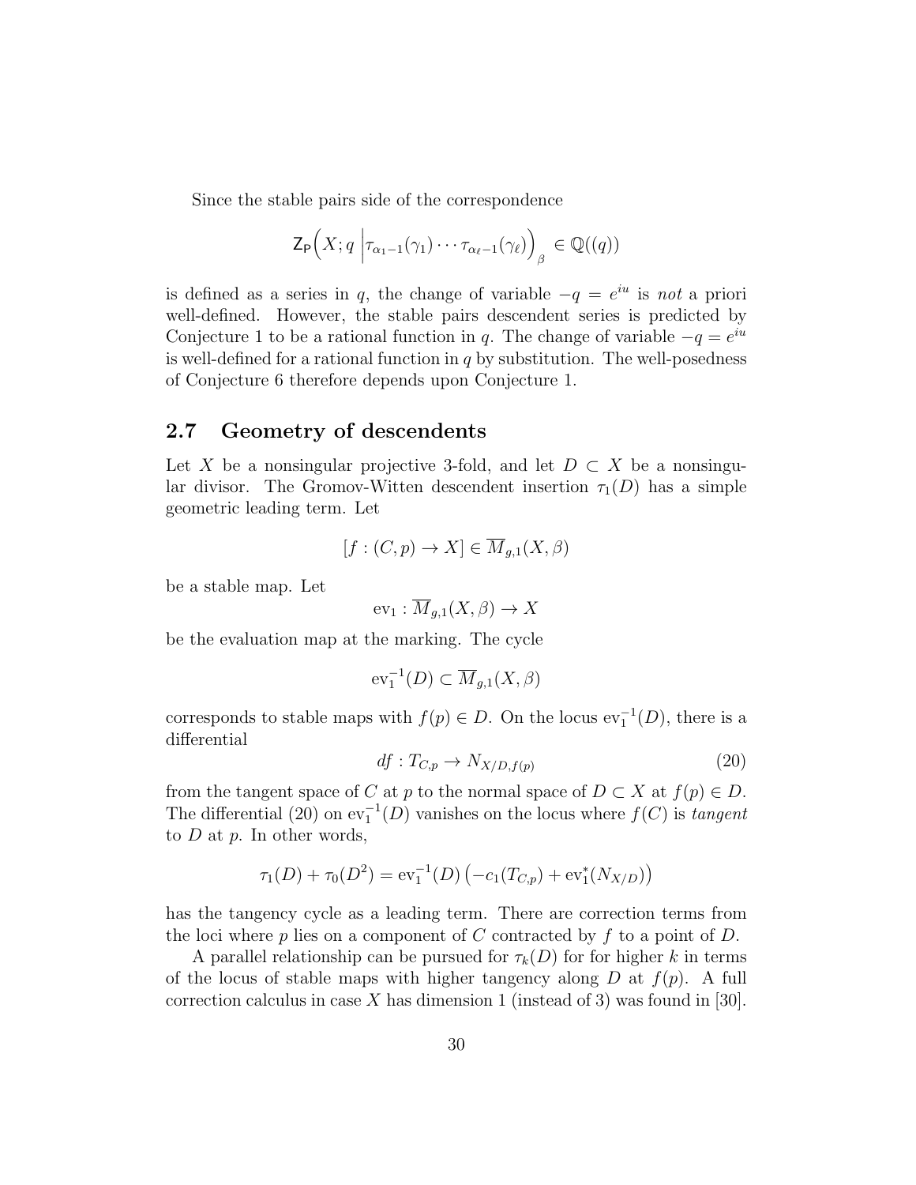Since the stable pairs side of the correspondence

$$\mathsf{Z}_{\mathsf{P}}\Big(X;q\ \Big|\tau_{\alpha_1-1}(\gamma_1)\cdots\tau_{\alpha_\ell-1}(\gamma_\ell)\Big)_\beta \in \mathbb{Q}((q))$$

is defined as a series in $q$, the change of variable $-q=e^{iu}$ is *not* a priori well-defined. However, the stable pairs descendent series is predicted by Conjecture 1 to be a rational function in $q$. The change of variable $-q=e^{iu}$ is well-defined for a rational function in $q$ by substitution. The well-posedness of Conjecture 6 therefore depends upon Conjecture 1.

## 2.7 Geometry of descendents

Let $X$ be a nonsingular projective 3-fold, and let $D\subset X$ be a nonsingular divisor. The Gromov-Witten descendent insertion $\tau_1(D)$ has a simple geometric leading term. Let

$$[f:(C,p)\to X]\in \overline{M}_{g,1}(X,\beta)$$

be a stable map. Let

$$\mathrm{ev}_1:\overline{M}_{g,1}(X,\beta)\to X$$

be the evaluation map at the marking. The cycle

$$\mathrm{ev}_1^{-1}(D)\subset \overline{M}_{g,1}(X,\beta)$$

corresponds to stable maps with $f(p)\in D$. On the locus $\mathrm{ev}_1^{-1}(D)$, there is a differential

$$df: T_{C,p}\to N_{X/D,f(p)} \tag{20}$$

from the tangent space of $C$ at $p$ to the normal space of $D\subset X$ at $f(p)\in D$. The differential (20) on $\mathrm{ev}_1^{-1}(D)$ vanishes on the locus where $f(C)$ is *tangent* to $D$ at $p$. In other words,

$$\tau_1(D)+\tau_0(D^2)=\mathrm{ev}_1^{-1}(D)\left(-c_1(T_{C,p})+\mathrm{ev}_1^*(N_{X/D})\right)$$

has the tangency cycle as a leading term. There are correction terms from the loci where $p$ lies on a component of $C$ contracted by $f$ to a point of $D$.

A parallel relationship can be pursued for $\tau_k(D)$ for for higher $k$ in terms of the locus of stable maps with higher tangency along $D$ at $f(p)$. A full correction calculus in case $X$ has dimension 1 (instead of 3) was found in [30].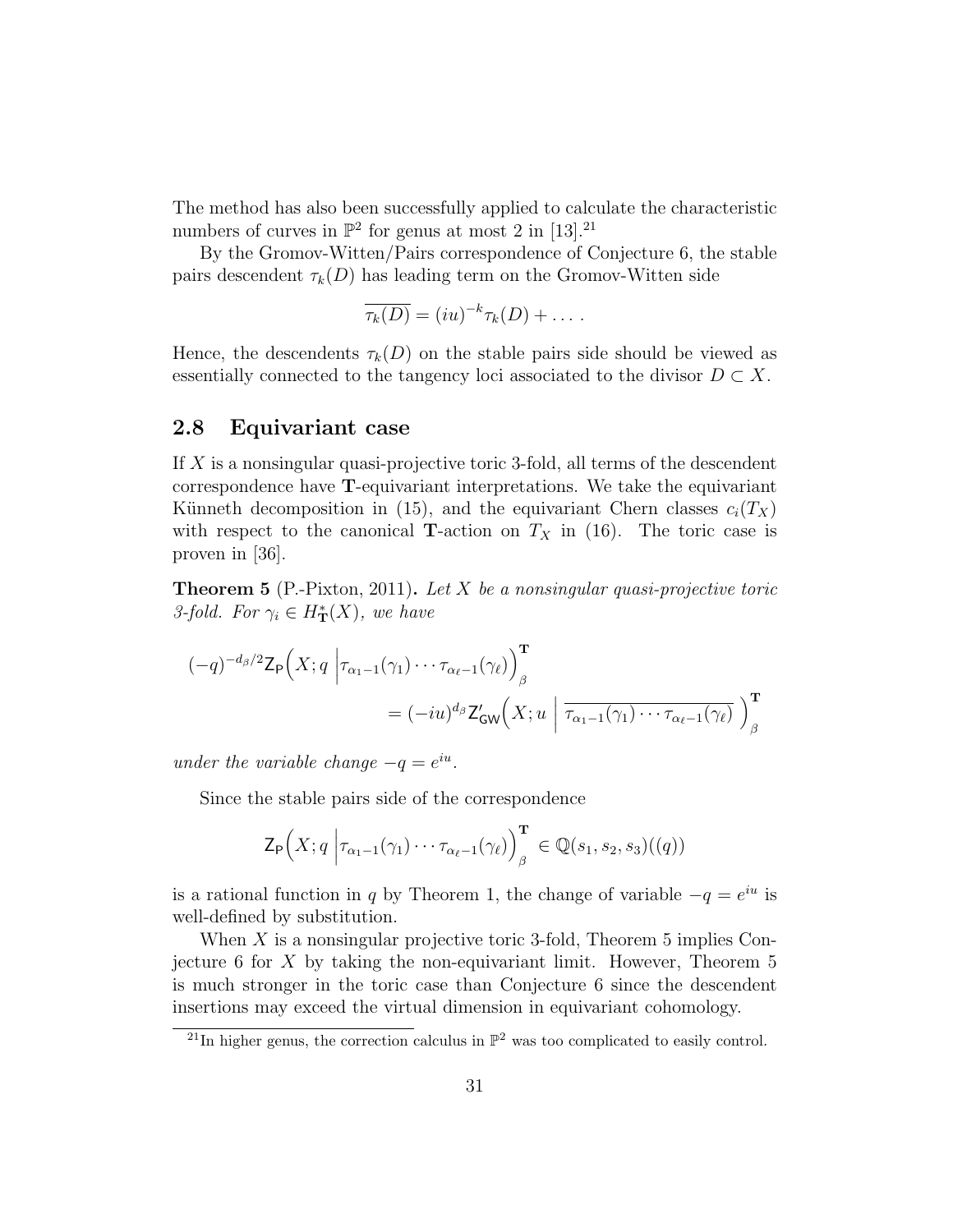The method has also been successfully applied to calculate the characteristic numbers of curves in $\mathbb{P}^2$ for genus at most 2 in [13].[21]

By the Gromov-Witten/Pairs correspondence of Conjecture 6, the stable pairs descendent $\tau_k(D)$ has leading term on the Gromov-Witten side

$$\overline{\tau_k(D)} = (iu)^{-k}\tau_k(D) + \ldots .$$

Hence, the descendents $\tau_k(D)$ on the stable pairs side should be viewed as essentially connected to the tangency loci associated to the divisor $D \subset X$.

## 2.8 Equivariant case

If $X$ is a nonsingular quasi-projective toric 3-fold, all terms of the descendent correspondence have $\mathbf{T}$-equivariant interpretations. We take the equivariant Künneth decomposition in (15), and the equivariant Chern classes $c_i(T_X)$ with respect to the canonical $\mathbf{T}$-action on $T_X$ in (16). The toric case is proven in [36].

**Theorem 5** (P.-Pixton, 2011)**.** *Let $X$ be a nonsingular quasi-projective toric 3-fold. For $\gamma_i \in H^*_{\mathbf{T}}(X)$, we have*

$$(-q)^{-d_\beta/2}\mathsf{Z}_{\mathsf{P}}\Big(X; q \;\Big|\tau_{\alpha_1-1}(\gamma_1)\cdots\tau_{\alpha_\ell-1}(\gamma_\ell)\Big)^{\mathbf{T}}_\beta = (-iu)^{d_\beta}\mathsf{Z}'_{\mathsf{GW}}\Big(X; u \;\Big|\; \overline{\tau_{\alpha_1-1}(\gamma_1)\cdots\tau_{\alpha_\ell-1}(\gamma_\ell)}\;\Big)^{\mathbf{T}}_\beta$$

*under the variable change $-q = e^{iu}$.*

Since the stable pairs side of the correspondence

$$\mathsf{Z}_{\mathsf{P}}\Big(X; q \;\Big|\tau_{\alpha_1-1}(\gamma_1)\cdots\tau_{\alpha_\ell-1}(\gamma_\ell)\Big)^{\mathbf{T}}_\beta \in \mathbb{Q}(s_1, s_2, s_3)((q))$$

is a rational function in $q$ by Theorem 1, the change of variable $-q = e^{iu}$ is well-defined by substitution.

When $X$ is a nonsingular projective toric 3-fold, Theorem 5 implies Conjecture 6 for $X$ by taking the non-equivariant limit. However, Theorem 5 is much stronger in the toric case than Conjecture 6 since the descendent insertions may exceed the virtual dimension in equivariant cohomology.

[21] In higher genus, the correction calculus in $\mathbb{P}^2$ was too complicated to easily control.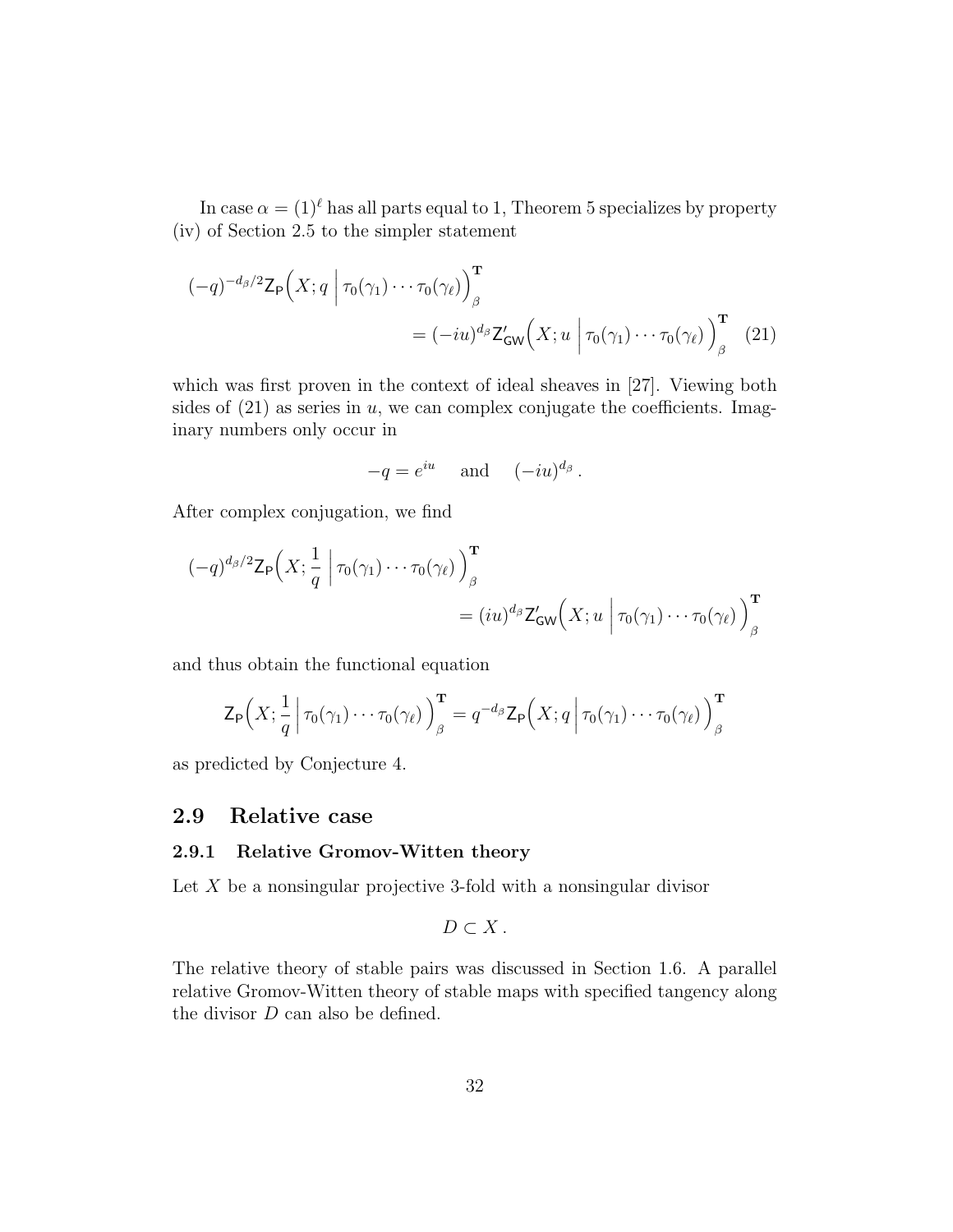In case $\alpha = (1)^\ell$ has all parts equal to 1, Theorem 5 specializes by property (iv) of Section 2.5 to the simpler statement

$$(-q)^{-d_\beta/2} \mathsf{Z}_{\mathsf{P}}\Big(X; q \;\Big|\; \tau_0(\gamma_1)\cdots\tau_0(\gamma_\ell)\Big)^{\mathbf{T}}_\beta = (-iu)^{d_\beta} \mathsf{Z}'_{\mathsf{GW}}\Big(X; u \;\Big|\; \tau_0(\gamma_1)\cdots\tau_0(\gamma_\ell)\,\Big)^{\mathbf{T}}_\beta \quad (21)$$

which was first proven in the context of ideal sheaves in [27]. Viewing both sides of (21) as series in $u$, we can complex conjugate the coefficients. Imaginary numbers only occur in

$$-q = e^{iu} \quad \text{ and } \quad (-iu)^{d_\beta}\,.$$

After complex conjugation, we find

$$(-q)^{d_\beta/2} \mathsf{Z}_{\mathsf{P}}\Big(X; \frac{1}{q} \;\Big|\; \tau_0(\gamma_1)\cdots\tau_0(\gamma_\ell)\,\Big)^{\mathbf{T}}_\beta = (iu)^{d_\beta} \mathsf{Z}'_{\mathsf{GW}}\Big(X; u \;\Big|\; \tau_0(\gamma_1)\cdots\tau_0(\gamma_\ell)\,\Big)^{\mathbf{T}}_\beta$$

and thus obtain the functional equation

$$\mathsf{Z}_{\mathsf{P}}\Big(X; \frac{1}{q} \;\Big|\; \tau_0(\gamma_1)\cdots\tau_0(\gamma_\ell)\,\Big)^{\mathbf{T}}_\beta = q^{-d_\beta} \mathsf{Z}_{\mathsf{P}}\Big(X; q \;\Big|\; \tau_0(\gamma_1)\cdots\tau_0(\gamma_\ell)\,\Big)^{\mathbf{T}}_\beta$$

as predicted by Conjecture 4.

## 2.9 Relative case

### 2.9.1 Relative Gromov-Witten theory

Let $X$ be a nonsingular projective 3-fold with a nonsingular divisor

$$D \subset X\,.$$

The relative theory of stable pairs was discussed in Section 1.6. A parallel relative Gromov-Witten theory of stable maps with specified tangency along the divisor $D$ can also be defined.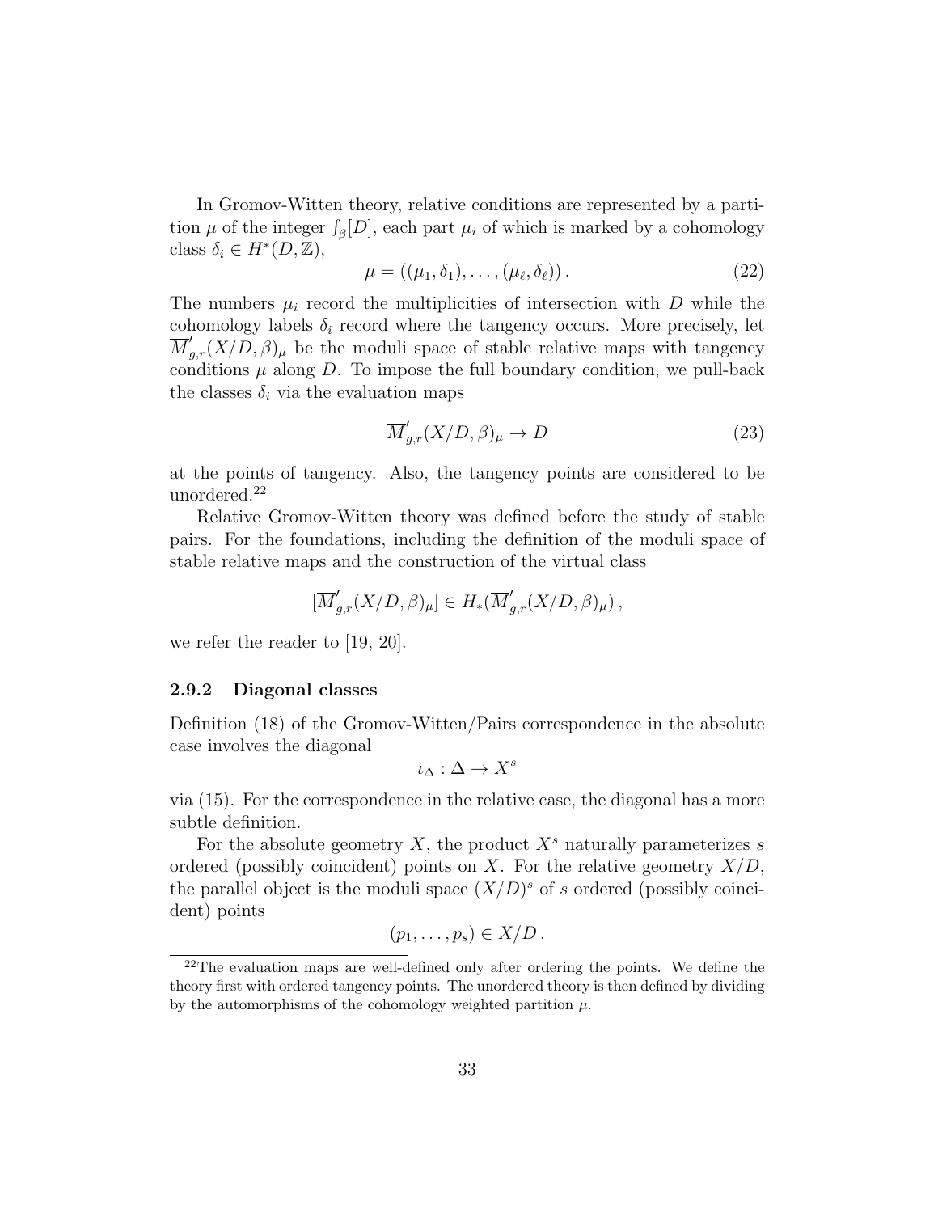In Gromov-Witten theory, relative conditions are represented by a partition $\mu$ of the integer $\int_\beta [D]$, each part $\mu_i$ of which is marked by a cohomology class $\delta_i \in H^*(D, \mathbb{Z})$,

$$\mu = ((\mu_1, \delta_1), \ldots, (\mu_\ell, \delta_\ell)) . \tag{22}$$

The numbers $\mu_i$ record the multiplicities of intersection with $D$ while the cohomology labels $\delta_i$ record where the tangency occurs. More precisely, let $\overline{M}'_{g,r}(X/D, \beta)_\mu$ be the moduli space of stable relative maps with tangency conditions $\mu$ along $D$. To impose the full boundary condition, we pull-back the classes $\delta_i$ via the evaluation maps

$$\overline{M}'_{g,r}(X/D, \beta)_\mu \to D \tag{23}$$

at the points of tangency. Also, the tangency points are considered to be unordered.[22]

Relative Gromov-Witten theory was defined before the study of stable pairs. For the foundations, including the definition of the moduli space of stable relative maps and the construction of the virtual class

$$[\overline{M}'_{g,r}(X/D, \beta)_\mu] \in H_*(\overline{M}'_{g,r}(X/D, \beta)_\mu) ,$$

we refer the reader to [19, 20].

### 2.9.2 Diagonal classes

Definition (18) of the Gromov-Witten/Pairs correspondence in the absolute case involves the diagonal

$$\iota_\Delta : \Delta \to X^s$$

via (15). For the correspondence in the relative case, the diagonal has a more subtle definition.

For the absolute geometry $X$, the product $X^s$ naturally parameterizes $s$ ordered (possibly coincident) points on $X$. For the relative geometry $X/D$, the parallel object is the moduli space $(X/D)^s$ of $s$ ordered (possibly coincident) points

$$(p_1, \ldots, p_s) \in X/D .$$

[22] The evaluation maps are well-defined only after ordering the points. We define the theory first with ordered tangency points. The unordered theory is then defined by dividing by the automorphisms of the cohomology weighted partition $\mu$.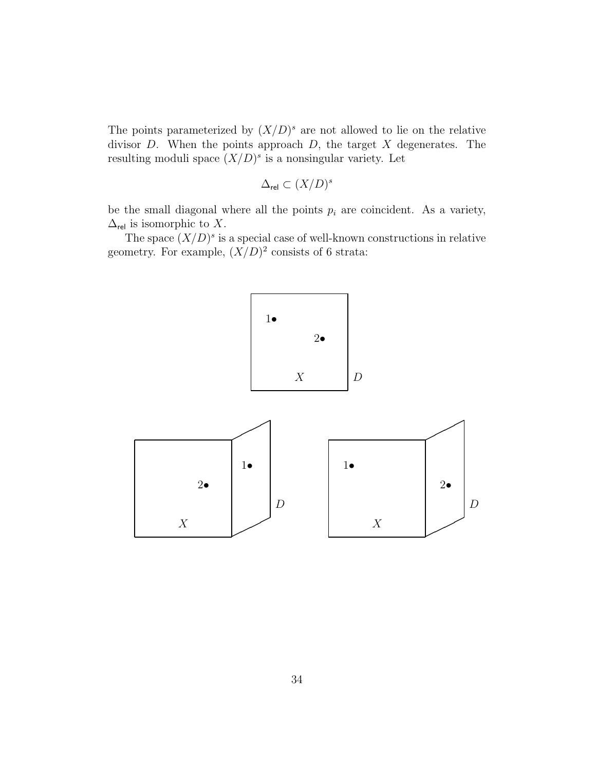The points parameterized by $(X/D)^s$ are not allowed to lie on the relative divisor $D$. When the points approach $D$, the target $X$ degenerates. The resulting moduli space $(X/D)^s$ is a nonsingular variety. Let

$$\Delta_{\mathsf{rel}} \subset (X/D)^s$$

be the small diagonal where all the points $p_i$ are coincident. As a variety, $\Delta_{\mathsf{rel}}$ is isomorphic to $X$.

The space $(X/D)^s$ is a special case of well-known constructions in relative geometry. For example, $(X/D)^2$ consists of 6 strata: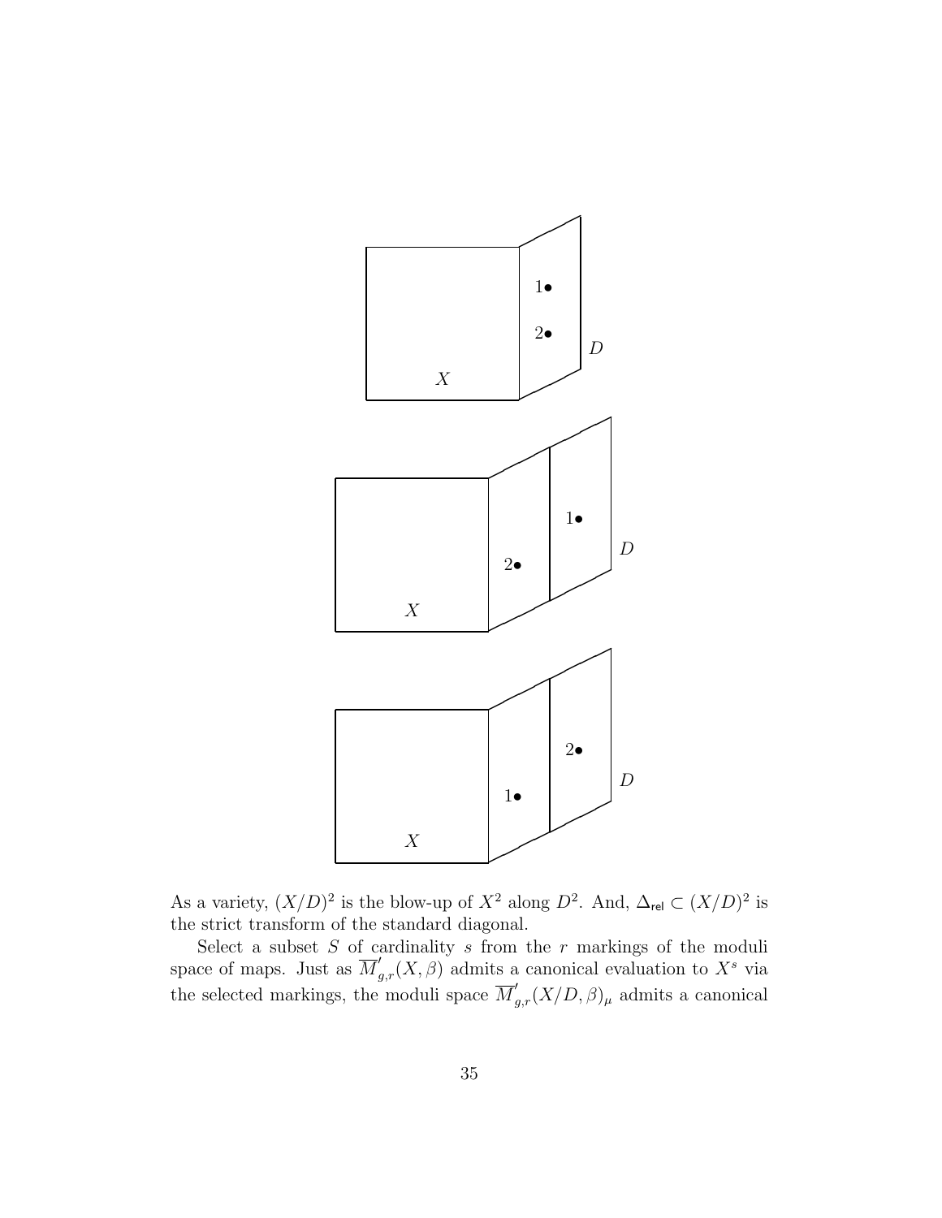As a variety, $(X/D)^2$ is the blow-up of $X^2$ along $D^2$. And, $\Delta_{\mathsf{rel}} \subset (X/D)^2$ is the strict transform of the standard diagonal.

Select a subset $S$ of cardinality $s$ from the $r$ markings of the moduli space of maps. Just as $\overline{M}'_{g,r}(X,\beta)$ admits a canonical evaluation to $X^s$ via the selected markings, the moduli space $\overline{M}'_{g,r}(X/D,\beta)_\mu$ admits a canonical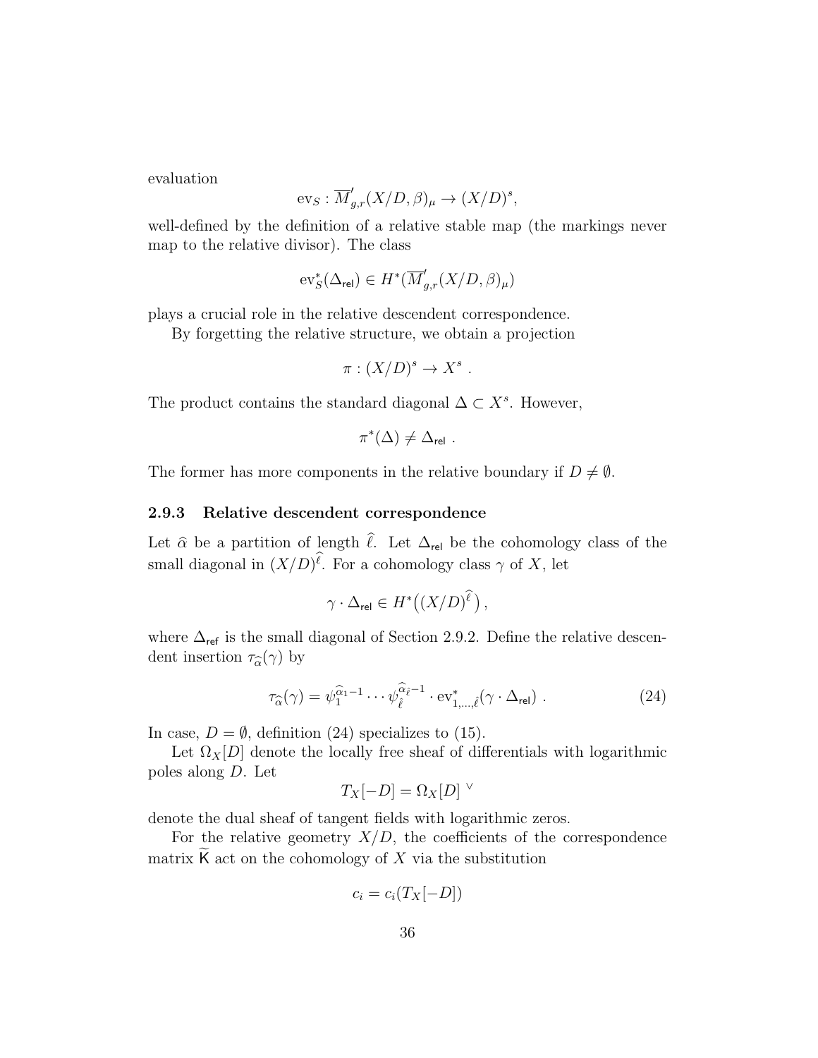evaluation

$$\mathrm{ev}_S : \overline{M}'_{g,r}(X/D,\beta)_\mu \to (X/D)^s,$$

well-defined by the definition of a relative stable map (the markings never map to the relative divisor). The class

$$\mathrm{ev}_S^*(\Delta_{\mathsf{rel}}) \in H^*(\overline{M}'_{g,r}(X/D,\beta)_\mu)$$

plays a crucial role in the relative descendent correspondence.

By forgetting the relative structure, we obtain a projection

$$\pi : (X/D)^s \to X^s \ .$$

The product contains the standard diagonal $\Delta \subset X^s$. However,

$$\pi^*(\Delta) \neq \Delta_{\mathsf{rel}} \ .$$

The former has more components in the relative boundary if $D \neq \emptyset$.

### 2.9.3 Relative descendent correspondence

Let $\widehat{\alpha}$ be a partition of length $\widehat{\ell}$. Let $\Delta_{\mathsf{rel}}$ be the cohomology class of the small diagonal in $(X/D)^{\widehat{\ell}}$. For a cohomology class $\gamma$ of $X$, let

$$\gamma \cdot \Delta_{\mathsf{rel}} \in H^*\big((X/D)^{\widehat{\ell}}\big)\,,$$

where $\Delta_{\mathsf{ref}}$ is the small diagonal of Section 2.9.2. Define the relative descendent insertion $\tau_{\widehat{\alpha}}(\gamma)$ by

$$\tau_{\widehat{\alpha}}(\gamma) = \psi_1^{\widehat{\alpha}_1 - 1} \cdots \psi_{\widehat{\ell}}^{\widehat{\alpha}_{\widehat{\ell}} - 1} \cdot \mathrm{ev}^*_{1,\ldots,\hat{\ell}}(\gamma \cdot \Delta_{\mathsf{rel}}) \ . \tag{24}$$

In case, $D = \emptyset$, definition (24) specializes to (15).

Let $\Omega_X[D]$ denote the locally free sheaf of differentials with logarithmic poles along $D$. Let

$$T_X[-D] = \Omega_X[D]^{\ \vee}$$

denote the dual sheaf of tangent fields with logarithmic zeros.

For the relative geometry $X/D$, the coefficients of the correspondence matrix $\widetilde{\mathsf{K}}$ act on the cohomology of $X$ via the substitution

$$c_i = c_i(T_X[-D])$$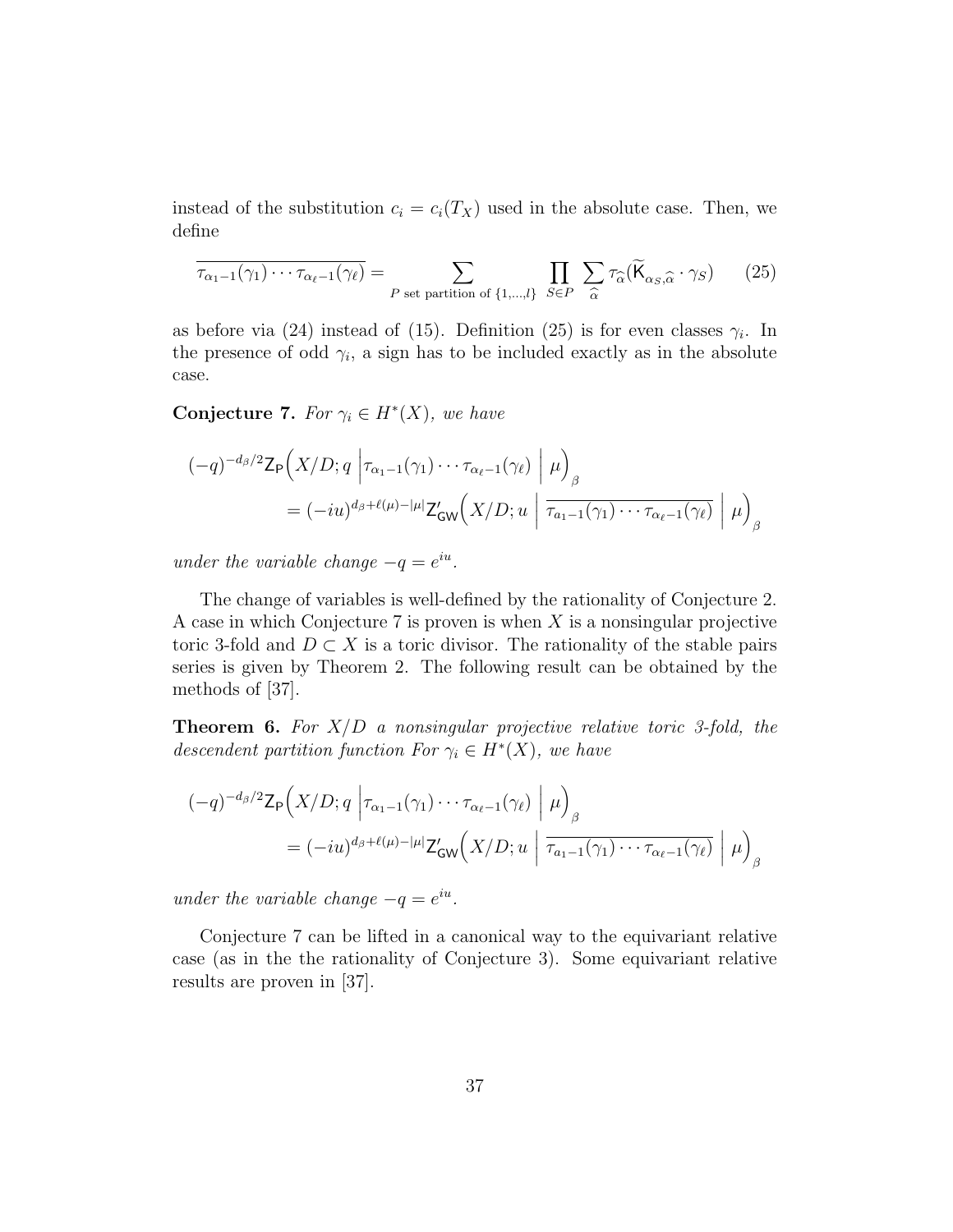instead of the substitution $c_i = c_i(T_X)$ used in the absolute case. Then, we define

$$\overline{\tau_{\alpha_1-1}(\gamma_1)\cdots\tau_{\alpha_\ell-1}(\gamma_\ell)} = \sum_{P \text{ set partition of } \{1,\ldots,l\}} \prod_{S\in P} \sum_{\widehat{\alpha}} \tau_{\widehat{\alpha}}(\widetilde{\mathsf{K}}_{\alpha_S,\widehat{\alpha}} \cdot \gamma_S) \tag{25}$$

as before via (24) instead of (15). Definition (25) is for even classes $\gamma_i$. In the presence of odd $\gamma_i$, a sign has to be included exactly as in the absolute case.

**Conjecture 7.** *For $\gamma_i \in H^*(X)$, we have*

$$(-q)^{-d_\beta/2}\mathsf{Z}_{\mathsf{P}}\Big(X/D; q \;\Big|\tau_{\alpha_1-1}(\gamma_1)\cdots\tau_{\alpha_\ell-1}(\gamma_\ell)\;\Big|\;\mu\Big)_\beta$$
$$= (-iu)^{d_\beta+\ell(\mu)-|\mu|}\mathsf{Z}'_{\mathsf{GW}}\Big(X/D; u \;\Big|\; \overline{\tau_{a_1-1}(\gamma_1)\cdots\tau_{\alpha_\ell-1}(\gamma_\ell)}\;\Big|\;\mu\Big)_\beta$$

*under the variable change $-q = e^{iu}$.*

The change of variables is well-defined by the rationality of Conjecture 2. A case in which Conjecture 7 is proven is when $X$ is a nonsingular projective toric 3-fold and $D \subset X$ is a toric divisor. The rationality of the stable pairs series is given by Theorem 2. The following result can be obtained by the methods of [37].

**Theorem 6.** *For $X/D$ a nonsingular projective relative toric 3-fold, the descendent partition function For $\gamma_i \in H^*(X)$, we have*

$$(-q)^{-d_\beta/2}\mathsf{Z}_{\mathsf{P}}\Big(X/D; q \;\Big|\tau_{\alpha_1-1}(\gamma_1)\cdots\tau_{\alpha_\ell-1}(\gamma_\ell)\;\Big|\;\mu\Big)_\beta$$
$$= (-iu)^{d_\beta+\ell(\mu)-|\mu|}\mathsf{Z}'_{\mathsf{GW}}\Big(X/D; u \;\Big|\; \overline{\tau_{a_1-1}(\gamma_1)\cdots\tau_{\alpha_\ell-1}(\gamma_\ell)}\;\Big|\;\mu\Big)_\beta$$

*under the variable change $-q = e^{iu}$.*

Conjecture 7 can be lifted in a canonical way to the equivariant relative case (as in the the rationality of Conjecture 3). Some equivariant relative results are proven in [37].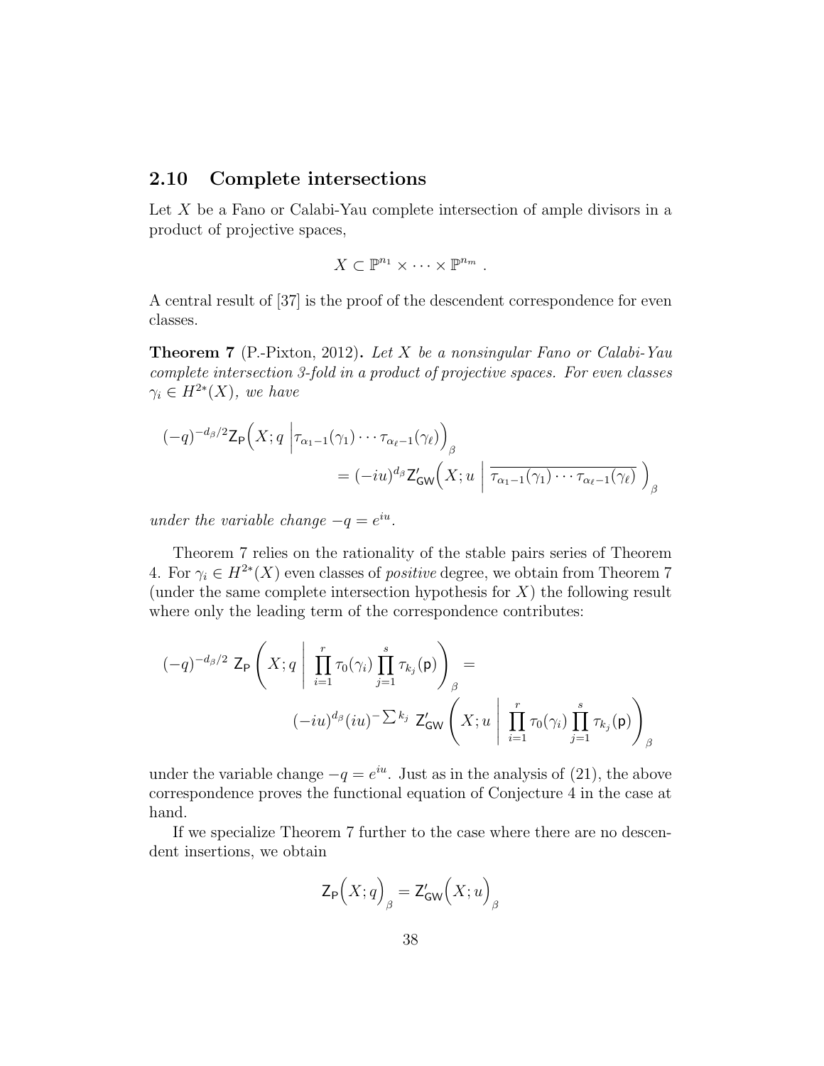### 2.10 Complete intersections

Let $X$ be a Fano or Calabi-Yau complete intersection of ample divisors in a product of projective spaces,

$$X \subset \mathbb{P}^{n_1} \times \cdots \times \mathbb{P}^{n_m} .$$

A central result of [37] is the proof of the descendent correspondence for even classes.

**Theorem 7** (P.-Pixton, 2012)**.** *Let $X$ be a nonsingular Fano or Calabi-Yau complete intersection 3-fold in a product of projective spaces. For even classes $\gamma_i \in H^{2*}(X)$, we have*

$$(-q)^{-d_\beta/2} \mathsf{Z}_{\mathsf{P}}\Big(X; q \ \Big| \tau_{\alpha_1 - 1}(\gamma_1) \cdots \tau_{\alpha_\ell - 1}(\gamma_\ell)\Big)_\beta = (-iu)^{d_\beta} \mathsf{Z}'_{\mathsf{GW}}\Big(X; u \ \Big| \ \overline{\tau_{\alpha_1 - 1}(\gamma_1) \cdots \tau_{\alpha_\ell - 1}(\gamma_\ell)} \ \Big)_\beta$$

*under the variable change $-q = e^{iu}$.*

Theorem 7 relies on the rationality of the stable pairs series of Theorem 4. For $\gamma_i \in H^{2*}(X)$ even classes of *positive* degree, we obtain from Theorem 7 (under the same complete intersection hypothesis for $X$) the following result where only the leading term of the correspondence contributes:

$$(-q)^{-d_\beta/2} \ \mathsf{Z}_{\mathsf{P}}\left(X; q \ \middle| \ \prod_{i=1}^{r} \tau_0(\gamma_i) \prod_{j=1}^{s} \tau_{k_j}(\mathsf{p})\right)_\beta = (-iu)^{d_\beta} (iu)^{-\sum k_j} \ \mathsf{Z}'_{\mathsf{GW}}\left(X; u \ \middle| \ \prod_{i=1}^{r} \tau_0(\gamma_i) \prod_{j=1}^{s} \tau_{k_j}(\mathsf{p})\right)_\beta$$

under the variable change $-q = e^{iu}$. Just as in the analysis of (21), the above correspondence proves the functional equation of Conjecture 4 in the case at hand.

If we specialize Theorem 7 further to the case where there are no descendent insertions, we obtain

$$\mathsf{Z}_{\mathsf{P}}\Big(X; q\Big)_\beta = \mathsf{Z}'_{\mathsf{GW}}\Big(X; u\Big)_\beta$$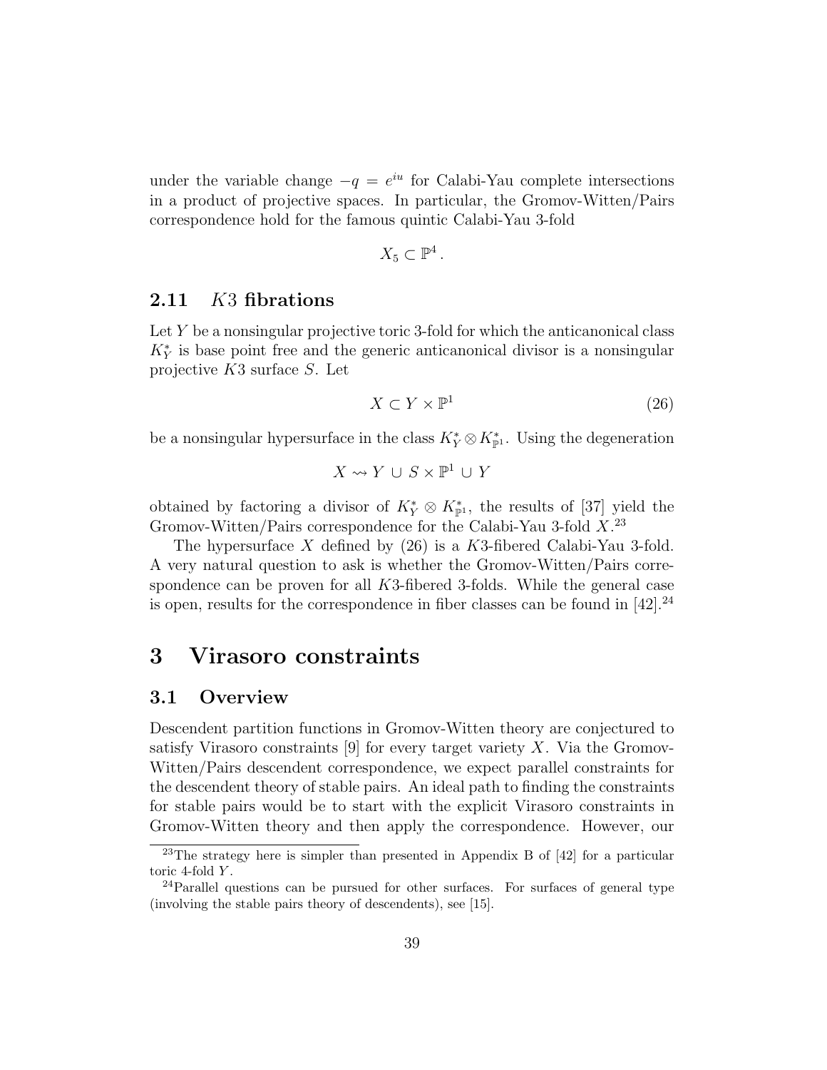under the variable change $-q = e^{iu}$ for Calabi-Yau complete intersections in a product of projective spaces. In particular, the Gromov-Witten/Pairs correspondence hold for the famous quintic Calabi-Yau 3-fold

$$X_5 \subset \mathbb{P}^4 .$$

### 2.11 $K3$ fibrations

Let $Y$ be a nonsingular projective toric 3-fold for which the anticanonical class $K_Y^*$ is base point free and the generic anticanonical divisor is a nonsingular projective $K3$ surface $S$. Let

$$X \subset Y \times \mathbb{P}^1 \tag{26}$$

be a nonsingular hypersurface in the class $K_Y^* \otimes K_{\mathbb{P}^1}^*$. Using the degeneration

$$X \rightsquigarrow Y \cup S \times \mathbb{P}^1 \cup Y$$

obtained by factoring a divisor of $K_Y^* \otimes K_{\mathbb{P}^1}^*$, the results of [37] yield the Gromov-Witten/Pairs correspondence for the Calabi-Yau 3-fold $X$.[23]

The hypersurface $X$ defined by (26) is a $K3$-fibered Calabi-Yau 3-fold. A very natural question to ask is whether the Gromov-Witten/Pairs correspondence can be proven for all $K3$-fibered 3-folds. While the general case is open, results for the correspondence in fiber classes can be found in [42].[24]

# 3 Virasoro constraints

## 3.1 Overview

Descendent partition functions in Gromov-Witten theory are conjectured to satisfy Virasoro constraints [9] for every target variety $X$. Via the Gromov-Witten/Pairs descendent correspondence, we expect parallel constraints for the descendent theory of stable pairs. An ideal path to finding the constraints for stable pairs would be to start with the explicit Virasoro constraints in Gromov-Witten theory and then apply the correspondence. However, our

[23] The strategy here is simpler than presented in Appendix B of [42] for a particular toric 4-fold $Y$.

[24] Parallel questions can be pursued for other surfaces. For surfaces of general type (involving the stable pairs theory of descendents), see [15].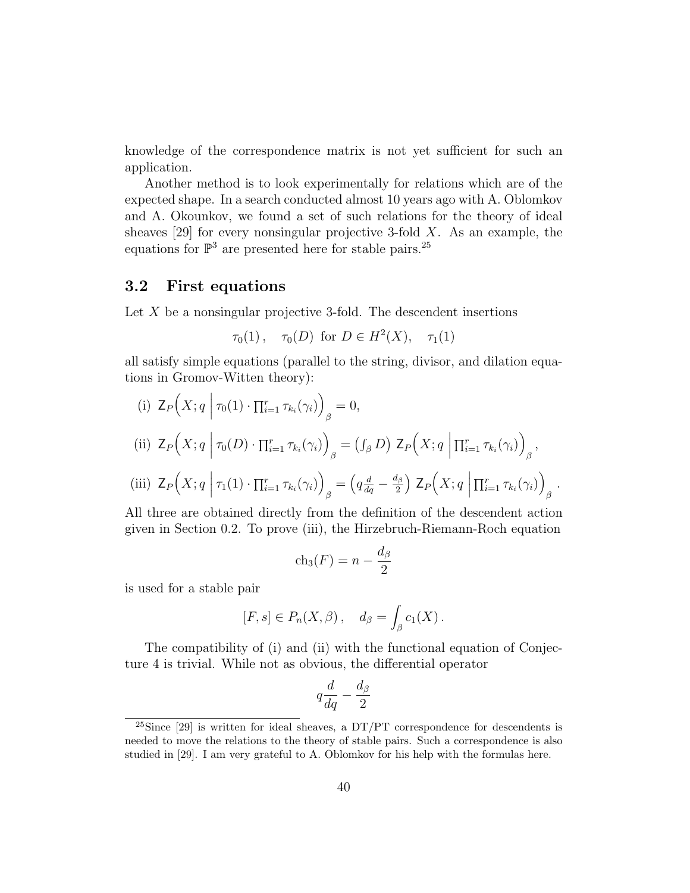knowledge of the correspondence matrix is not yet sufficient for such an application.

Another method is to look experimentally for relations which are of the expected shape. In a search conducted almost 10 years ago with A. Oblomkov and A. Okounkov, we found a set of such relations for the theory of ideal sheaves [29] for every nonsingular projective 3-fold $X$. As an example, the equations for $\mathbb{P}^3$ are presented here for stable pairs.[25]

### 3.2 First equations

Let $X$ be a nonsingular projective 3-fold. The descendent insertions

$$\tau_0(1)\,, \quad \tau_0(D) \text{ for } D \in H^2(X), \quad \tau_1(1)$$

all satisfy simple equations (parallel to the string, divisor, and dilation equations in Gromov-Witten theory):

(i) $\mathsf{Z}_P\Big(X; q \;\Big|\; \tau_0(1) \cdot \prod_{i=1}^r \tau_{k_i}(\gamma_i)\Big)_\beta = 0,$

(ii) $\mathsf{Z}_P\Big(X; q \;\Big|\; \tau_0(D) \cdot \prod_{i=1}^r \tau_{k_i}(\gamma_i)\Big)_\beta = \big(\int_\beta D\big)\; \mathsf{Z}_P\Big(X; q \;\Big|\; \prod_{i=1}^r \tau_{k_i}(\gamma_i)\Big)_\beta\,,$

(iii) $\mathsf{Z}_P\Big(X; q \;\Big|\; \tau_1(1) \cdot \prod_{i=1}^r \tau_{k_i}(\gamma_i)\Big)_\beta = \Big(q\frac{d}{dq} - \frac{d_\beta}{2}\Big)\; \mathsf{Z}_P\Big(X; q \;\Big|\; \prod_{i=1}^r \tau_{k_i}(\gamma_i)\Big)_\beta\,.$

All three are obtained directly from the definition of the descendent action given in Section 0.2. To prove (iii), the Hirzebruch-Riemann-Roch equation

$$\mathrm{ch}_3(F) = n - \frac{d_\beta}{2}$$

is used for a stable pair

$$[F, s] \in P_n(X, \beta)\,, \quad d_\beta = \int_\beta c_1(X)\,.$$

The compatibility of (i) and (ii) with the functional equation of Conjecture 4 is trivial. While not as obvious, the differential operator

$$q\frac{d}{dq} - \frac{d_\beta}{2}$$

[25]Since [29] is written for ideal sheaves, a DT/PT correspondence for descendents is needed to move the relations to the theory of stable pairs. Such a correspondence is also studied in [29]. I am very grateful to A. Oblomkov for his help with the formulas here.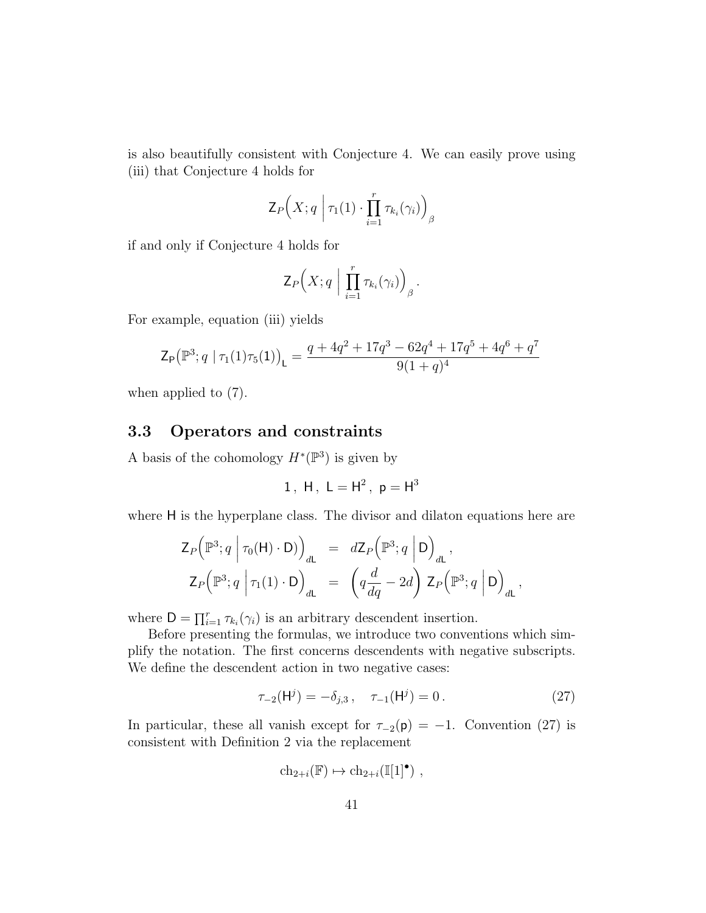is also beautifully consistent with Conjecture 4. We can easily prove using (iii) that Conjecture 4 holds for

$$\mathsf{Z}_P\Big(X;q\;\Big|\;\tau_1(1)\cdot\prod_{i=1}^r \tau_{k_i}(\gamma_i)\Big)_\beta$$

if and only if Conjecture 4 holds for

$$\mathsf{Z}_P\Big(X;q\;\Big|\;\prod_{i=1}^r \tau_{k_i}(\gamma_i)\Big)_\beta\,.$$

For example, equation (iii) yields

$$\mathsf{Z}_{\mathsf{P}}\big(\mathbb{P}^3;q\mid\tau_1(1)\tau_5(1)\big)_{\mathsf{L}}=\frac{q+4q^2+17q^3-62q^4+17q^5+4q^6+q^7}{9(1+q)^4}$$

when applied to (7).

### 3.3 Operators and constraints

A basis of the cohomology $H^*(\mathbb{P}^3)$ is given by

$$1\,,\;\mathsf{H}\,,\;\mathsf{L}=\mathsf{H}^2\,,\;\mathsf{p}=\mathsf{H}^3$$

where $\mathsf{H}$ is the hyperplane class. The divisor and dilaton equations here are

$$\begin{aligned}
\mathsf{Z}_P\Big(\mathbb{P}^3;q\;\Big|\;\tau_0(\mathsf{H})\cdot\mathsf{D})\Big)_{d\mathsf{L}} &= d\mathsf{Z}_P\Big(\mathbb{P}^3;q\;\Big|\;\mathsf{D}\Big)_{d\mathsf{L}}\,,\\
\mathsf{Z}_P\Big(\mathbb{P}^3;q\;\Big|\;\tau_1(1)\cdot\mathsf{D}\Big)_{d\mathsf{L}} &= \Big(q\frac{d}{dq}-2d\Big)\;\mathsf{Z}_P\Big(\mathbb{P}^3;q\;\Big|\;\mathsf{D}\Big)_{d\mathsf{L}}\,,
\end{aligned}$$

where $\mathsf{D}=\prod_{i=1}^r\tau_{k_i}(\gamma_i)$ is an arbitrary descendent insertion.

Before presenting the formulas, we introduce two conventions which simplify the notation. The first concerns descendents with negative subscripts. We define the descendent action in two negative cases:

$$\tau_{-2}(\mathsf{H}^j)=-\delta_{j,3}\,,\quad \tau_{-1}(\mathsf{H}^j)=0\,. \tag{27}$$

In particular, these all vanish except for $\tau_{-2}(\mathsf{p})=-1$. Convention (27) is consistent with Definition 2 via the replacement

$$\mathrm{ch}_{2+i}(\mathbb{F})\mapsto\mathrm{ch}_{2+i}(\mathbb{I}[1]^\bullet)\;,$$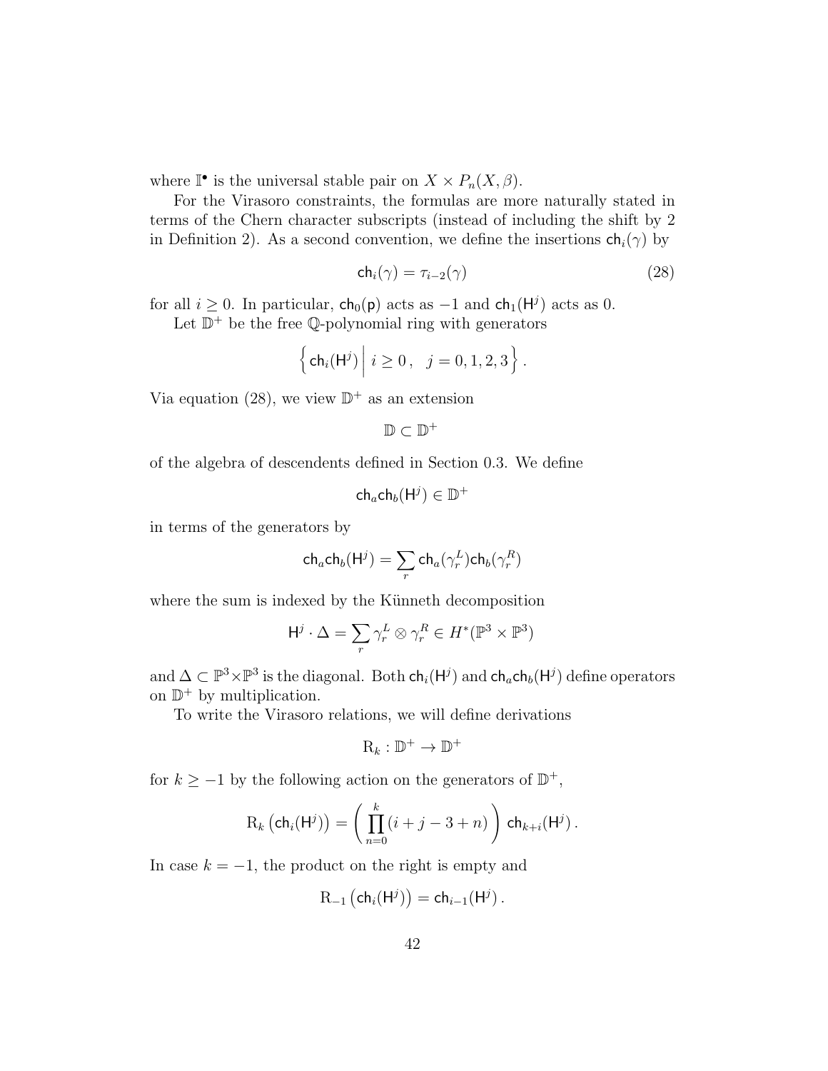where $\mathbb{I}^\bullet$ is the universal stable pair on $X \times P_n(X, \beta)$.

For the Virasoro constraints, the formulas are more naturally stated in terms of the Chern character subscripts (instead of including the shift by 2 in Definition 2). As a second convention, we define the insertions $\mathsf{ch}_i(\gamma)$ by

$$\mathsf{ch}_i(\gamma) = \tau_{i-2}(\gamma) \tag{28}$$

for all $i \geq 0$. In particular, $\mathsf{ch}_0(\mathsf{p})$ acts as $-1$ and $\mathsf{ch}_1(\mathsf{H}^j)$ acts as 0.

Let $\mathbb{D}^+$ be the free $\mathbb{Q}$-polynomial ring with generators

$$\left\{ \mathsf{ch}_i(\mathsf{H}^j) \,\middle|\, i \geq 0\,, \quad j = 0, 1, 2, 3 \right\}.$$

Via equation (28), we view $\mathbb{D}^+$ as an extension

$$\mathbb{D} \subset \mathbb{D}^+$$

of the algebra of descendents defined in Section 0.3. We define

$$\mathsf{ch}_a\mathsf{ch}_b(\mathsf{H}^j) \in \mathbb{D}^+$$

in terms of the generators by

$$\mathsf{ch}_a\mathsf{ch}_b(\mathsf{H}^j) = \sum_r \mathsf{ch}_a(\gamma_r^L)\mathsf{ch}_b(\gamma_r^R)$$

where the sum is indexed by the Künneth decomposition

$$\mathsf{H}^j \cdot \Delta = \sum_r \gamma_r^L \otimes \gamma_r^R \in H^*(\mathbb{P}^3 \times \mathbb{P}^3)$$

and $\Delta \subset \mathbb{P}^3 \times \mathbb{P}^3$ is the diagonal. Both $\mathsf{ch}_i(\mathsf{H}^j)$ and $\mathsf{ch}_a\mathsf{ch}_b(\mathsf{H}^j)$ define operators on $\mathbb{D}^+$ by multiplication.

To write the Virasoro relations, we will define derivations

$$\mathrm{R}_k : \mathbb{D}^+ \to \mathbb{D}^+$$

for $k \geq -1$ by the following action on the generators of $\mathbb{D}^+$,

$$\mathrm{R}_k\left(\mathsf{ch}_i(\mathsf{H}^j)\right) = \left(\prod_{n=0}^{k}(i + j - 3 + n)\right) \mathsf{ch}_{k+i}(\mathsf{H}^j)\,.$$

In case $k = -1$, the product on the right is empty and

$$\mathrm{R}_{-1}\left(\mathsf{ch}_i(\mathsf{H}^j)\right) = \mathsf{ch}_{i-1}(\mathsf{H}^j)\,.$$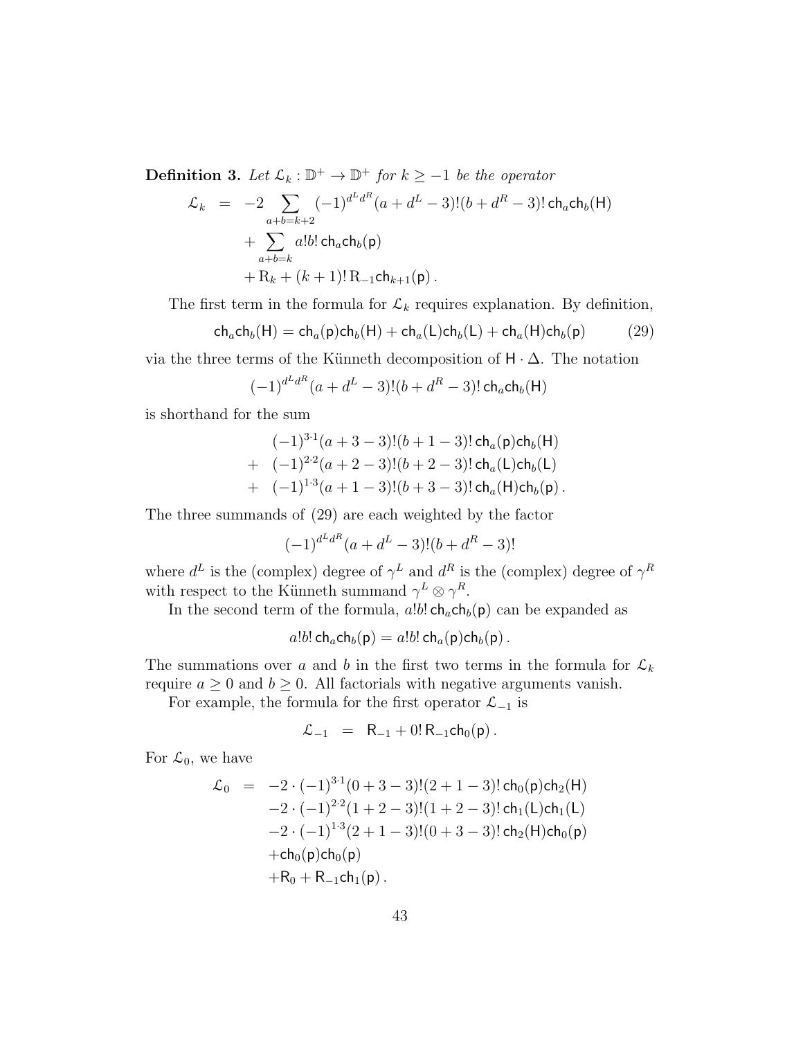**Definition 3.** *Let $\mathcal{L}_k : \mathbb{D}^+ \to \mathbb{D}^+$ for $k \geq -1$ be the operator*

$$
\begin{aligned}
\mathcal{L}_k \;\; = \;\; & -2 \sum_{a+b=k+2} (-1)^{d^L d^R} (a + d^L - 3)!(b + d^R - 3)! \, \mathsf{ch}_a \mathsf{ch}_b(\mathsf{H}) \\
& + \sum_{a+b=k} a!b! \, \mathsf{ch}_a \mathsf{ch}_b(\mathsf{p}) \\
& + \mathrm{R}_k + (k+1)! \, \mathrm{R}_{-1} \mathsf{ch}_{k+1}(\mathsf{p}) \, .
\end{aligned}
$$

The first term in the formula for $\mathcal{L}_k$ requires explanation. By definition,

$$
\mathsf{ch}_a \mathsf{ch}_b(\mathsf{H}) = \mathsf{ch}_a(\mathsf{p}) \mathsf{ch}_b(\mathsf{H}) + \mathsf{ch}_a(\mathsf{L}) \mathsf{ch}_b(\mathsf{L}) + \mathsf{ch}_a(\mathsf{H}) \mathsf{ch}_b(\mathsf{p}) \tag{29}
$$

via the three terms of the Künneth decomposition of $\mathsf{H} \cdot \Delta$. The notation

$$
(-1)^{d^L d^R} (a + d^L - 3)!(b + d^R - 3)! \, \mathsf{ch}_a \mathsf{ch}_b(\mathsf{H})
$$

is shorthand for the sum

$$
\begin{aligned}
& (-1)^{3 \cdot 1} (a + 3 - 3)!(b + 1 - 3)! \, \mathsf{ch}_a(\mathsf{p}) \mathsf{ch}_b(\mathsf{H}) \\
+ \;\; & (-1)^{2 \cdot 2} (a + 2 - 3)!(b + 2 - 3)! \, \mathsf{ch}_a(\mathsf{L}) \mathsf{ch}_b(\mathsf{L}) \\
+ \;\; & (-1)^{1 \cdot 3} (a + 1 - 3)!(b + 3 - 3)! \, \mathsf{ch}_a(\mathsf{H}) \mathsf{ch}_b(\mathsf{p}) \, .
\end{aligned}
$$

The three summands of (29) are each weighted by the factor

$$
(-1)^{d^L d^R} (a + d^L - 3)!(b + d^R - 3)!
$$

where $d^L$ is the (complex) degree of $\gamma^L$ and $d^R$ is the (complex) degree of $\gamma^R$ with respect to the Künneth summand $\gamma^L \otimes \gamma^R$.

In the second term of the formula, $a!b! \, \mathsf{ch}_a \mathsf{ch}_b(\mathsf{p})$ can be expanded as

$$
a!b! \, \mathsf{ch}_a \mathsf{ch}_b(\mathsf{p}) = a!b! \, \mathsf{ch}_a(\mathsf{p}) \mathsf{ch}_b(\mathsf{p}) \, .
$$

The summations over $a$ and $b$ in the first two terms in the formula for $\mathcal{L}_k$ require $a \geq 0$ and $b \geq 0$. All factorials with negative arguments vanish.

For example, the formula for the first operator $\mathcal{L}_{-1}$ is

$$
\mathcal{L}_{-1} \;\; = \;\; \mathsf{R}_{-1} + 0! \, \mathsf{R}_{-1} \mathsf{ch}_0(\mathsf{p}) \, .
$$

For $\mathcal{L}_0$, we have

$$
\begin{aligned}
\mathcal{L}_0 \;\; = \;\; & -2 \cdot (-1)^{3 \cdot 1} (0 + 3 - 3)!(2 + 1 - 3)! \, \mathsf{ch}_0(\mathsf{p}) \mathsf{ch}_2(\mathsf{H}) \\
& -2 \cdot (-1)^{2 \cdot 2} (1 + 2 - 3)!(1 + 2 - 3)! \, \mathsf{ch}_1(\mathsf{L}) \mathsf{ch}_1(\mathsf{L}) \\
& -2 \cdot (-1)^{1 \cdot 3} (2 + 1 - 3)!(0 + 3 - 3)! \, \mathsf{ch}_2(\mathsf{H}) \mathsf{ch}_0(\mathsf{p}) \\
& + \mathsf{ch}_0(\mathsf{p}) \mathsf{ch}_0(\mathsf{p}) \\
& + \mathsf{R}_0 + \mathsf{R}_{-1} \mathsf{ch}_1(\mathsf{p}) \, .
\end{aligned}
$$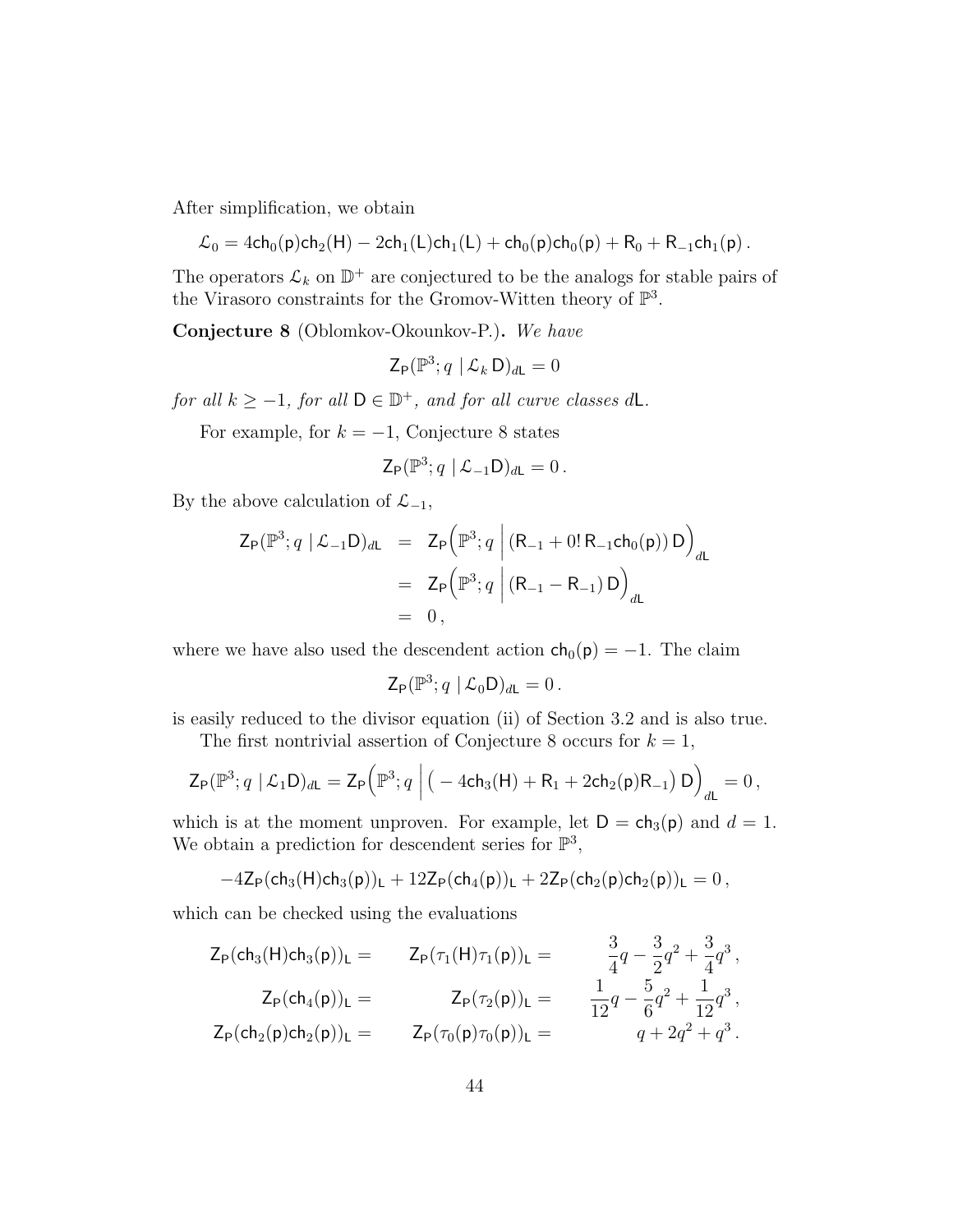After simplification, we obtain

$$\mathcal{L}_0 = 4\mathsf{ch}_0(\mathsf{p})\mathsf{ch}_2(\mathsf{H}) - 2\mathsf{ch}_1(\mathsf{L})\mathsf{ch}_1(\mathsf{L}) + \mathsf{ch}_0(\mathsf{p})\mathsf{ch}_0(\mathsf{p}) + \mathsf{R}_0 + \mathsf{R}_{-1}\mathsf{ch}_1(\mathsf{p})\,.$$

The operators $\mathcal{L}_k$ on $\mathbb{D}^+$ are conjectured to be the analogs for stable pairs of the Virasoro constraints for the Gromov-Witten theory of $\mathbb{P}^3$.

**Conjecture 8** (Oblomkov-Okounkov-P.)**.** *We have*

$$\mathsf{Z}_\mathsf{P}(\mathbb{P}^3; q \mid \mathcal{L}_k\,\mathsf{D})_{d\mathsf{L}} = 0$$

*for all $k \geq -1$, for all $\mathsf{D} \in \mathbb{D}^+$, and for all curve classes $d\mathsf{L}$.*

For example, for $k = -1$, Conjecture 8 states

$$\mathsf{Z}_\mathsf{P}(\mathbb{P}^3; q \mid \mathcal{L}_{-1}\mathsf{D})_{d\mathsf{L}} = 0\,.$$

By the above calculation of $\mathcal{L}_{-1}$,

$$\begin{aligned}
\mathsf{Z}_\mathsf{P}(\mathbb{P}^3; q \mid \mathcal{L}_{-1}\mathsf{D})_{d\mathsf{L}} &= \mathsf{Z}_\mathsf{P}\Big(\mathbb{P}^3; q \;\Big|\; (\mathsf{R}_{-1} + 0!\,\mathsf{R}_{-1}\mathsf{ch}_0(\mathsf{p}))\,\mathsf{D}\Big)_{d\mathsf{L}} \\
&= \mathsf{Z}_\mathsf{P}\Big(\mathbb{P}^3; q \;\Big|\; (\mathsf{R}_{-1} - \mathsf{R}_{-1})\,\mathsf{D}\Big)_{d\mathsf{L}} \\
&= 0\,,
\end{aligned}$$

where we have also used the descendent action $\mathsf{ch}_0(\mathsf{p}) = -1$. The claim

$$\mathsf{Z}_\mathsf{P}(\mathbb{P}^3; q \mid \mathcal{L}_0\mathsf{D})_{d\mathsf{L}} = 0\,.$$

is easily reduced to the divisor equation (ii) of Section 3.2 and is also true.

The first nontrivial assertion of Conjecture 8 occurs for $k = 1$,

$$\mathsf{Z}_\mathsf{P}(\mathbb{P}^3; q \mid \mathcal{L}_1\mathsf{D})_{d\mathsf{L}} = \mathsf{Z}_\mathsf{P}\Big(\mathbb{P}^3; q \;\Big|\; \big(-4\mathsf{ch}_3(\mathsf{H}) + \mathsf{R}_1 + 2\mathsf{ch}_2(\mathsf{p})\mathsf{R}_{-1}\big)\,\mathsf{D}\Big)_{d\mathsf{L}} = 0\,,$$

which is at the moment unproven. For example, let $\mathsf{D} = \mathsf{ch}_3(\mathsf{p})$ and $d = 1$. We obtain a prediction for descendent series for $\mathbb{P}^3$,

$$-4\mathsf{Z}_\mathsf{P}(\mathsf{ch}_3(\mathsf{H})\mathsf{ch}_3(\mathsf{p}))_\mathsf{L} + 12\mathsf{Z}_\mathsf{P}(\mathsf{ch}_4(\mathsf{p}))_\mathsf{L} + 2\mathsf{Z}_\mathsf{P}(\mathsf{ch}_2(\mathsf{p})\mathsf{ch}_2(\mathsf{p}))_\mathsf{L} = 0\,,$$

which can be checked using the evaluations

$$\begin{aligned}
\mathsf{Z}_\mathsf{P}(\mathsf{ch}_3(\mathsf{H})\mathsf{ch}_3(\mathsf{p}))_\mathsf{L} = \quad \mathsf{Z}_\mathsf{P}(\tau_1(\mathsf{H})\tau_1(\mathsf{p}))_\mathsf{L} &= \frac{3}{4}q - \frac{3}{2}q^2 + \frac{3}{4}q^3\,, \\
\mathsf{Z}_\mathsf{P}(\mathsf{ch}_4(\mathsf{p}))_\mathsf{L} = \quad \mathsf{Z}_\mathsf{P}(\tau_2(\mathsf{p}))_\mathsf{L} &= \frac{1}{12}q - \frac{5}{6}q^2 + \frac{1}{12}q^3\,, \\
\mathsf{Z}_\mathsf{P}(\mathsf{ch}_2(\mathsf{p})\mathsf{ch}_2(\mathsf{p}))_\mathsf{L} = \quad \mathsf{Z}_\mathsf{P}(\tau_0(\mathsf{p})\tau_0(\mathsf{p}))_\mathsf{L} &= q + 2q^2 + q^3\,.
\end{aligned}$$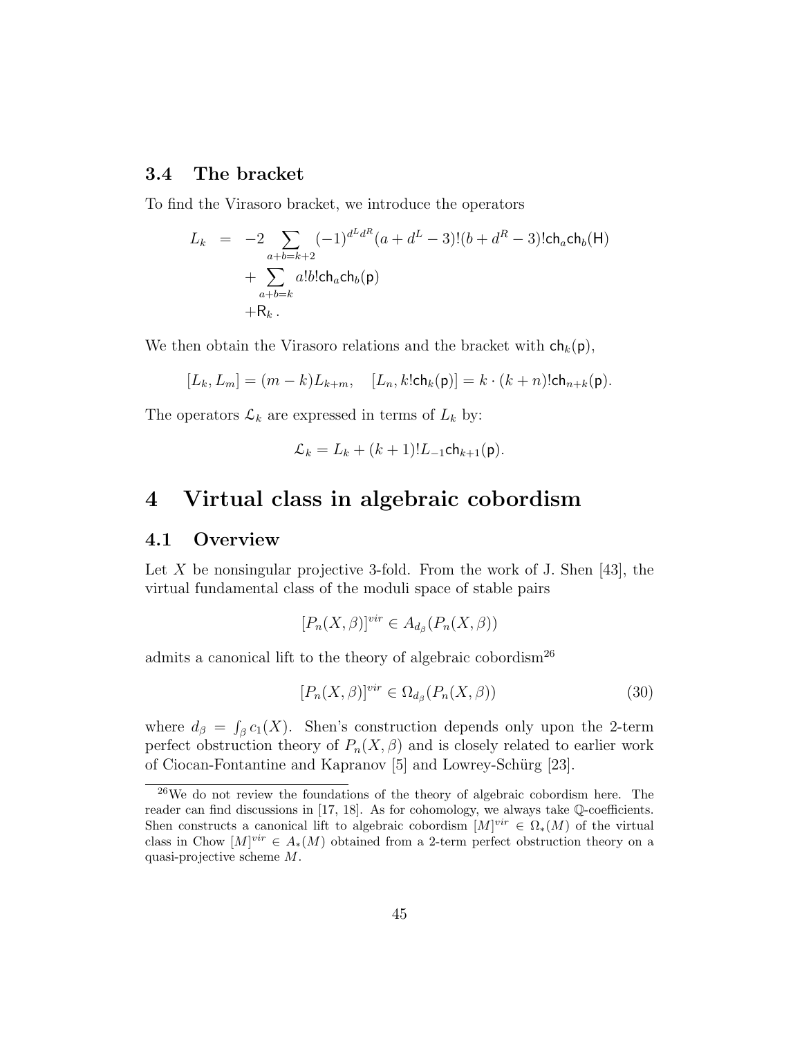### 3.4 The bracket

To find the Virasoro bracket, we introduce the operators

$$
\begin{aligned}
L_k &= -2 \sum_{a+b=k+2} (-1)^{d^L d^R} (a+d^L-3)!(b+d^R-3)! \mathsf{ch}_a \mathsf{ch}_b(\mathsf{H}) \\
&\quad + \sum_{a+b=k} a! b! \mathsf{ch}_a \mathsf{ch}_b(\mathsf{p}) \\
&\quad + \mathsf{R}_k \,.
\end{aligned}
$$

We then obtain the Virasoro relations and the bracket with $\mathsf{ch}_k(\mathsf{p})$,

$$
[L_k, L_m] = (m-k)L_{k+m}, \quad [L_n, k!\mathsf{ch}_k(\mathsf{p})] = k \cdot (k+n)! \mathsf{ch}_{n+k}(\mathsf{p}).
$$

The operators $\mathcal{L}_k$ are expressed in terms of $L_k$ by:

$$
\mathcal{L}_k = L_k + (k+1)! L_{-1} \mathsf{ch}_{k+1}(\mathsf{p}).
$$

# 4 Virtual class in algebraic cobordism

## 4.1 Overview

Let $X$ be nonsingular projective 3-fold. From the work of J. Shen [43], the virtual fundamental class of the moduli space of stable pairs

$$
[P_n(X,\beta)]^{vir} \in A_{d_\beta}(P_n(X,\beta))
$$

admits a canonical lift to the theory of algebraic cobordism[26]

$$
[P_n(X,\beta)]^{vir} \in \Omega_{d_\beta}(P_n(X,\beta)) \tag{30}
$$

where $d_\beta = \int_\beta c_1(X)$. Shen's construction depends only upon the 2-term perfect obstruction theory of $P_n(X,\beta)$ and is closely related to earlier work of Ciocan-Fontantine and Kapranov [5] and Lowrey-Schürg [23].

[26] We do not review the foundations of the theory of algebraic cobordism here. The reader can find discussions in [17, 18]. As for cohomology, we always take $\mathbb{Q}$-coefficients. Shen constructs a canonical lift to algebraic cobordism $[M]^{vir} \in \Omega_*(M)$ of the virtual class in Chow $[M]^{vir} \in A_*(M)$ obtained from a 2-term perfect obstruction theory on a quasi-projective scheme $M$.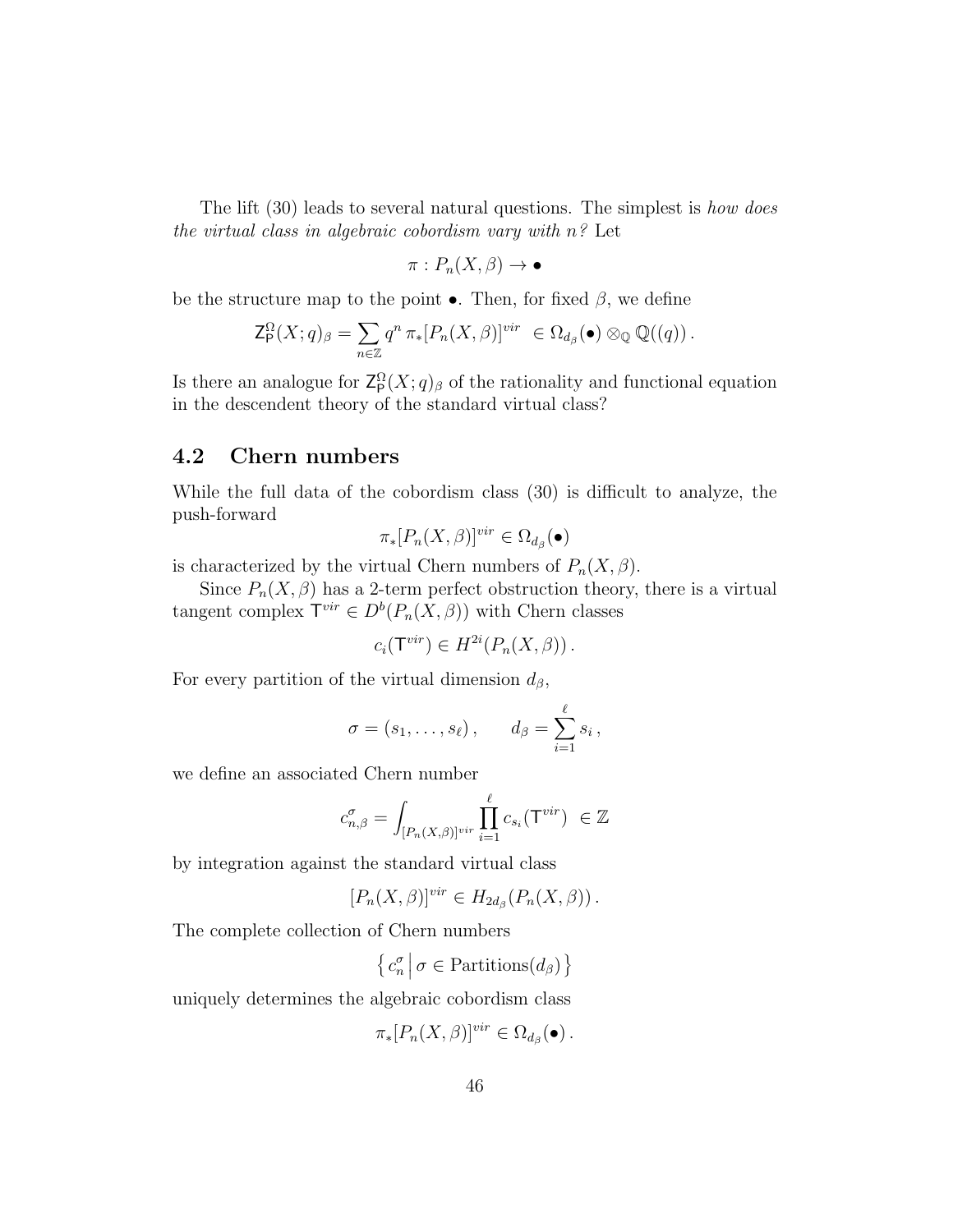The lift (30) leads to several natural questions. The simplest is *how does the virtual class in algebraic cobordism vary with n?* Let

$$\pi : P_n(X,\beta) \to \bullet$$

be the structure map to the point $\bullet$. Then, for fixed $\beta$, we define

$$\mathsf{Z}^{\Omega}_{\mathsf{P}}(X;q)_\beta = \sum_{n\in\mathbb{Z}} q^n \, \pi_*[P_n(X,\beta)]^{vir} \ \in \Omega_{d_\beta}(\bullet)\otimes_{\mathbb{Q}} \mathbb{Q}((q))\,.$$

Is there an analogue for $\mathsf{Z}^{\Omega}_{\mathsf{P}}(X;q)_\beta$ of the rationality and functional equation in the descendent theory of the standard virtual class?

## 4.2 Chern numbers

While the full data of the cobordism class (30) is difficult to analyze, the push-forward

$$\pi_*[P_n(X,\beta)]^{vir} \in \Omega_{d_\beta}(\bullet)$$

is characterized by the virtual Chern numbers of $P_n(X,\beta)$.

Since $P_n(X,\beta)$ has a 2-term perfect obstruction theory, there is a virtual tangent complex $\mathsf{T}^{vir} \in D^b(P_n(X,\beta))$ with Chern classes

$$c_i(\mathsf{T}^{vir}) \in H^{2i}(P_n(X,\beta))\,.$$

For every partition of the virtual dimension $d_\beta$,

$$\sigma = (s_1,\ldots,s_\ell)\,, \qquad d_\beta = \sum_{i=1}^{\ell} s_i\,,$$

we define an associated Chern number

$$c^{\sigma}_{n,\beta} = \int_{[P_n(X,\beta)]^{vir}} \prod_{i=1}^{\ell} c_{s_i}(\mathsf{T}^{vir}) \ \in \mathbb{Z}$$

by integration against the standard virtual class

$$[P_n(X,\beta)]^{vir} \in H_{2d_\beta}(P_n(X,\beta))\,.$$

The complete collection of Chern numbers

$$\left\{ c^{\sigma}_n \,\middle|\, \sigma \in \text{Partitions}(d_\beta) \right\}$$

uniquely determines the algebraic cobordism class

$$\pi_*[P_n(X,\beta)]^{vir} \in \Omega_{d_\beta}(\bullet)\,.$$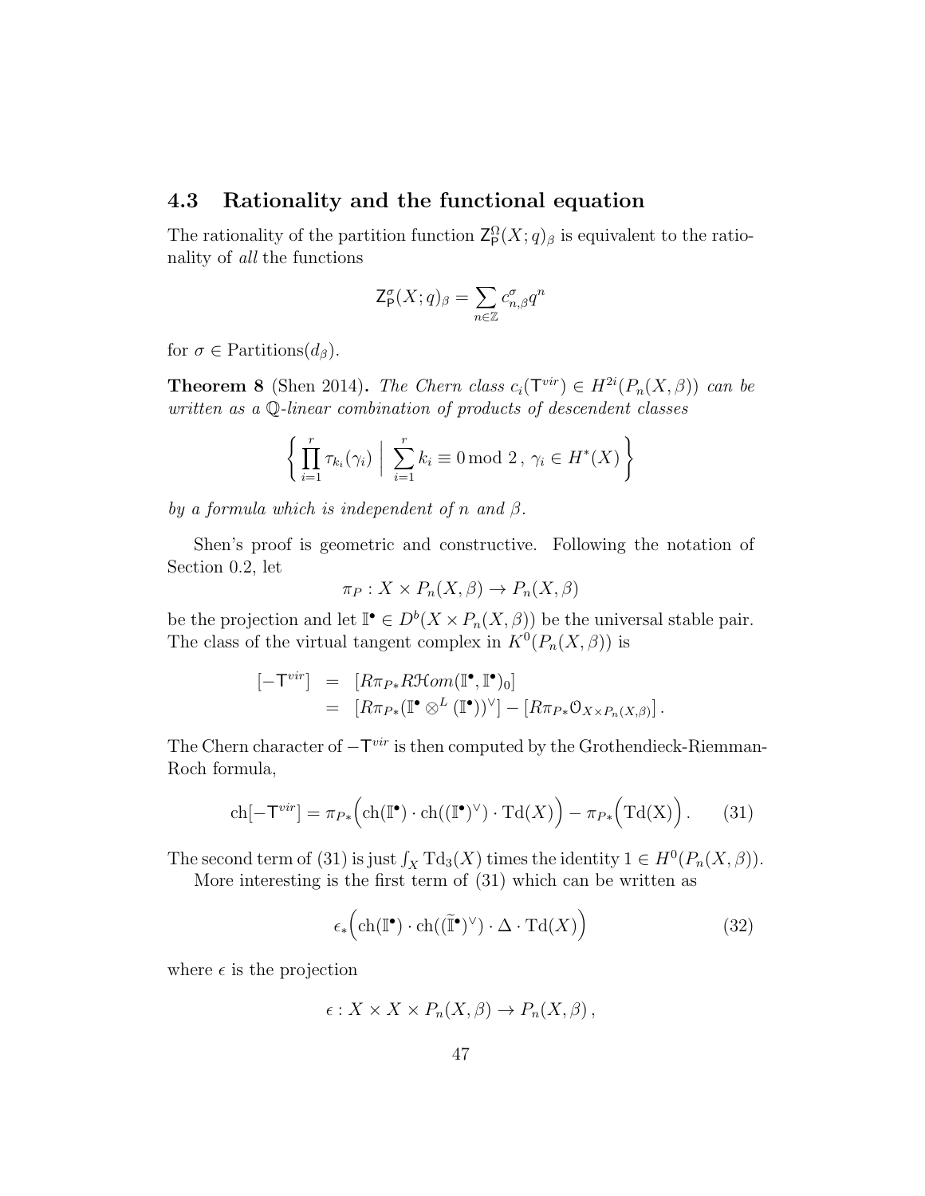## 4.3 Rationality and the functional equation

The rationality of the partition function $\mathsf{Z}_{\mathsf{P}}^{\Omega}(X;q)_\beta$ is equivalent to the rationality of *all* the functions

$$\mathsf{Z}_{\mathsf{P}}^{\sigma}(X;q)_\beta = \sum_{n\in\mathbb{Z}} c_{n,\beta}^{\sigma} q^n$$

for $\sigma \in \text{Partitions}(d_\beta)$.

**Theorem 8** (Shen 2014)**.** *The Chern class $c_i(\mathsf{T}^{vir}) \in H^{2i}(P_n(X,\beta))$ can be written as a $\mathbb{Q}$-linear combination of products of descendent classes*

$$\left\{ \prod_{i=1}^{r} \tau_{k_i}(\gamma_i) \;\middle|\; \sum_{i=1}^{r} k_i \equiv 0 \bmod 2\,,\; \gamma_i \in H^*(X) \right\}$$

*by a formula which is independent of $n$ and $\beta$.*

Shen's proof is geometric and constructive. Following the notation of Section 0.2, let

$$\pi_P : X \times P_n(X,\beta) \to P_n(X,\beta)$$

be the projection and let $\mathbb{I}^\bullet \in D^b(X \times P_n(X,\beta))$ be the universal stable pair. The class of the virtual tangent complex in $K^0(P_n(X,\beta))$ is

$$\begin{aligned}
[-\mathsf{T}^{vir}] &= [R\pi_{P*} R\mathcal{H}om(\mathbb{I}^\bullet, \mathbb{I}^\bullet)_0] \\
&= [R\pi_{P*}(\mathbb{I}^\bullet \otimes^L (\mathbb{I}^\bullet))^\vee] - [R\pi_{P*}\mathcal{O}_{X\times P_n(X,\beta)}]\,.
\end{aligned}$$

The Chern character of $-\mathsf{T}^{vir}$ is then computed by the Grothendieck-Riemman-Roch formula,

$$\text{ch}[-\mathsf{T}^{vir}] = \pi_{P*}\Big(\text{ch}(\mathbb{I}^\bullet)\cdot \text{ch}((\mathbb{I}^\bullet)^\vee)\cdot \text{Td}(X)\Big) - \pi_{P*}\Big(\text{Td(X)}\Big)\,. \tag{31}$$

The second term of (31) is just $\int_X \text{Td}_3(X)$ times the identity $1 \in H^0(P_n(X,\beta))$.

More interesting is the first term of (31) which can be written as

$$\epsilon_*\Big(\text{ch}(\mathbb{I}^\bullet)\cdot \text{ch}((\widetilde{\mathbb{I}}^\bullet)^\vee)\cdot \Delta \cdot \text{Td}(X)\Big) \tag{32}$$

where $\epsilon$ is the projection

$$\epsilon : X \times X \times P_n(X,\beta) \to P_n(X,\beta)\,,$$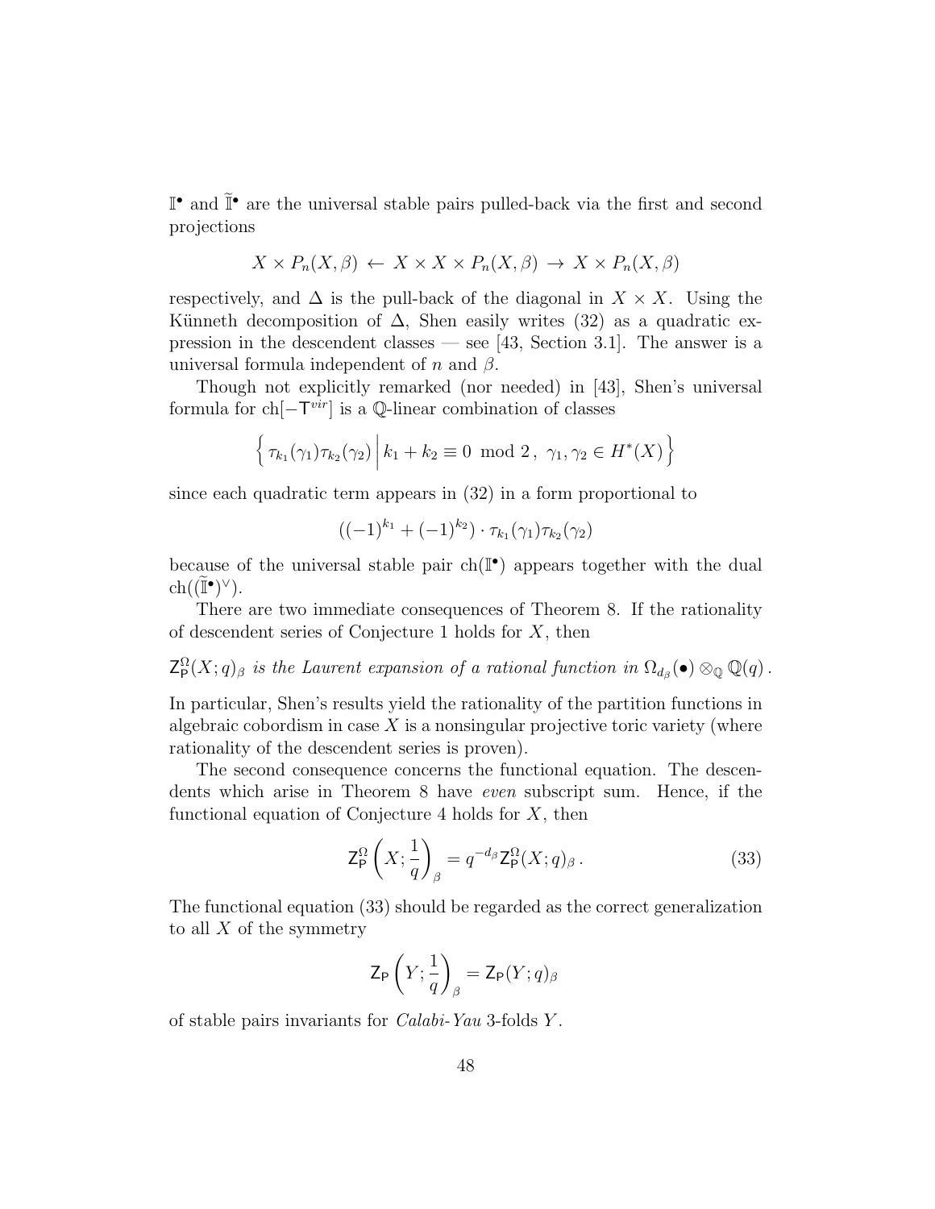$\mathbb{I}^\bullet$ and $\widetilde{\mathbb{I}}^\bullet$ are the universal stable pairs pulled-back via the first and second projections

$$X \times P_n(X,\beta) \leftarrow X \times X \times P_n(X,\beta) \rightarrow X \times P_n(X,\beta)$$

respectively, and $\Delta$ is the pull-back of the diagonal in $X \times X$. Using the Künneth decomposition of $\Delta$, Shen easily writes (32) as a quadratic expression in the descendent classes — see [43, Section 3.1]. The answer is a universal formula independent of $n$ and $\beta$.

Though not explicitly remarked (nor needed) in [43], Shen's universal formula for $\mathrm{ch}[-\mathsf{T}^{vir}]$ is a $\mathbb{Q}$-linear combination of classes

$$\Big\{ \tau_{k_1}(\gamma_1)\tau_{k_2}(\gamma_2) \,\Big|\, k_1 + k_2 \equiv 0 \mod 2\,,\ \gamma_1, \gamma_2 \in H^*(X) \Big\}$$

since each quadratic term appears in (32) in a form proportional to

$$((-1)^{k_1} + (-1)^{k_2}) \cdot \tau_{k_1}(\gamma_1)\tau_{k_2}(\gamma_2)$$

because of the universal stable pair $\mathrm{ch}(\mathbb{I}^\bullet)$ appears together with the dual $\mathrm{ch}((\widetilde{\mathbb{I}}^\bullet)^\vee)$.

There are two immediate consequences of Theorem 8. If the rationality of descendent series of Conjecture 1 holds for $X$, then

$\mathsf{Z}^\Omega_\mathsf{P}(X;q)_\beta$ *is the Laurent expansion of a rational function in* $\Omega_{d_\beta}(\bullet) \otimes_\mathbb{Q} \mathbb{Q}(q)$.

In particular, Shen's results yield the rationality of the partition functions in algebraic cobordism in case $X$ is a nonsingular projective toric variety (where rationality of the descendent series is proven).

The second consequence concerns the functional equation. The descendents which arise in Theorem 8 have *even* subscript sum. Hence, if the functional equation of Conjecture 4 holds for $X$, then

$$\mathsf{Z}^\Omega_\mathsf{P}\left(X;\frac{1}{q}\right)_\beta = q^{-d_\beta}\mathsf{Z}^\Omega_\mathsf{P}(X;q)_\beta\,. \tag{33}$$

The functional equation (33) should be regarded as the correct generalization to all $X$ of the symmetry

$$\mathsf{Z}_\mathsf{P}\left(Y;\frac{1}{q}\right)_\beta = \mathsf{Z}_\mathsf{P}(Y;q)_\beta$$

of stable pairs invariants for *Calabi-Yau* 3-folds $Y$.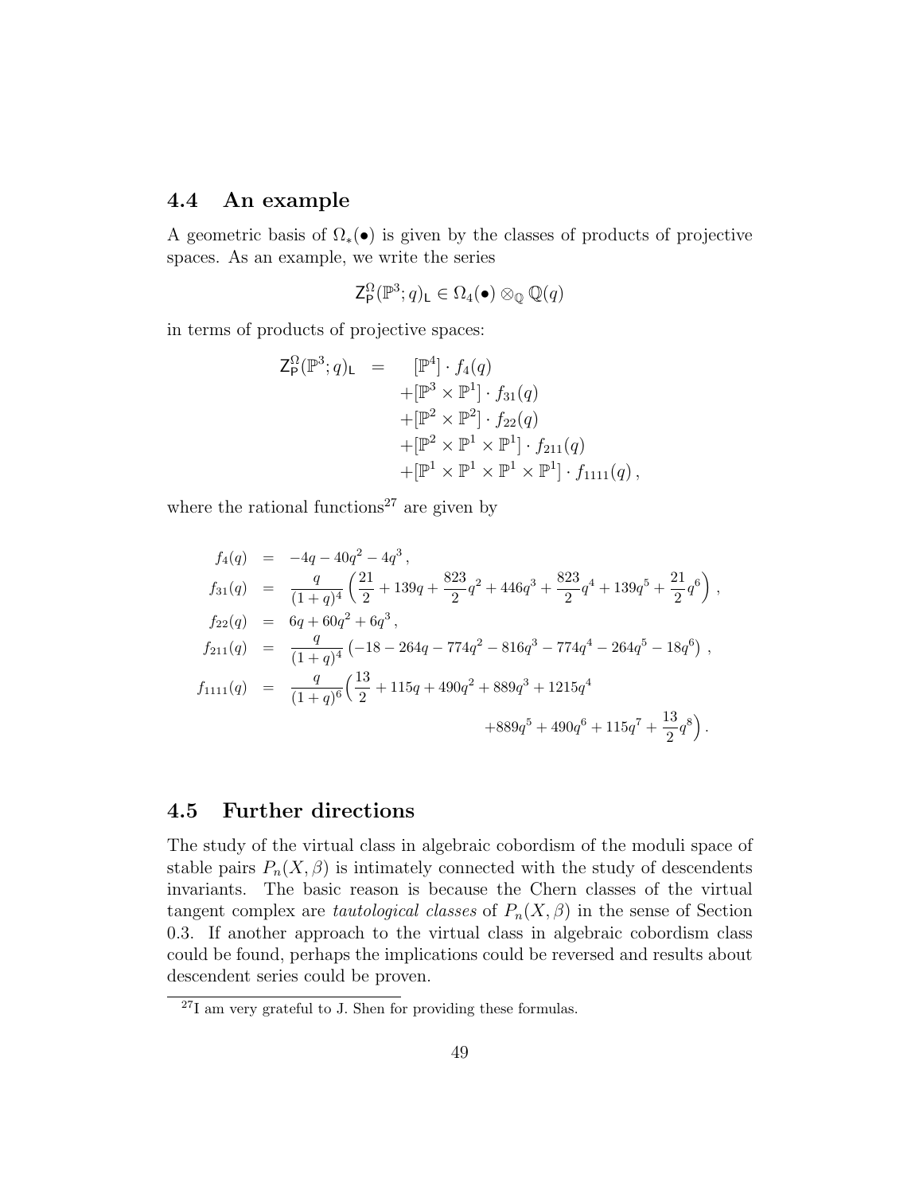## 4.4 An example

A geometric basis of $\Omega_*(\bullet)$ is given by the classes of products of projective spaces. As an example, we write the series

$$\mathsf{Z}^{\Omega}_{\mathsf{P}}(\mathbb{P}^3; q)_{\mathsf{L}} \in \Omega_4(\bullet) \otimes_{\mathbb{Q}} \mathbb{Q}(q)$$

in terms of products of projective spaces:

$$\begin{aligned}
\mathsf{Z}^{\Omega}_{\mathsf{P}}(\mathbb{P}^3; q)_{\mathsf{L}} \quad = \quad & [\mathbb{P}^4] \cdot f_4(q) \\
& + [\mathbb{P}^3 \times \mathbb{P}^1] \cdot f_{31}(q) \\
& + [\mathbb{P}^2 \times \mathbb{P}^2] \cdot f_{22}(q) \\
& + [\mathbb{P}^2 \times \mathbb{P}^1 \times \mathbb{P}^1] \cdot f_{211}(q) \\
& + [\mathbb{P}^1 \times \mathbb{P}^1 \times \mathbb{P}^1 \times \mathbb{P}^1] \cdot f_{1111}(q) \,,
\end{aligned}$$

where the rational functions[27] are given by

$$\begin{aligned}
f_4(q) &= -4q - 40q^2 - 4q^3 \,, \\
f_{31}(q) &= \frac{q}{(1+q)^4} \left( \frac{21}{2} + 139q + \frac{823}{2} q^2 + 446q^3 + \frac{823}{2} q^4 + 139q^5 + \frac{21}{2} q^6 \right) , \\
f_{22}(q) &= 6q + 60q^2 + 6q^3 \,, \\
f_{211}(q) &= \frac{q}{(1+q)^4} \left( -18 - 264q - 774q^2 - 816q^3 - 774q^4 - 264q^5 - 18q^6 \right) , \\
f_{1111}(q) &= \frac{q}{(1+q)^6} \Big( \frac{13}{2} + 115q + 490q^2 + 889q^3 + 1215q^4 \\
& \qquad\qquad\qquad + 889q^5 + 490q^6 + 115q^7 + \frac{13}{2} q^8 \Big) \,.
\end{aligned}$$

## 4.5 Further directions

The study of the virtual class in algebraic cobordism of the moduli space of stable pairs $P_n(X, \beta)$ is intimately connected with the study of descendents invariants. The basic reason is because the Chern classes of the virtual tangent complex are *tautological classes* of $P_n(X, \beta)$ in the sense of Section 0.3. If another approach to the virtual class in algebraic cobordism class could be found, perhaps the implications could be reversed and results about descendent series could be proven.

[27] I am very grateful to J. Shen for providing these formulas.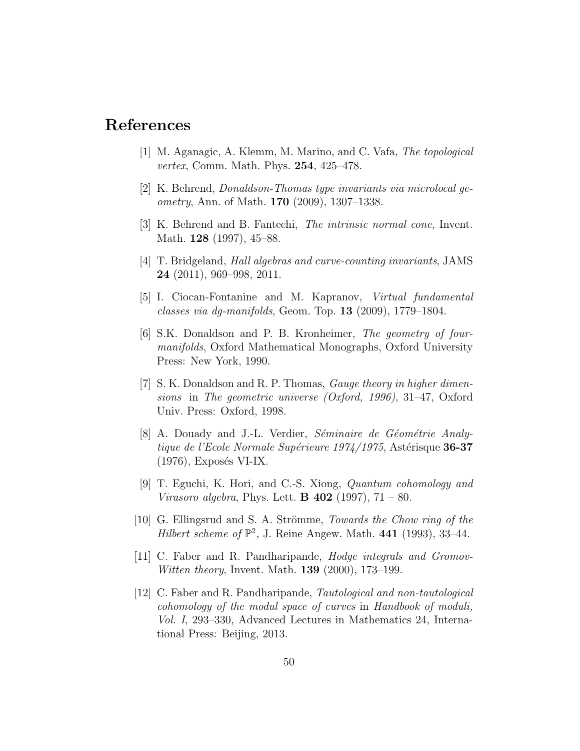# References

[1] M. Aganagic, A. Klemm, M. Marino, and C. Vafa, *The topological vertex*, Comm. Math. Phys. **254**, 425–478.

[2] K. Behrend, *Donaldson-Thomas type invariants via microlocal geometry*, Ann. of Math. **170** (2009), 1307–1338.

[3] K. Behrend and B. Fantechi, *The intrinsic normal cone,* Invent. Math. **128** (1997), 45–88.

[4] T. Bridgeland, *Hall algebras and curve-counting invariants*, JAMS **24** (2011), 969–998, 2011.

[5] I. Ciocan-Fontanine and M. Kapranov, *Virtual fundamental classes via dg-manifolds*, Geom. Top. **13** (2009), 1779–1804.

[6] S.K. Donaldson and P. B. Kronheimer, *The geometry of four-manifolds*, Oxford Mathematical Monographs, Oxford University Press: New York, 1990.

[7] S. K. Donaldson and R. P. Thomas, *Gauge theory in higher dimensions* in *The geometric universe (Oxford, 1996)*, 31–47, Oxford Univ. Press: Oxford, 1998.

[8] A. Douady and J.-L. Verdier, *Séminaire de Géométrie Analytique de l'Ecole Normale Supérieure 1974/1975*, Astérisque **36-37** (1976), Exposés VI-IX.

[9] T. Eguchi, K. Hori, and C.-S. Xiong, *Quantum cohomology and Virasoro algebra*, Phys. Lett. **B 402** (1997), 71 – 80.

[10] G. Ellingsrud and S. A. Strömme, *Towards the Chow ring of the Hilbert scheme of* $\mathbb{P}^2$, J. Reine Angew. Math. **441** (1993), 33–44.

[11] C. Faber and R. Pandharipande, *Hodge integrals and Gromov-Witten theory*, Invent. Math. **139** (2000), 173–199.

[12] C. Faber and R. Pandharipande, *Tautological and non-tautological cohomology of the modul space of curves* in *Handbook of moduli, Vol. I*, 293–330, Advanced Lectures in Mathematics 24, International Press: Beijing, 2013.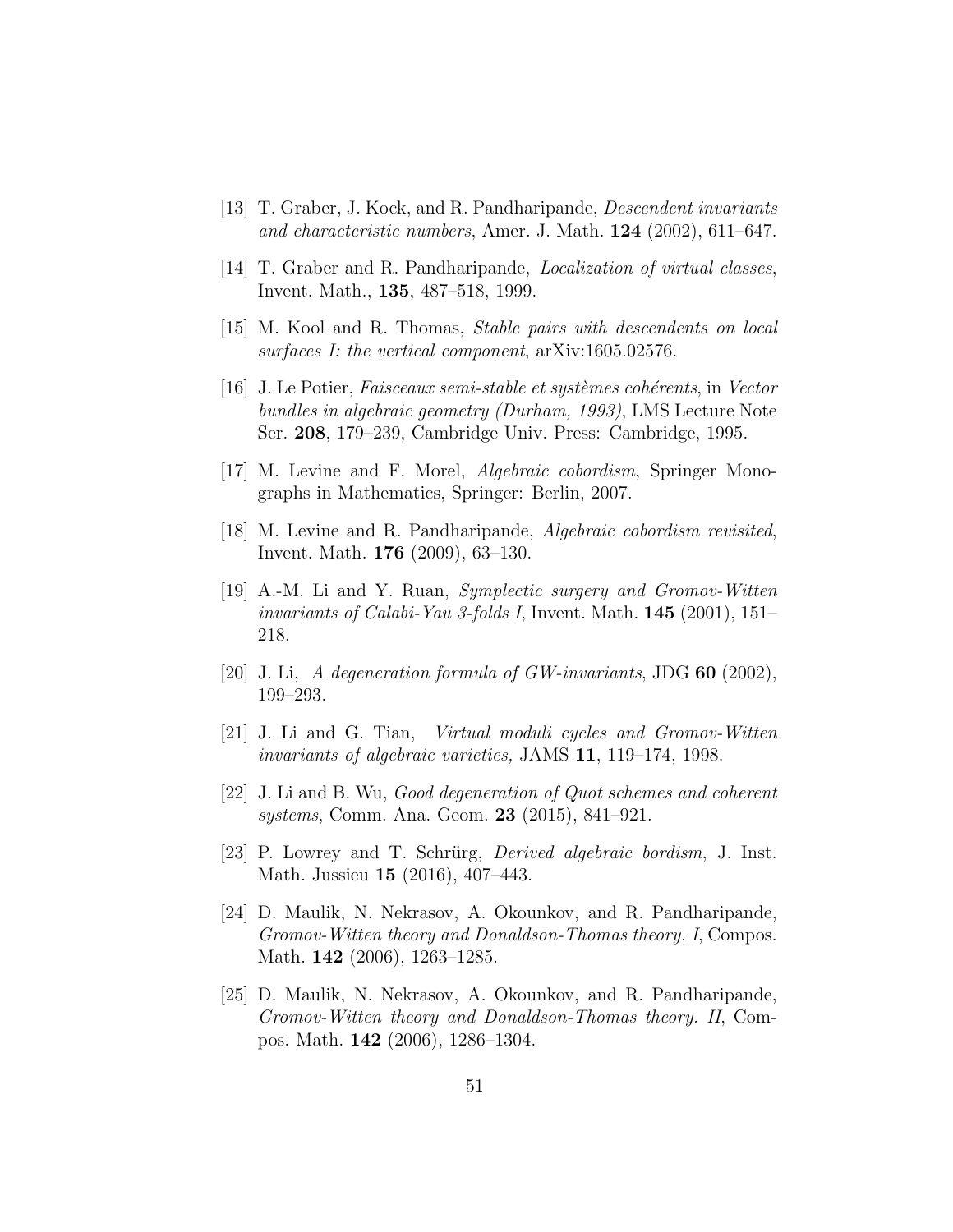[13] T. Graber, J. Kock, and R. Pandharipande, *Descendent invariants and characteristic numbers*, Amer. J. Math. **124** (2002), 611–647.

[14] T. Graber and R. Pandharipande, *Localization of virtual classes*, Invent. Math., **135**, 487–518, 1999.

[15] M. Kool and R. Thomas, *Stable pairs with descendents on local surfaces I: the vertical component*, arXiv:1605.02576.

[16] J. Le Potier, *Faisceaux semi-stable et systèmes cohérents*, in *Vector bundles in algebraic geometry (Durham, 1993)*, LMS Lecture Note Ser. **208**, 179–239, Cambridge Univ. Press: Cambridge, 1995.

[17] M. Levine and F. Morel, *Algebraic cobordism*, Springer Monographs in Mathematics, Springer: Berlin, 2007.

[18] M. Levine and R. Pandharipande, *Algebraic cobordism revisited*, Invent. Math. **176** (2009), 63–130.

[19] A.-M. Li and Y. Ruan, *Symplectic surgery and Gromov-Witten invariants of Calabi-Yau 3-folds I*, Invent. Math. **145** (2001), 151–218.

[20] J. Li, *A degeneration formula of GW-invariants*, JDG **60** (2002), 199–293.

[21] J. Li and G. Tian, *Virtual moduli cycles and Gromov-Witten invariants of algebraic varieties,* JAMS **11**, 119–174, 1998.

[22] J. Li and B. Wu, *Good degeneration of Quot schemes and coherent systems*, Comm. Ana. Geom. **23** (2015), 841–921.

[23] P. Lowrey and T. Schrürg, *Derived algebraic bordism*, J. Inst. Math. Jussieu **15** (2016), 407–443.

[24] D. Maulik, N. Nekrasov, A. Okounkov, and R. Pandharipande, *Gromov-Witten theory and Donaldson-Thomas theory. I*, Compos. Math. **142** (2006), 1263–1285.

[25] D. Maulik, N. Nekrasov, A. Okounkov, and R. Pandharipande, *Gromov-Witten theory and Donaldson-Thomas theory. II*, Compos. Math. **142** (2006), 1286–1304.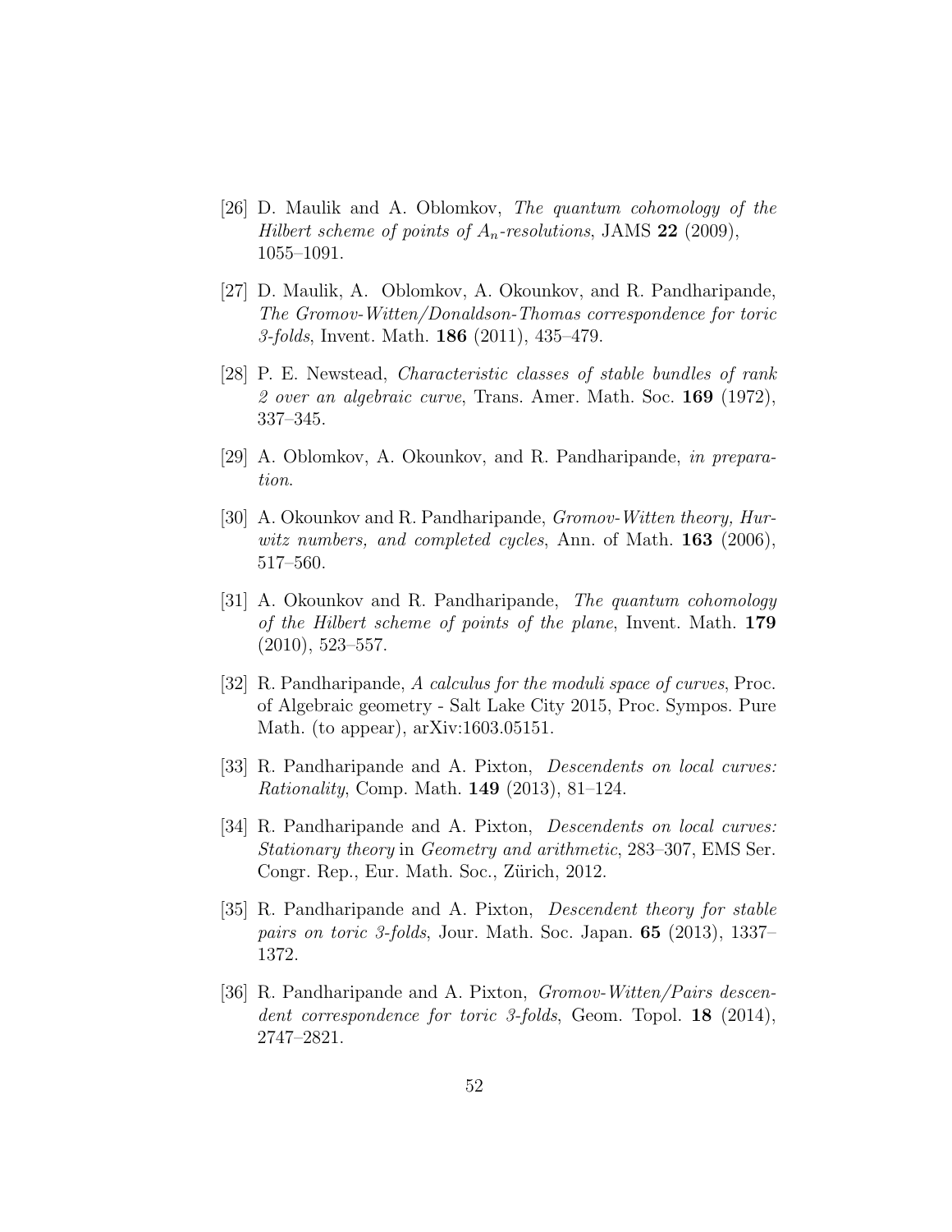[26] D. Maulik and A. Oblomkov, *The quantum cohomology of the Hilbert scheme of points of $A_n$-resolutions*, JAMS **22** (2009), 1055–1091.

[27] D. Maulik, A. Oblomkov, A. Okounkov, and R. Pandharipande, *The Gromov-Witten/Donaldson-Thomas correspondence for toric 3-folds*, Invent. Math. **186** (2011), 435–479.

[28] P. E. Newstead, *Characteristic classes of stable bundles of rank 2 over an algebraic curve*, Trans. Amer. Math. Soc. **169** (1972), 337–345.

[29] A. Oblomkov, A. Okounkov, and R. Pandharipande, *in preparation*.

[30] A. Okounkov and R. Pandharipande, *Gromov-Witten theory, Hurwitz numbers, and completed cycles*, Ann. of Math. **163** (2006), 517–560.

[31] A. Okounkov and R. Pandharipande, *The quantum cohomology of the Hilbert scheme of points of the plane*, Invent. Math. **179** (2010), 523–557.

[32] R. Pandharipande, *A calculus for the moduli space of curves*, Proc. of Algebraic geometry - Salt Lake City 2015, Proc. Sympos. Pure Math. (to appear), arXiv:1603.05151.

[33] R. Pandharipande and A. Pixton, *Descendents on local curves: Rationality*, Comp. Math. **149** (2013), 81–124.

[34] R. Pandharipande and A. Pixton, *Descendents on local curves: Stationary theory* in *Geometry and arithmetic*, 283–307, EMS Ser. Congr. Rep., Eur. Math. Soc., Zürich, 2012.

[35] R. Pandharipande and A. Pixton, *Descendent theory for stable pairs on toric 3-folds*, Jour. Math. Soc. Japan. **65** (2013), 1337–1372.

[36] R. Pandharipande and A. Pixton, *Gromov-Witten/Pairs descendent correspondence for toric 3-folds*, Geom. Topol. **18** (2014), 2747–2821.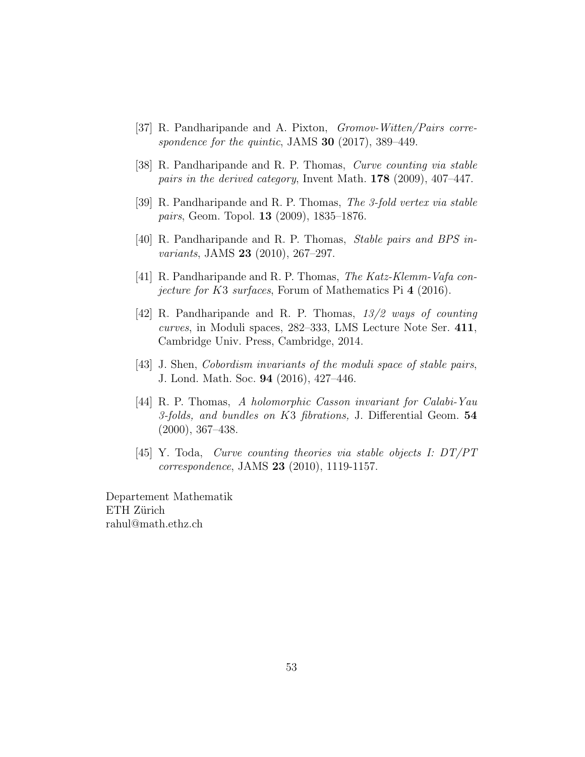[37] R. Pandharipande and A. Pixton, *Gromov-Witten/Pairs correspondence for the quintic*, JAMS **30** (2017), 389–449.

[38] R. Pandharipande and R. P. Thomas, *Curve counting via stable pairs in the derived category*, Invent Math. **178** (2009), 407–447.

[39] R. Pandharipande and R. P. Thomas, *The 3-fold vertex via stable pairs*, Geom. Topol. **13** (2009), 1835–1876.

[40] R. Pandharipande and R. P. Thomas, *Stable pairs and BPS invariants*, JAMS **23** (2010), 267–297.

[41] R. Pandharipande and R. P. Thomas, *The Katz-Klemm-Vafa conjecture for $K3$ surfaces*, Forum of Mathematics Pi **4** (2016).

[42] R. Pandharipande and R. P. Thomas, *13/2 ways of counting curves*, in Moduli spaces, 282–333, LMS Lecture Note Ser. **411**, Cambridge Univ. Press, Cambridge, 2014.

[43] J. Shen, *Cobordism invariants of the moduli space of stable pairs*, J. Lond. Math. Soc. **94** (2016), 427–446.

[44] R. P. Thomas, *A holomorphic Casson invariant for Calabi-Yau 3-folds, and bundles on $K3$ fibrations,* J. Differential Geom. **54** (2000), 367–438.

[45] Y. Toda, *Curve counting theories via stable objects I: DT/PT correspondence*, JAMS **23** (2010), 1119-1157.

Departement Mathematik
ETH Zürich
rahul@math.ethz.ch